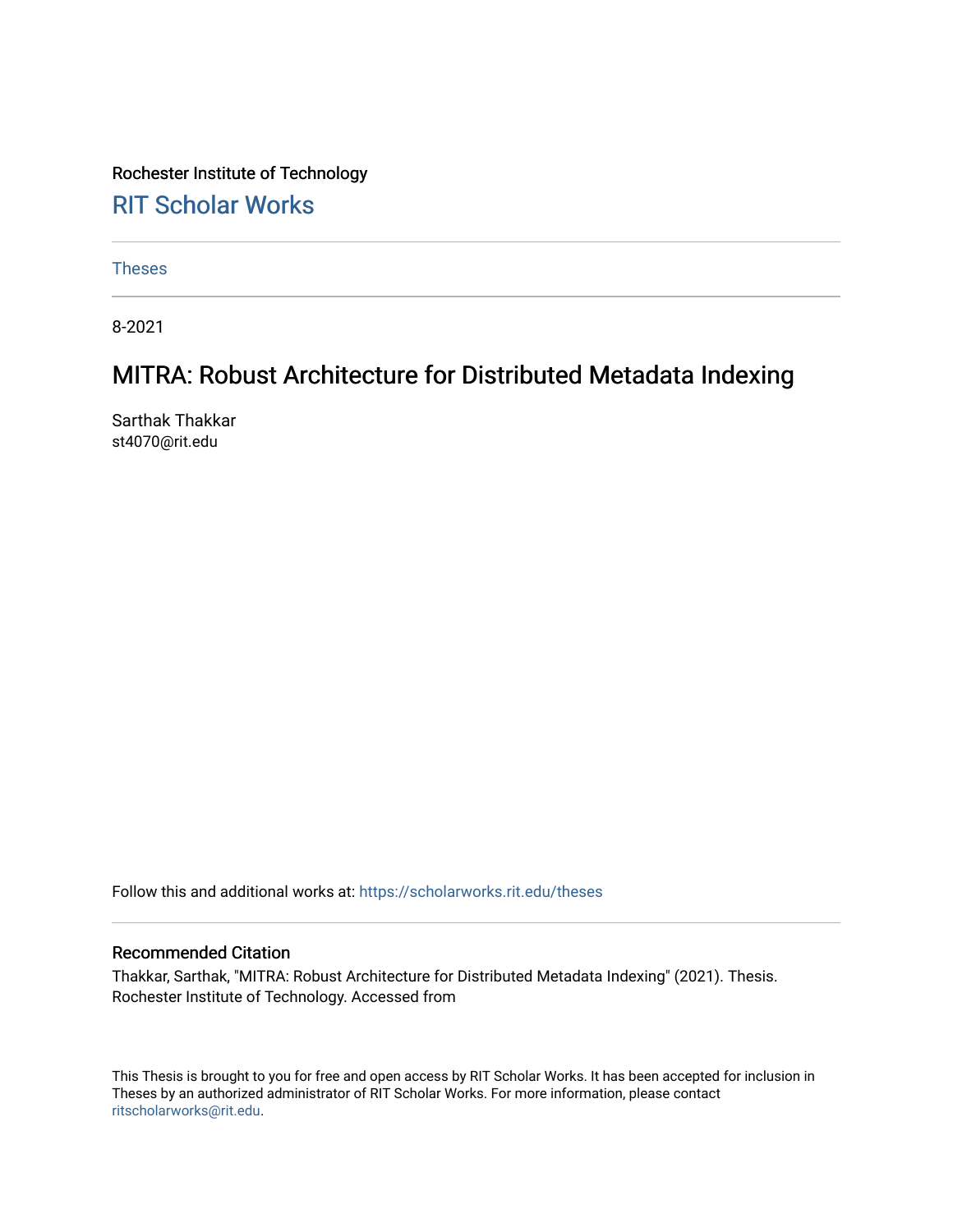Rochester Institute of Technology

## RIT Scholar Works

Theses

8-2021

# MITRA: Robust Architecture for Distributed Metadata Indexing

Sarthak Thakkar
st4070@rit.edu

Follow this and additional works at: https://scholarworks.rit.edu/theses

### Recommended Citation

Thakkar, Sarthak, "MITRA: Robust Architecture for Distributed Metadata Indexing" (2021). Thesis. Rochester Institute of Technology. Accessed from

This Thesis is brought to you for free and open access by RIT Scholar Works. It has been accepted for inclusion in Theses by an authorized administrator of RIT Scholar Works. For more information, please contact ritscholarworks@rit.edu.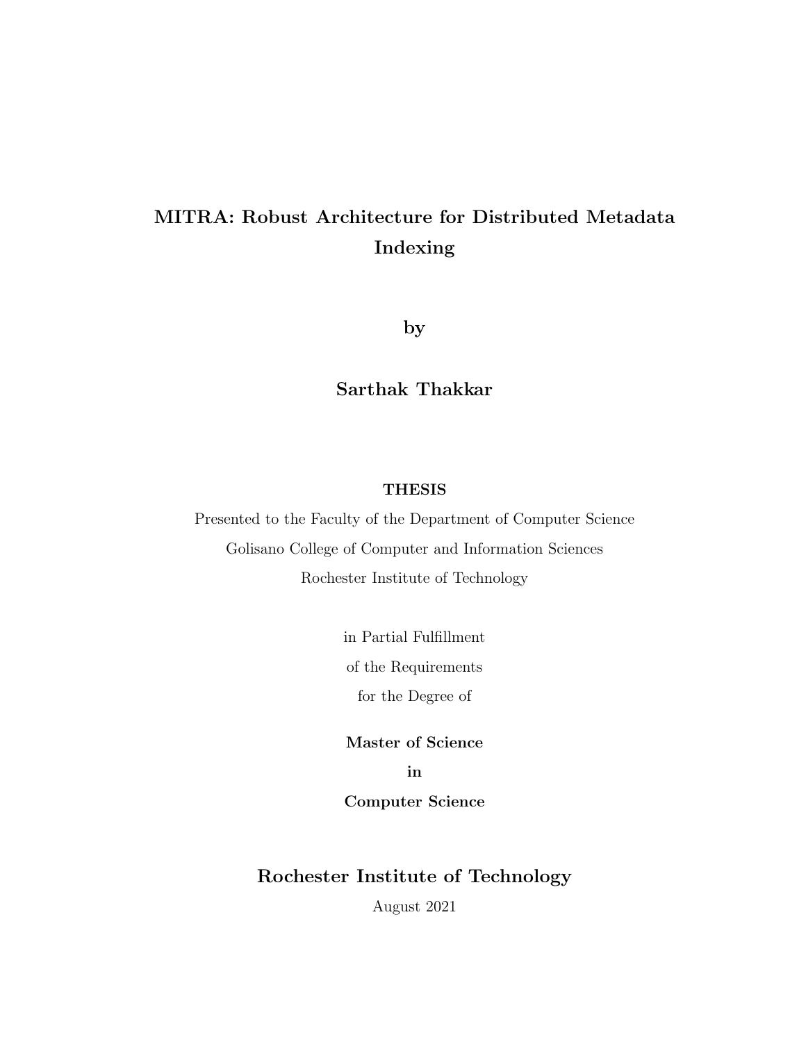# MITRA: Robust Architecture for Distributed Metadata Indexing

**by**

**Sarthak Thakkar**

**THESIS**

Presented to the Faculty of the Department of Computer Science
Golisano College of Computer and Information Sciences
Rochester Institute of Technology

in Partial Fulfillment
of the Requirements
for the Degree of

**Master of Science**
**in**
**Computer Science**

## Rochester Institute of Technology

August 2021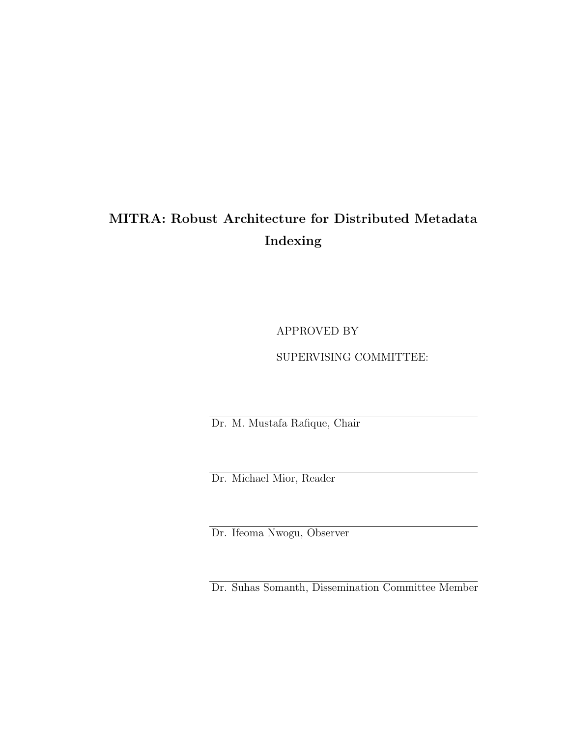**MITRA: Robust Architecture for Distributed Metadata Indexing**

APPROVED BY

SUPERVISING COMMITTEE:

Dr. M. Mustafa Rafique, Chair

Dr. Michael Mior, Reader

Dr. Ifeoma Nwogu, Observer

Dr. Suhas Somanth, Dissemination Committee Member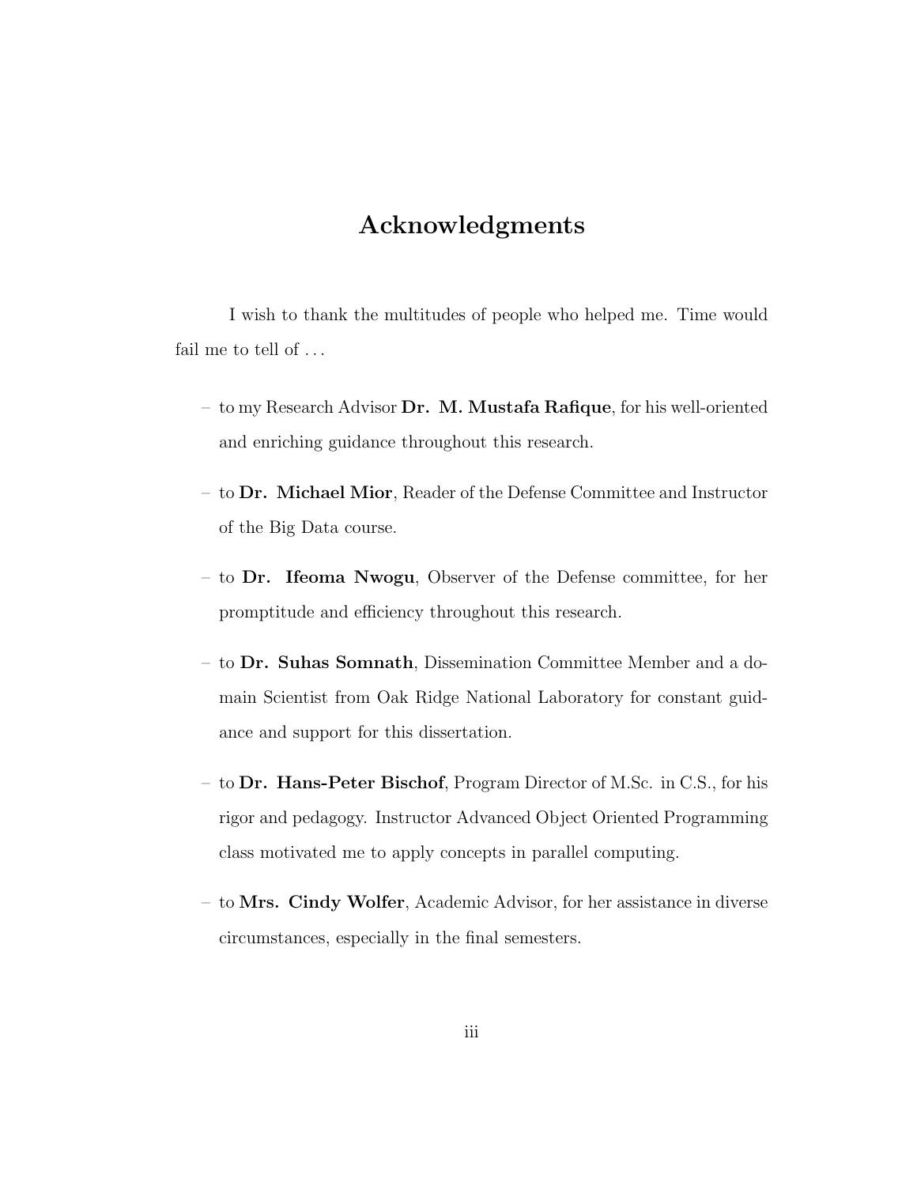# Acknowledgments

I wish to thank the multitudes of people who helped me. Time would fail me to tell of ...

- to my Research Advisor **Dr. M. Mustafa Rafique**, for his well-oriented and enriching guidance throughout this research.
- to **Dr. Michael Mior**, Reader of the Defense Committee and Instructor of the Big Data course.
- to **Dr. Ifeoma Nwogu**, Observer of the Defense committee, for her promptitude and efficiency throughout this research.
- to **Dr. Suhas Somnath**, Dissemination Committee Member and a domain Scientist from Oak Ridge National Laboratory for constant guidance and support for this dissertation.
- to **Dr. Hans-Peter Bischof**, Program Director of M.Sc. in C.S., for his rigor and pedagogy. Instructor Advanced Object Oriented Programming class motivated me to apply concepts in parallel computing.
- to **Mrs. Cindy Wolfer**, Academic Advisor, for her assistance in diverse circumstances, especially in the final semesters.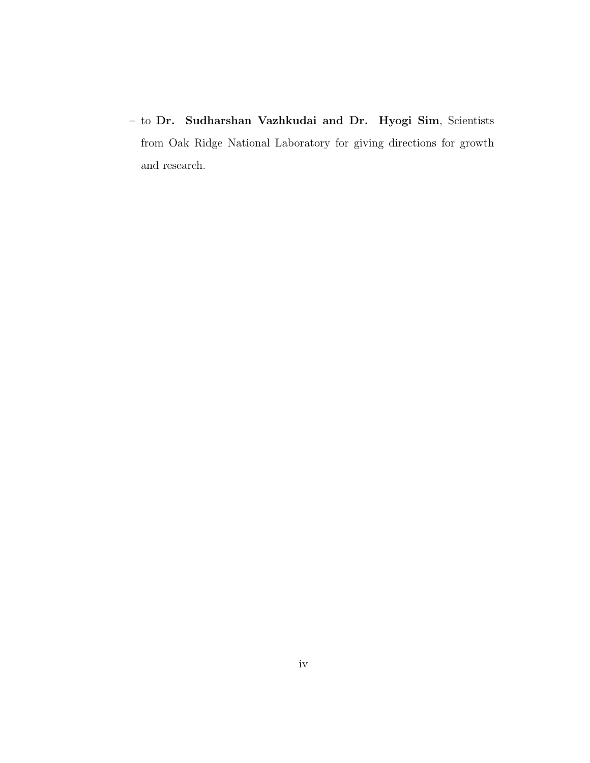– to **Dr. Sudharshan Vazhkudai and Dr. Hyogi Sim**, Scientists from Oak Ridge National Laboratory for giving directions for growth and research.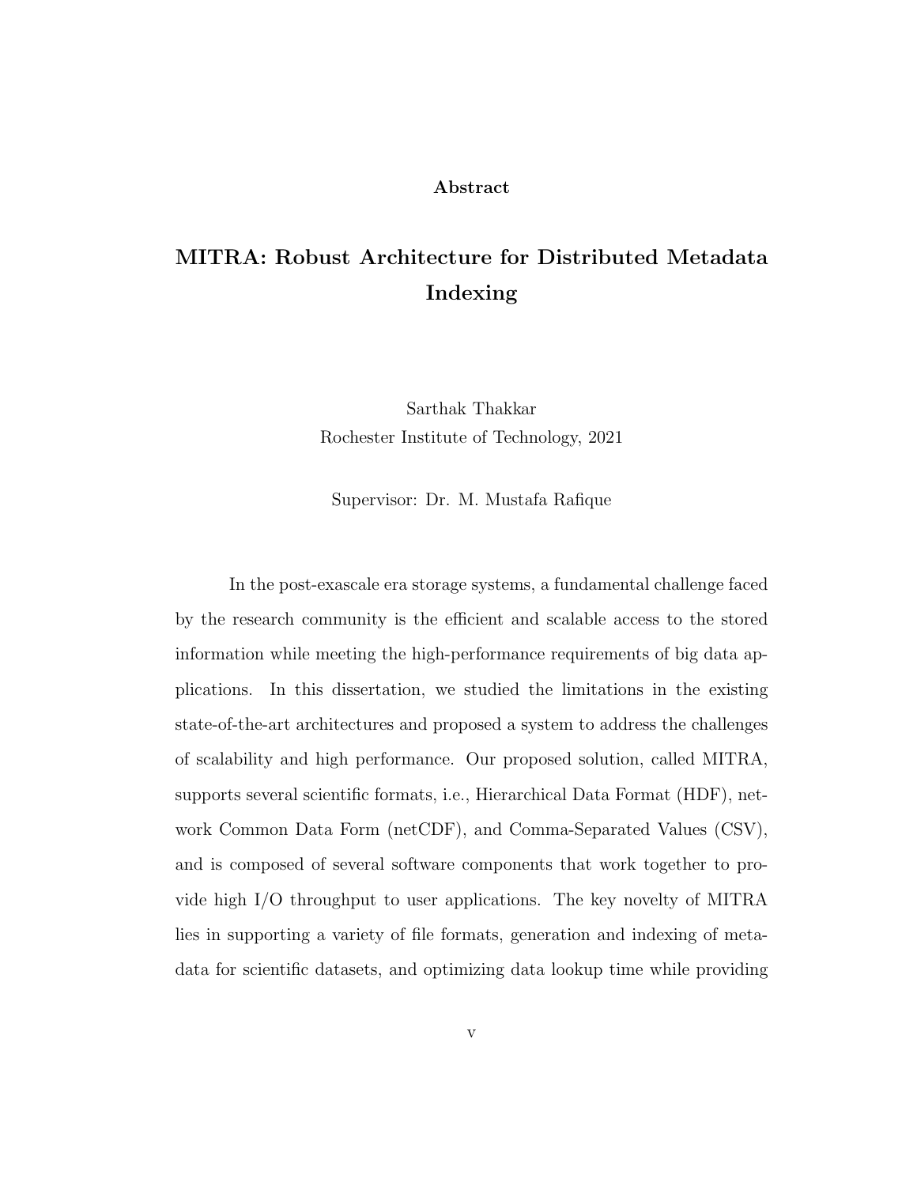## Abstract

# MITRA: Robust Architecture for Distributed Metadata Indexing

Sarthak Thakkar
Rochester Institute of Technology, 2021

Supervisor: Dr. M. Mustafa Rafique

In the post-exascale era storage systems, a fundamental challenge faced by the research community is the efficient and scalable access to the stored information while meeting the high-performance requirements of big data applications. In this dissertation, we studied the limitations in the existing state-of-the-art architectures and proposed a system to address the challenges of scalability and high performance. Our proposed solution, called MITRA, supports several scientific formats, i.e., Hierarchical Data Format (HDF), network Common Data Form (netCDF), and Comma-Separated Values (CSV), and is composed of several software components that work together to provide high I/O throughput to user applications. The key novelty of MITRA lies in supporting a variety of file formats, generation and indexing of metadata for scientific datasets, and optimizing data lookup time while providing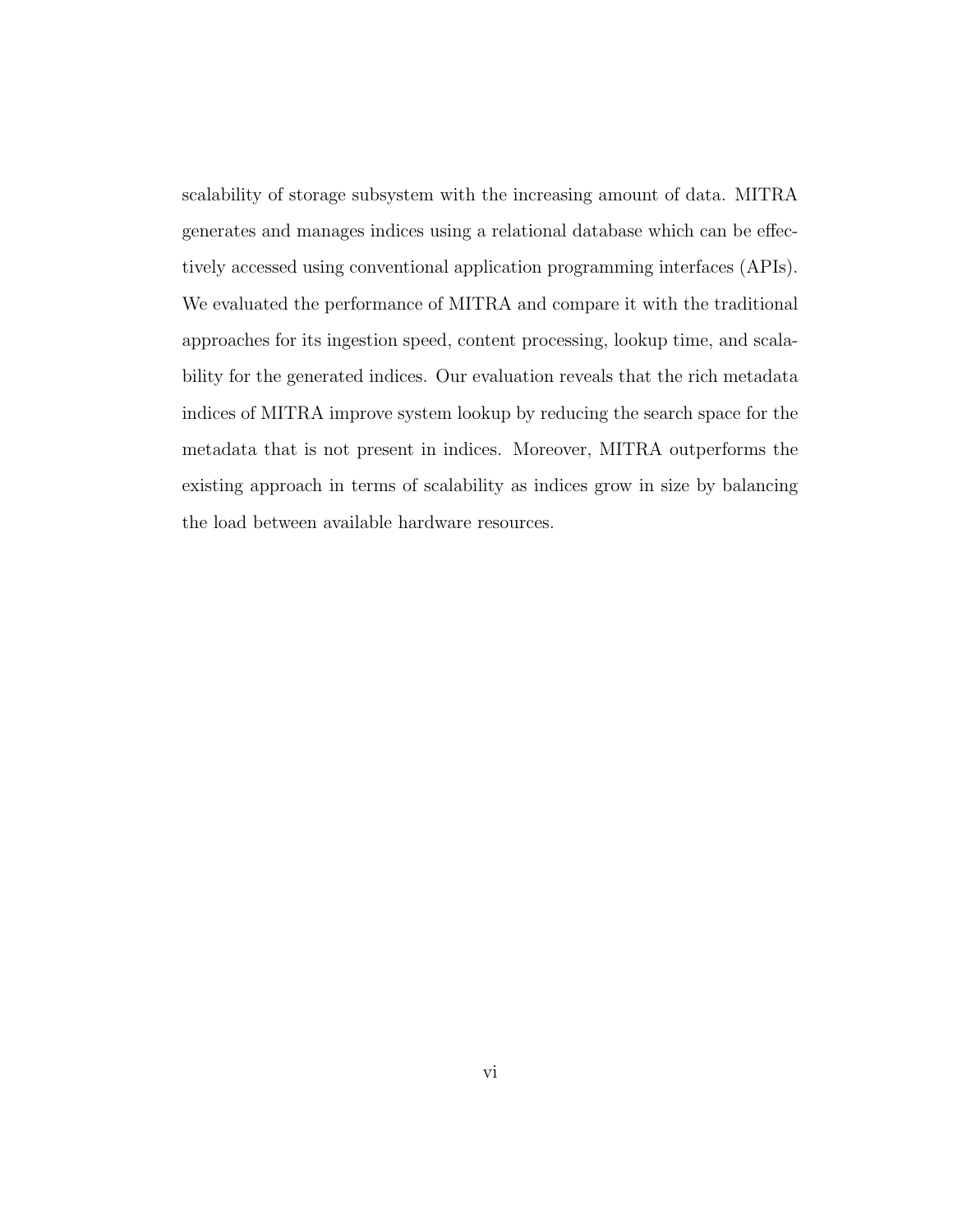scalability of storage subsystem with the increasing amount of data. MITRA generates and manages indices using a relational database which can be effectively accessed using conventional application programming interfaces (APIs). We evaluated the performance of MITRA and compare it with the traditional approaches for its ingestion speed, content processing, lookup time, and scalability for the generated indices. Our evaluation reveals that the rich metadata indices of MITRA improve system lookup by reducing the search space for the metadata that is not present in indices. Moreover, MITRA outperforms the existing approach in terms of scalability as indices grow in size by balancing the load between available hardware resources.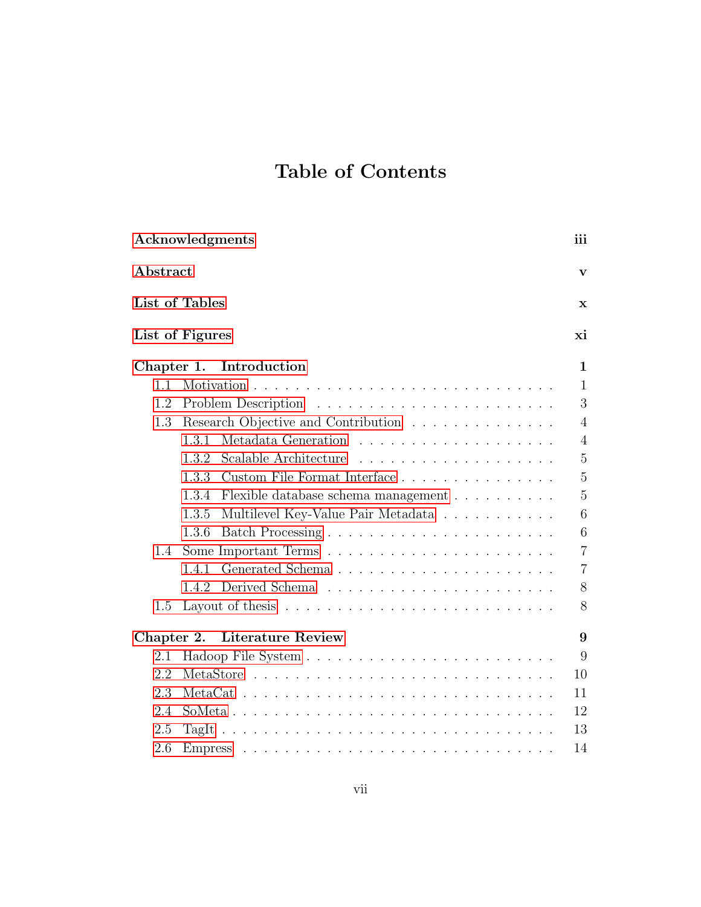# Table of Contents

| | |
|---|---|
| **Acknowledgments** | **iii** |
| **Abstract** | **v** |
| **List of Tables** | **x** |
| **List of Figures** | **xi** |
| **Chapter 1. Introduction** | **1** |
| 1.1 Motivation | 1 |
| 1.2 Problem Description | 3 |
| 1.3 Research Objective and Contribution | 4 |
| 1.3.1 Metadata Generation | 4 |
| 1.3.2 Scalable Architecture | 5 |
| 1.3.3 Custom File Format Interface | 5 |
| 1.3.4 Flexible database schema management | 5 |
| 1.3.5 Multilevel Key-Value Pair Metadata | 6 |
| 1.3.6 Batch Processing | 6 |
| 1.4 Some Important Terms | 7 |
| 1.4.1 Generated Schema | 7 |
| 1.4.2 Derived Schema | 8 |
| 1.5 Layout of thesis | 8 |
| **Chapter 2. Literature Review** | **9** |
| 2.1 Hadoop File System | 9 |
| 2.2 MetaStore | 10 |
| 2.3 MetaCat | 11 |
| 2.4 SoMeta | 12 |
| 2.5 TagIt | 13 |
| 2.6 Empress | 14 |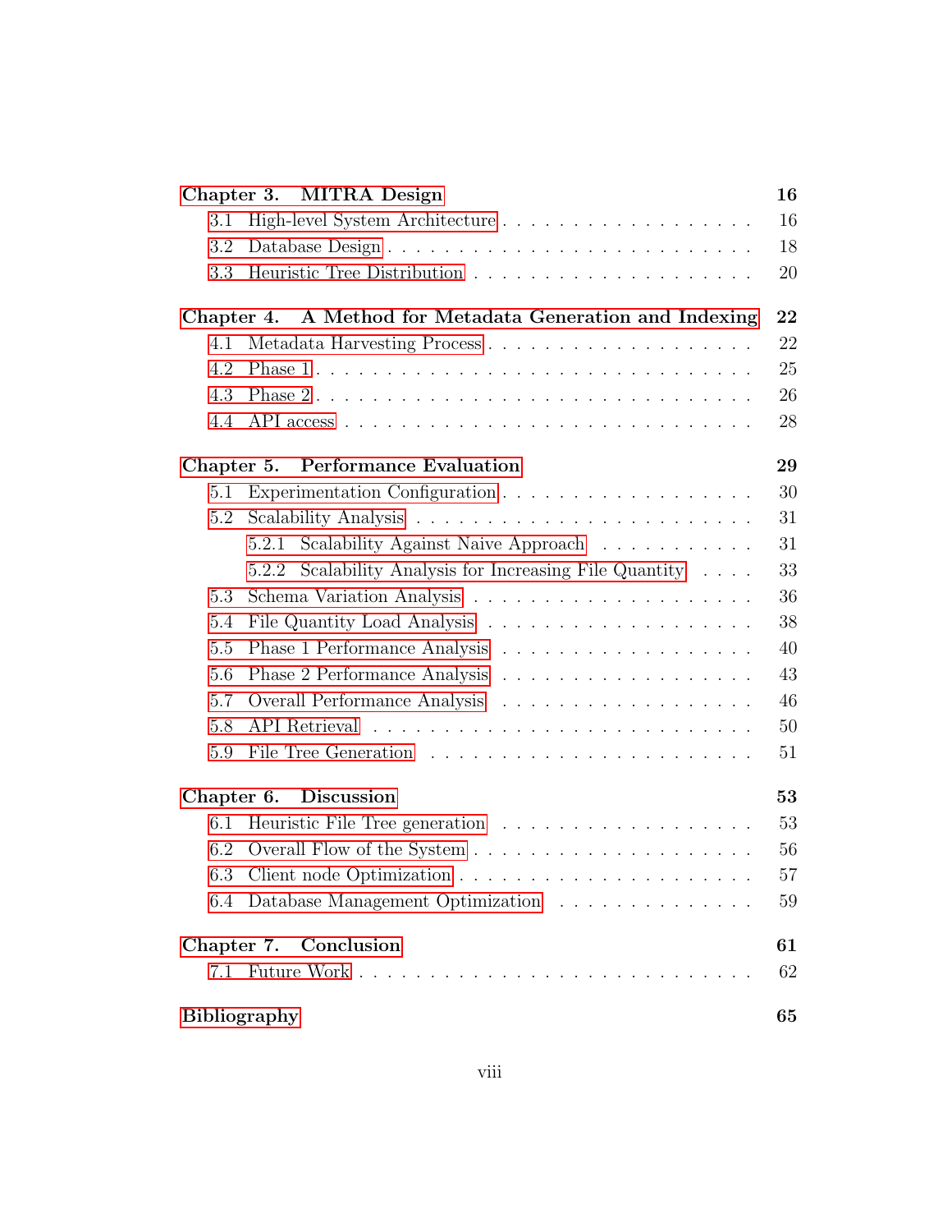**Chapter 3. MITRA Design** **16**

- 3.1 High-level System Architecture . . . . . . . . . . . . . . . . . . 16
- 3.2 Database Design . . . . . . . . . . . . . . . . . . . . . . . . . . 18
- 3.3 Heuristic Tree Distribution . . . . . . . . . . . . . . . . . . . . 20

**Chapter 4. A Method for Metadata Generation and Indexing** **22**

- 4.1 Metadata Harvesting Process . . . . . . . . . . . . . . . . . . . 22
- 4.2 Phase 1 . . . . . . . . . . . . . . . . . . . . . . . . . . . . . . 25
- 4.3 Phase 2 . . . . . . . . . . . . . . . . . . . . . . . . . . . . . . 26
- 4.4 API access . . . . . . . . . . . . . . . . . . . . . . . . . . . . 28

**Chapter 5. Performance Evaluation** **29**

- 5.1 Experimentation Configuration . . . . . . . . . . . . . . . . . . 30
- 5.2 Scalability Analysis . . . . . . . . . . . . . . . . . . . . . . . . 31
  - 5.2.1 Scalability Against Naive Approach . . . . . . . . . . . 31
  - 5.2.2 Scalability Analysis for Increasing File Quantity . . . . 33
- 5.3 Schema Variation Analysis . . . . . . . . . . . . . . . . . . . . 36
- 5.4 File Quantity Load Analysis . . . . . . . . . . . . . . . . . . . 38
- 5.5 Phase 1 Performance Analysis . . . . . . . . . . . . . . . . . . 40
- 5.6 Phase 2 Performance Analysis . . . . . . . . . . . . . . . . . . 43
- 5.7 Overall Performance Analysis . . . . . . . . . . . . . . . . . . 46
- 5.8 API Retrieval . . . . . . . . . . . . . . . . . . . . . . . . . . . 50
- 5.9 File Tree Generation . . . . . . . . . . . . . . . . . . . . . . . 51

**Chapter 6. Discussion** **53**

- 6.1 Heuristic File Tree generation . . . . . . . . . . . . . . . . . . 53
- 6.2 Overall Flow of the System . . . . . . . . . . . . . . . . . . . . 56
- 6.3 Client node Optimization . . . . . . . . . . . . . . . . . . . . . 57
- 6.4 Database Management Optimization . . . . . . . . . . . . . . . 59

**Chapter 7. Conclusion** **61**

- 7.1 Future Work . . . . . . . . . . . . . . . . . . . . . . . . . . . . 62

**Bibliography** **65**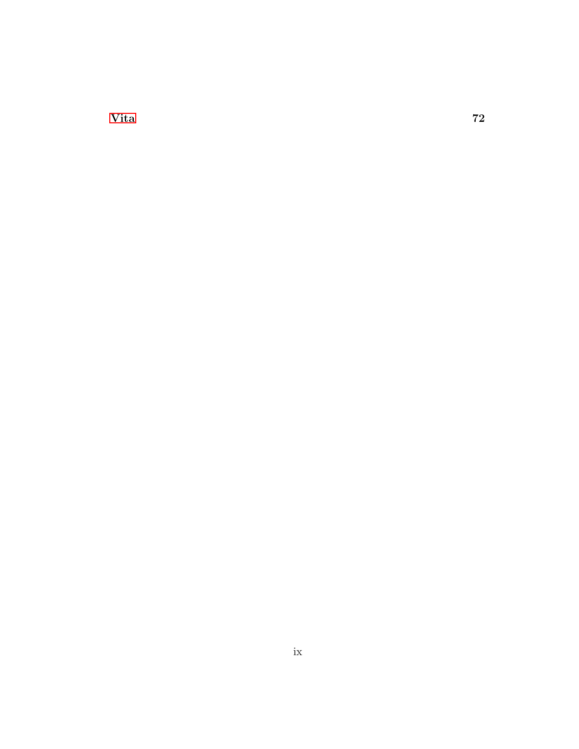**Vita** **72**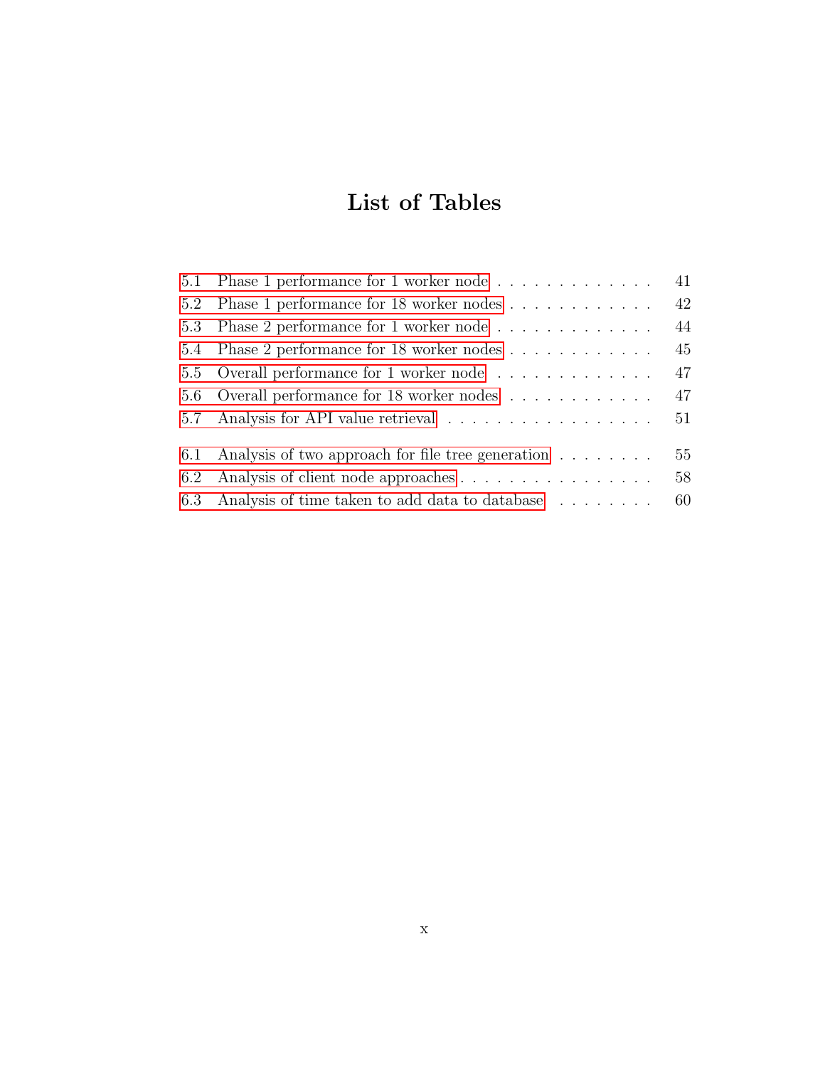# List of Tables

5.1 Phase 1 performance for 1 worker node . . . . . . . . . . . . . . 41
5.2 Phase 1 performance for 18 worker nodes . . . . . . . . . . . . . 42
5.3 Phase 2 performance for 1 worker node . . . . . . . . . . . . . . 44
5.4 Phase 2 performance for 18 worker nodes . . . . . . . . . . . . . 45
5.5 Overall performance for 1 worker node . . . . . . . . . . . . . . 47
5.6 Overall performance for 18 worker nodes . . . . . . . . . . . . . 47
5.7 Analysis for API value retrieval . . . . . . . . . . . . . . . . . . 51

6.1 Analysis of two approach for file tree generation . . . . . . . . . 55
6.2 Analysis of client node approaches . . . . . . . . . . . . . . . . . 58
6.3 Analysis of time taken to add data to database . . . . . . . . . 60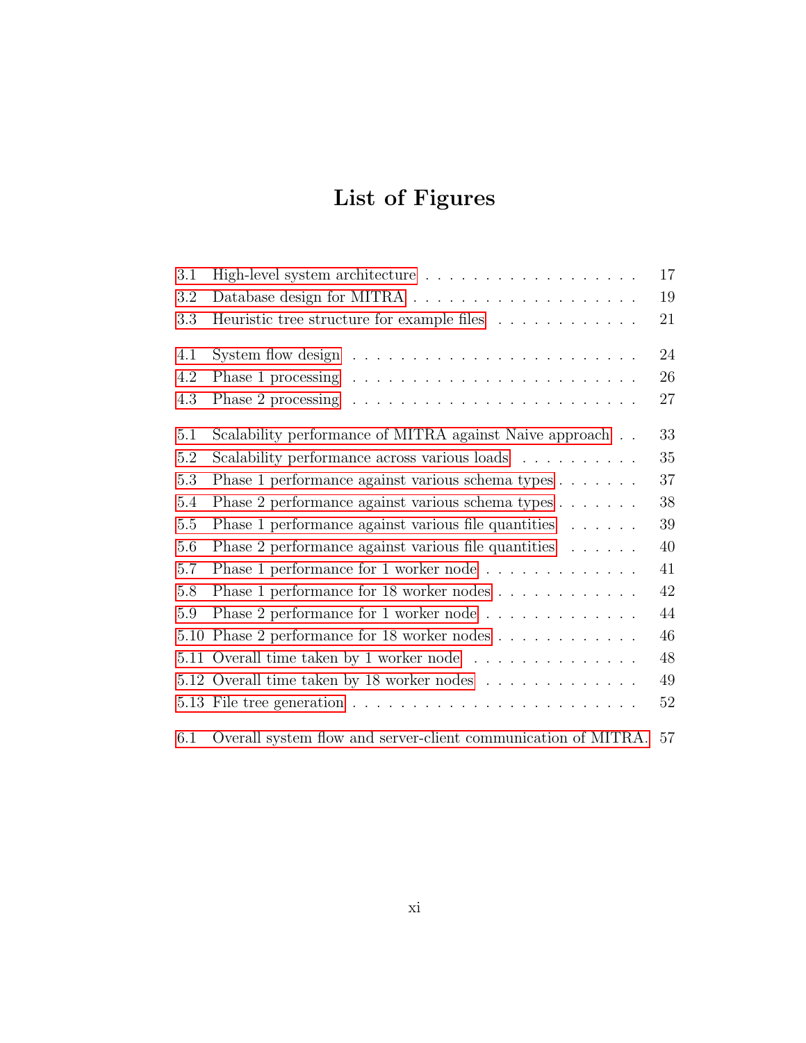# List of Figures

3.1 High-level system architecture . . . . . . . . . . . . . . . . . . . 17
3.2 Database design for MITRA . . . . . . . . . . . . . . . . . . . . 19
3.3 Heuristic tree structure for example files . . . . . . . . . . . . 21

4.1 System flow design . . . . . . . . . . . . . . . . . . . . . . . . . 24
4.2 Phase 1 processing . . . . . . . . . . . . . . . . . . . . . . . . . 26
4.3 Phase 2 processing . . . . . . . . . . . . . . . . . . . . . . . . . 27

5.1 Scalability performance of MITRA against Naive approach . . 33
5.2 Scalability performance across various loads . . . . . . . . . . 35
5.3 Phase 1 performance against various schema types . . . . . . . 37
5.4 Phase 2 performance against various schema types . . . . . . . 38
5.5 Phase 1 performance against various file quantities . . . . . . 39
5.6 Phase 2 performance against various file quantities . . . . . . 40
5.7 Phase 1 performance for 1 worker node . . . . . . . . . . . . . 41
5.8 Phase 1 performance for 18 worker nodes . . . . . . . . . . . . 42
5.9 Phase 2 performance for 1 worker node . . . . . . . . . . . . . 44
5.10 Phase 2 performance for 18 worker nodes . . . . . . . . . . . . 46
5.11 Overall time taken by 1 worker node . . . . . . . . . . . . . . . 48
5.12 Overall time taken by 18 worker nodes . . . . . . . . . . . . . 49
5.13 File tree generation . . . . . . . . . . . . . . . . . . . . . . . . 52

6.1 Overall system flow and server-client communication of MITRA. 57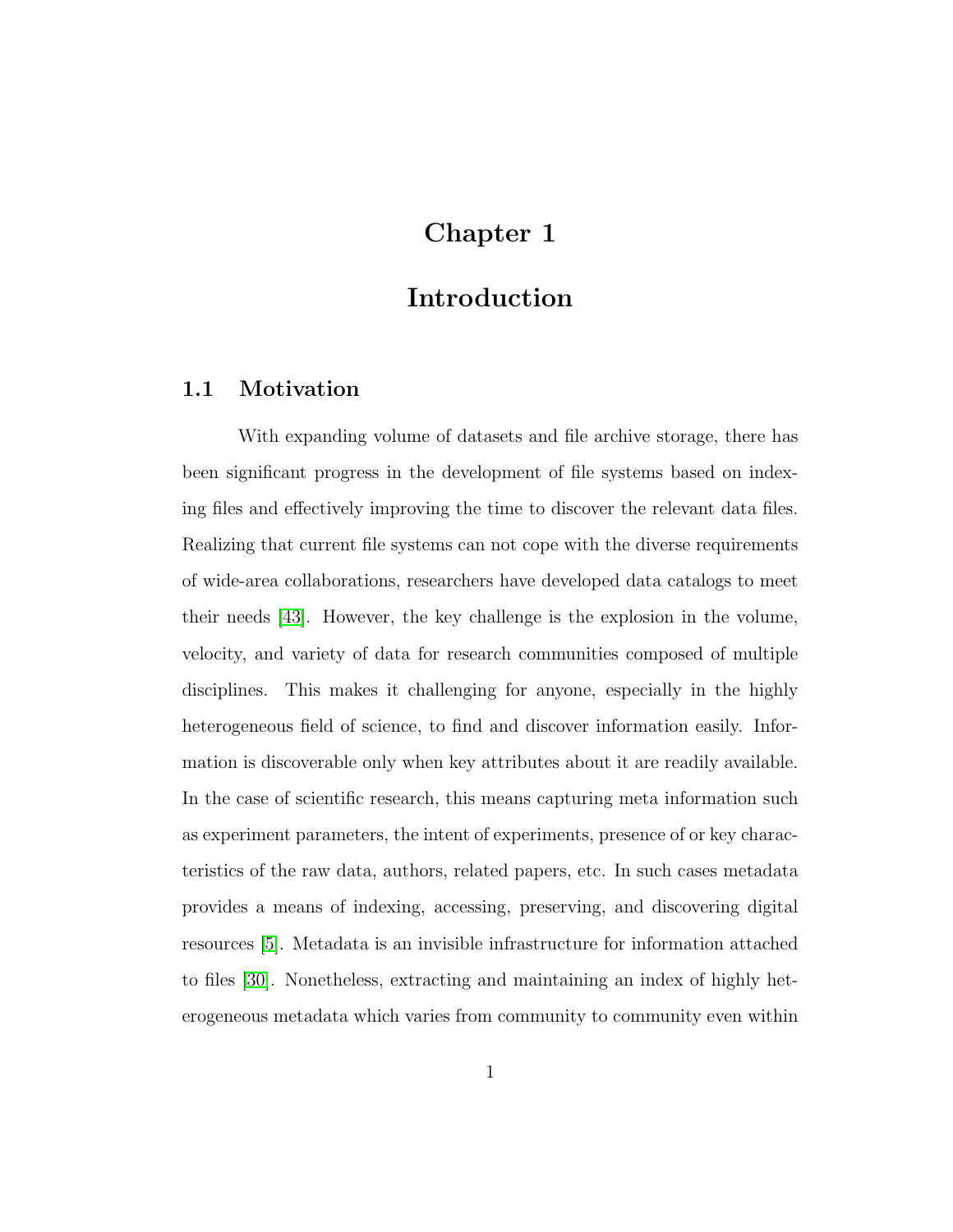# Chapter 1

# Introduction

## 1.1 Motivation

With expanding volume of datasets and file archive storage, there has been significant progress in the development of file systems based on indexing files and effectively improving the time to discover the relevant data files. Realizing that current file systems can not cope with the diverse requirements of wide-area collaborations, researchers have developed data catalogs to meet their needs [43]. However, the key challenge is the explosion in the volume, velocity, and variety of data for research communities composed of multiple disciplines. This makes it challenging for anyone, especially in the highly heterogeneous field of science, to find and discover information easily. Information is discoverable only when key attributes about it are readily available. In the case of scientific research, this means capturing meta information such as experiment parameters, the intent of experiments, presence of or key characteristics of the raw data, authors, related papers, etc. In such cases metadata provides a means of indexing, accessing, preserving, and discovering digital resources [5]. Metadata is an invisible infrastructure for information attached to files [30]. Nonetheless, extracting and maintaining an index of highly heterogeneous metadata which varies from community to community even within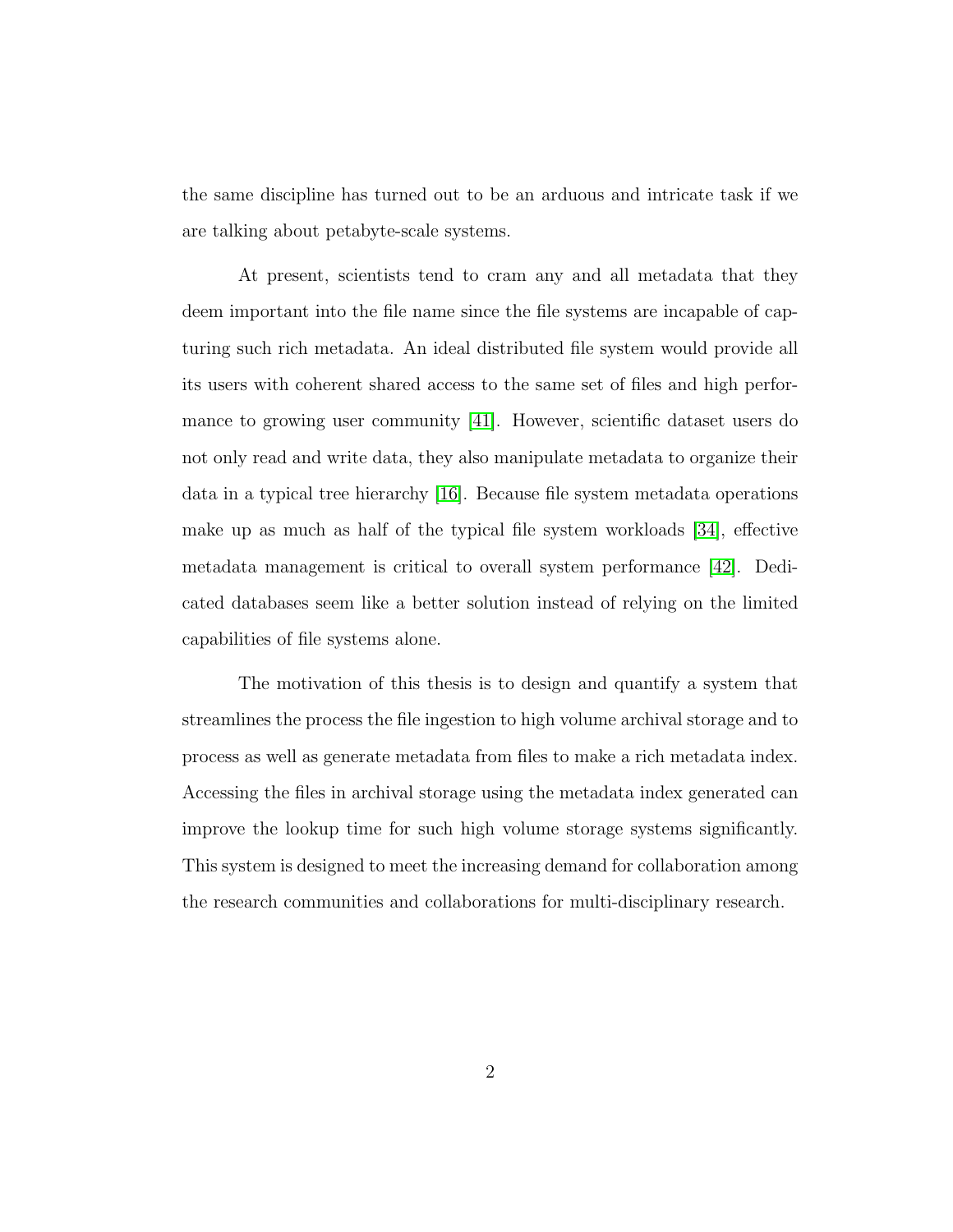the same discipline has turned out to be an arduous and intricate task if we are talking about petabyte-scale systems.

At present, scientists tend to cram any and all metadata that they deem important into the file name since the file systems are incapable of capturing such rich metadata. An ideal distributed file system would provide all its users with coherent shared access to the same set of files and high performance to growing user community [41]. However, scientific dataset users do not only read and write data, they also manipulate metadata to organize their data in a typical tree hierarchy [16]. Because file system metadata operations make up as much as half of the typical file system workloads [34], effective metadata management is critical to overall system performance [42]. Dedicated databases seem like a better solution instead of relying on the limited capabilities of file systems alone.

The motivation of this thesis is to design and quantify a system that streamlines the process the file ingestion to high volume archival storage and to process as well as generate metadata from files to make a rich metadata index. Accessing the files in archival storage using the metadata index generated can improve the lookup time for such high volume storage systems significantly. This system is designed to meet the increasing demand for collaboration among the research communities and collaborations for multi-disciplinary research.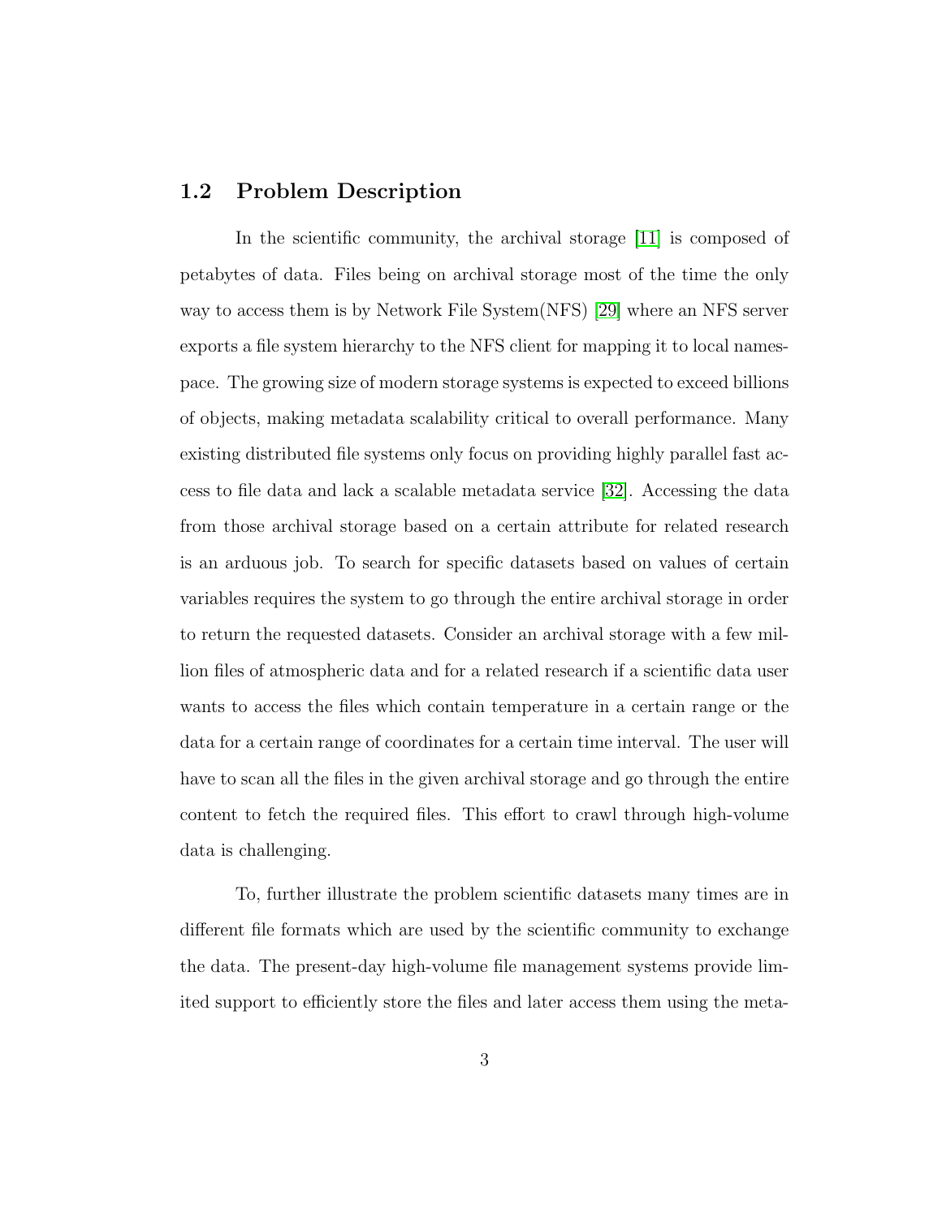## 1.2 Problem Description

In the scientific community, the archival storage [11] is composed of petabytes of data. Files being on archival storage most of the time the only way to access them is by Network File System(NFS) [29] where an NFS server exports a file system hierarchy to the NFS client for mapping it to local namespace. The growing size of modern storage systems is expected to exceed billions of objects, making metadata scalability critical to overall performance. Many existing distributed file systems only focus on providing highly parallel fast access to file data and lack a scalable metadata service [32]. Accessing the data from those archival storage based on a certain attribute for related research is an arduous job. To search for specific datasets based on values of certain variables requires the system to go through the entire archival storage in order to return the requested datasets. Consider an archival storage with a few million files of atmospheric data and for a related research if a scientific data user wants to access the files which contain temperature in a certain range or the data for a certain range of coordinates for a certain time interval. The user will have to scan all the files in the given archival storage and go through the entire content to fetch the required files. This effort to crawl through high-volume data is challenging.

To, further illustrate the problem scientific datasets many times are in different file formats which are used by the scientific community to exchange the data. The present-day high-volume file management systems provide limited support to efficiently store the files and later access them using the meta-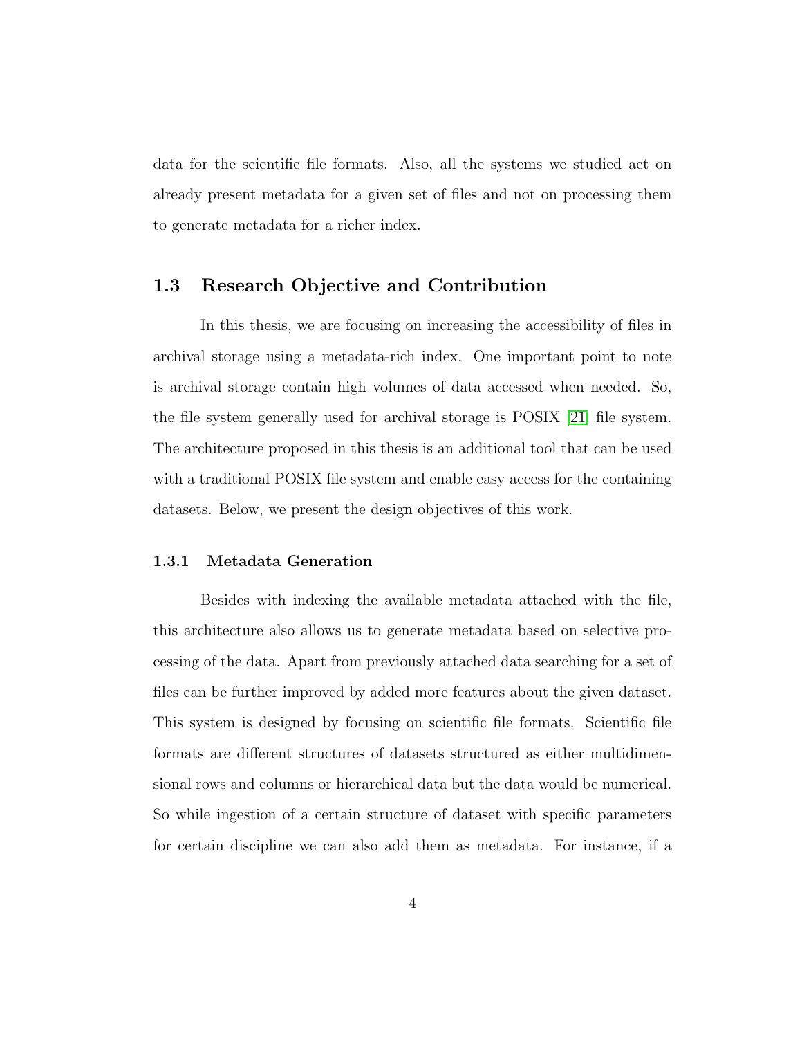data for the scientific file formats. Also, all the systems we studied act on already present metadata for a given set of files and not on processing them to generate metadata for a richer index.

## 1.3 Research Objective and Contribution

In this thesis, we are focusing on increasing the accessibility of files in archival storage using a metadata-rich index. One important point to note is archival storage contain high volumes of data accessed when needed. So, the file system generally used for archival storage is POSIX [21] file system. The architecture proposed in this thesis is an additional tool that can be used with a traditional POSIX file system and enable easy access for the containing datasets. Below, we present the design objectives of this work.

### 1.3.1 Metadata Generation

Besides with indexing the available metadata attached with the file, this architecture also allows us to generate metadata based on selective processing of the data. Apart from previously attached data searching for a set of files can be further improved by added more features about the given dataset. This system is designed by focusing on scientific file formats. Scientific file formats are different structures of datasets structured as either multidimensional rows and columns or hierarchical data but the data would be numerical. So while ingestion of a certain structure of dataset with specific parameters for certain discipline we can also add them as metadata. For instance, if a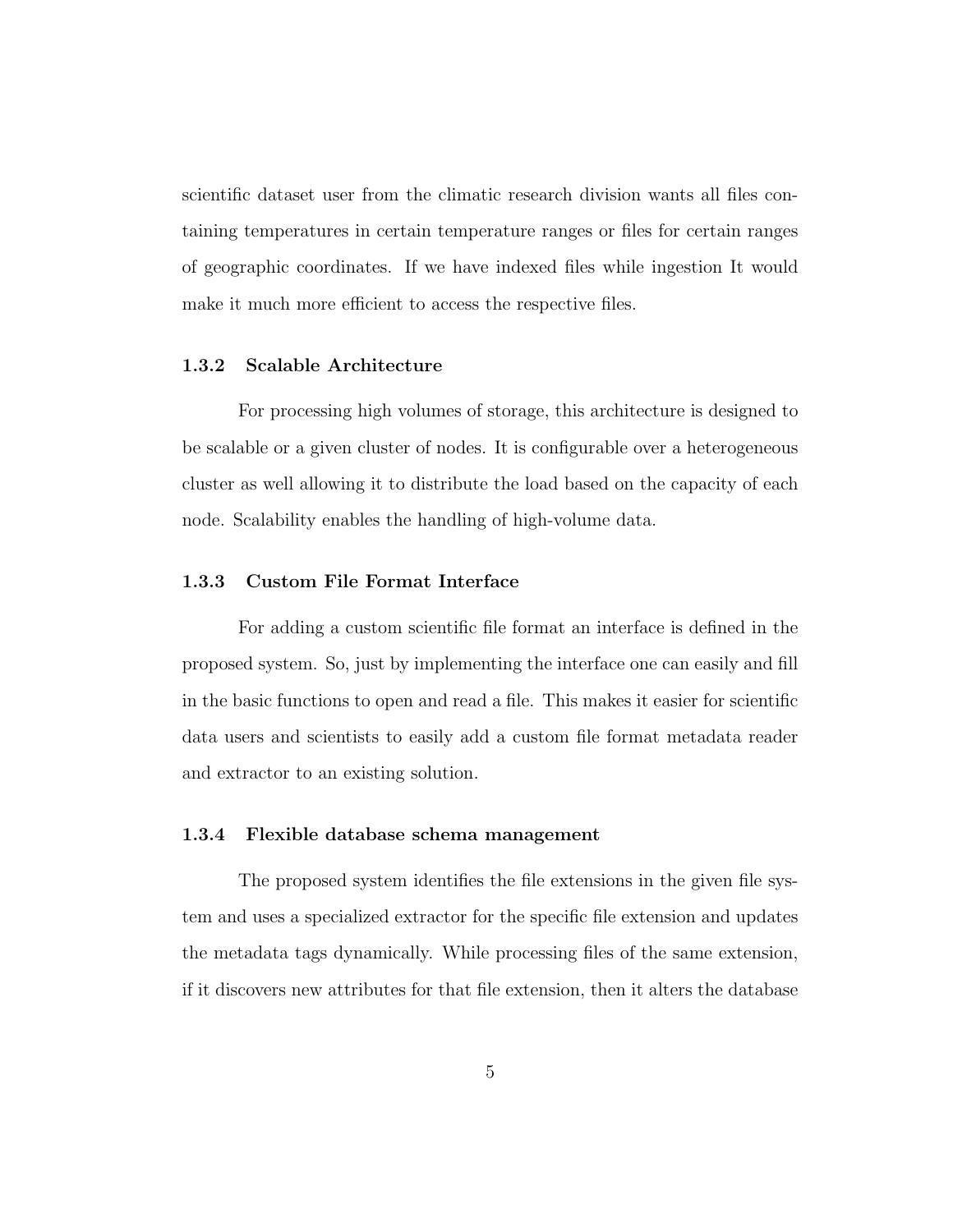scientific dataset user from the climatic research division wants all files containing temperatures in certain temperature ranges or files for certain ranges of geographic coordinates. If we have indexed files while ingestion It would make it much more efficient to access the respective files.

### 1.3.2 Scalable Architecture

For processing high volumes of storage, this architecture is designed to be scalable or a given cluster of nodes. It is configurable over a heterogeneous cluster as well allowing it to distribute the load based on the capacity of each node. Scalability enables the handling of high-volume data.

### 1.3.3 Custom File Format Interface

For adding a custom scientific file format an interface is defined in the proposed system. So, just by implementing the interface one can easily and fill in the basic functions to open and read a file. This makes it easier for scientific data users and scientists to easily add a custom file format metadata reader and extractor to an existing solution.

### 1.3.4 Flexible database schema management

The proposed system identifies the file extensions in the given file system and uses a specialized extractor for the specific file extension and updates the metadata tags dynamically. While processing files of the same extension, if it discovers new attributes for that file extension, then it alters the database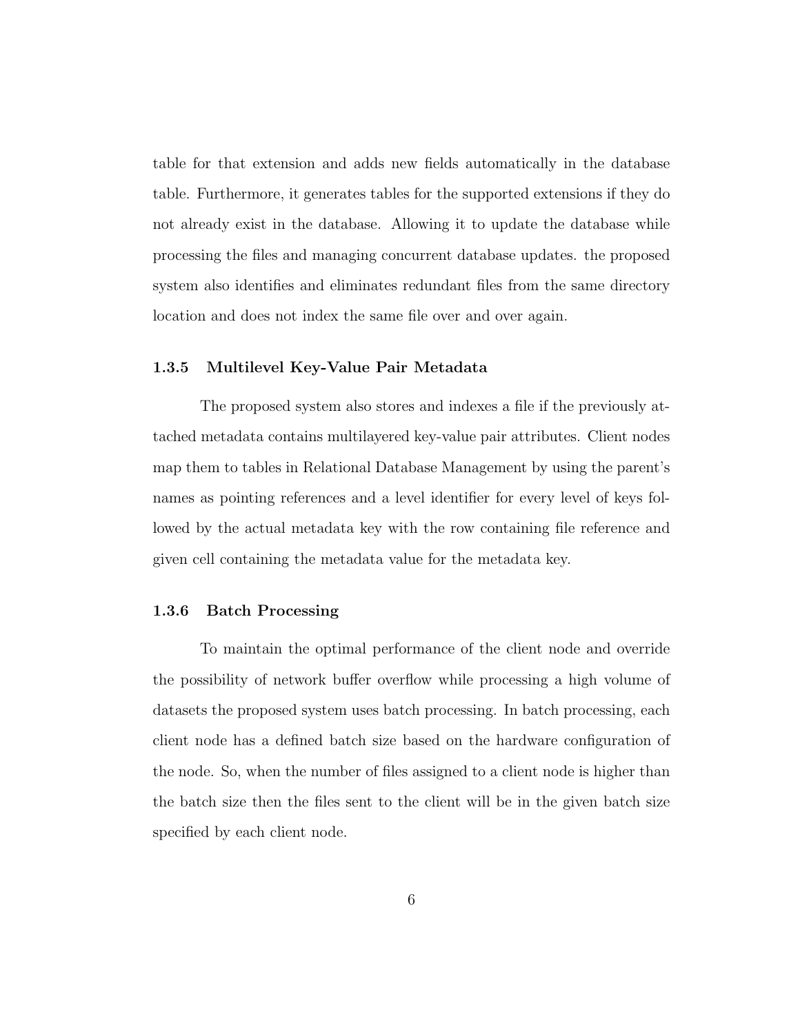table for that extension and adds new fields automatically in the database table. Furthermore, it generates tables for the supported extensions if they do not already exist in the database. Allowing it to update the database while processing the files and managing concurrent database updates. the proposed system also identifies and eliminates redundant files from the same directory location and does not index the same file over and over again.

### 1.3.5 Multilevel Key-Value Pair Metadata

The proposed system also stores and indexes a file if the previously attached metadata contains multilayered key-value pair attributes. Client nodes map them to tables in Relational Database Management by using the parent's names as pointing references and a level identifier for every level of keys followed by the actual metadata key with the row containing file reference and given cell containing the metadata value for the metadata key.

### 1.3.6 Batch Processing

To maintain the optimal performance of the client node and override the possibility of network buffer overflow while processing a high volume of datasets the proposed system uses batch processing. In batch processing, each client node has a defined batch size based on the hardware configuration of the node. So, when the number of files assigned to a client node is higher than the batch size then the files sent to the client will be in the given batch size specified by each client node.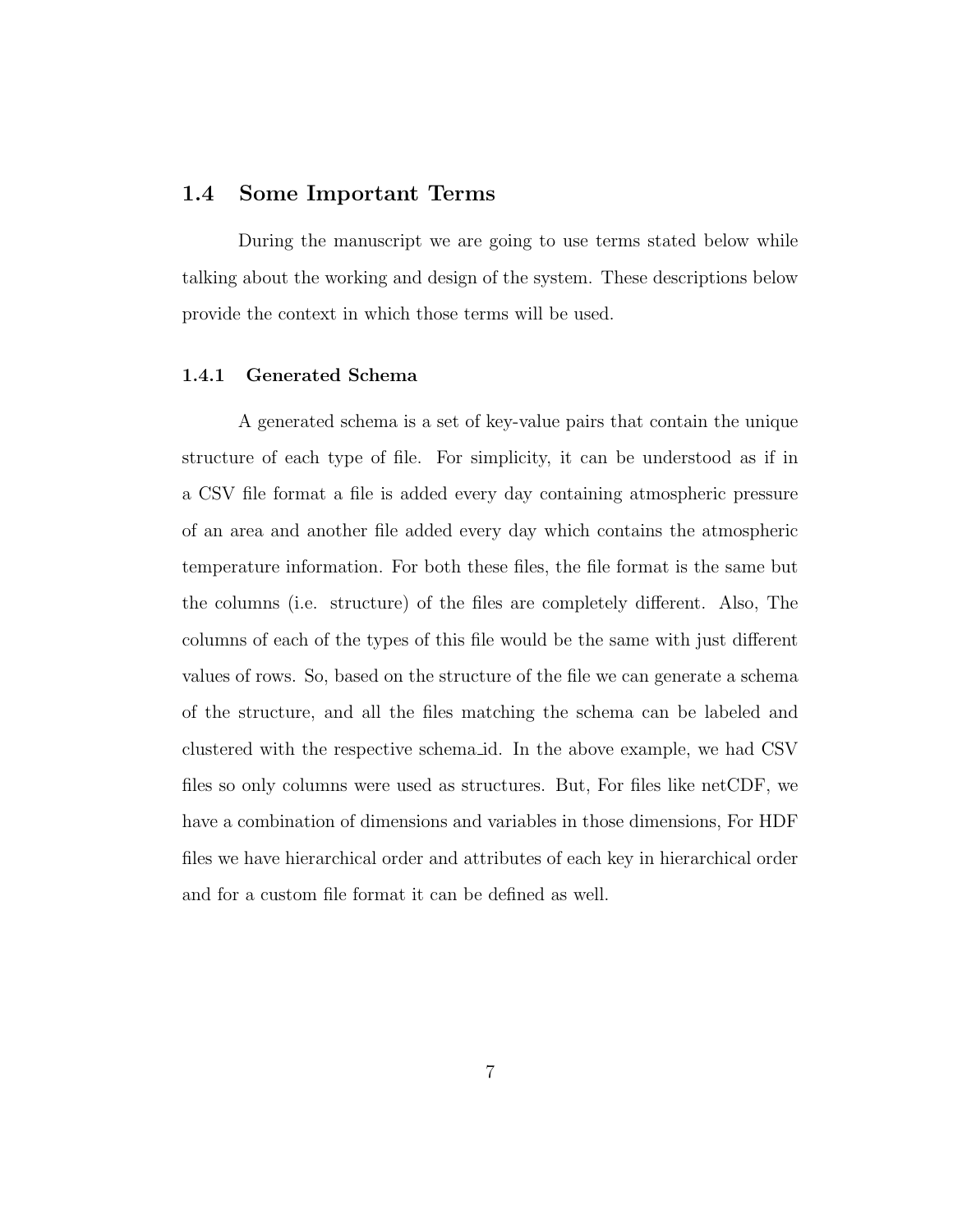## 1.4 Some Important Terms

During the manuscript we are going to use terms stated below while talking about the working and design of the system. These descriptions below provide the context in which those terms will be used.

### 1.4.1 Generated Schema

A generated schema is a set of key-value pairs that contain the unique structure of each type of file. For simplicity, it can be understood as if in a CSV file format a file is added every day containing atmospheric pressure of an area and another file added every day which contains the atmospheric temperature information. For both these files, the file format is the same but the columns (i.e. structure) of the files are completely different. Also, The columns of each of the types of this file would be the same with just different values of rows. So, based on the structure of the file we can generate a schema of the structure, and all the files matching the schema can be labeled and clustered with the respective schema_id. In the above example, we had CSV files so only columns were used as structures. But, For files like netCDF, we have a combination of dimensions and variables in those dimensions, For HDF files we have hierarchical order and attributes of each key in hierarchical order and for a custom file format it can be defined as well.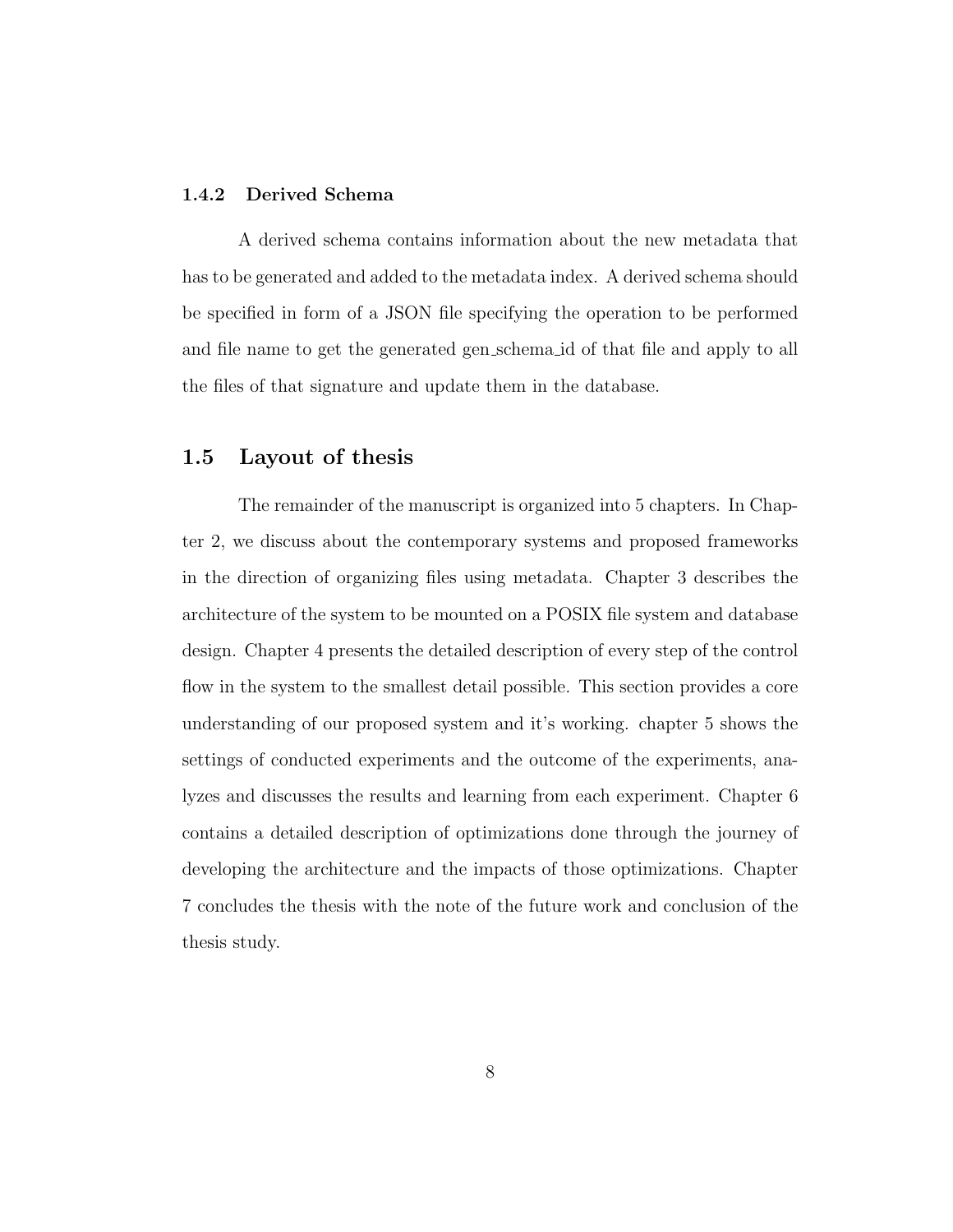### 1.4.2 Derived Schema

A derived schema contains information about the new metadata that has to be generated and added to the metadata index. A derived schema should be specified in form of a JSON file specifying the operation to be performed and file name to get the generated gen_schema_id of that file and apply to all the files of that signature and update them in the database.

## 1.5 Layout of thesis

The remainder of the manuscript is organized into 5 chapters. In Chapter 2, we discuss about the contemporary systems and proposed frameworks in the direction of organizing files using metadata. Chapter 3 describes the architecture of the system to be mounted on a POSIX file system and database design. Chapter 4 presents the detailed description of every step of the control flow in the system to the smallest detail possible. This section provides a core understanding of our proposed system and it's working. chapter 5 shows the settings of conducted experiments and the outcome of the experiments, analyzes and discusses the results and learning from each experiment. Chapter 6 contains a detailed description of optimizations done through the journey of developing the architecture and the impacts of those optimizations. Chapter 7 concludes the thesis with the note of the future work and conclusion of the thesis study.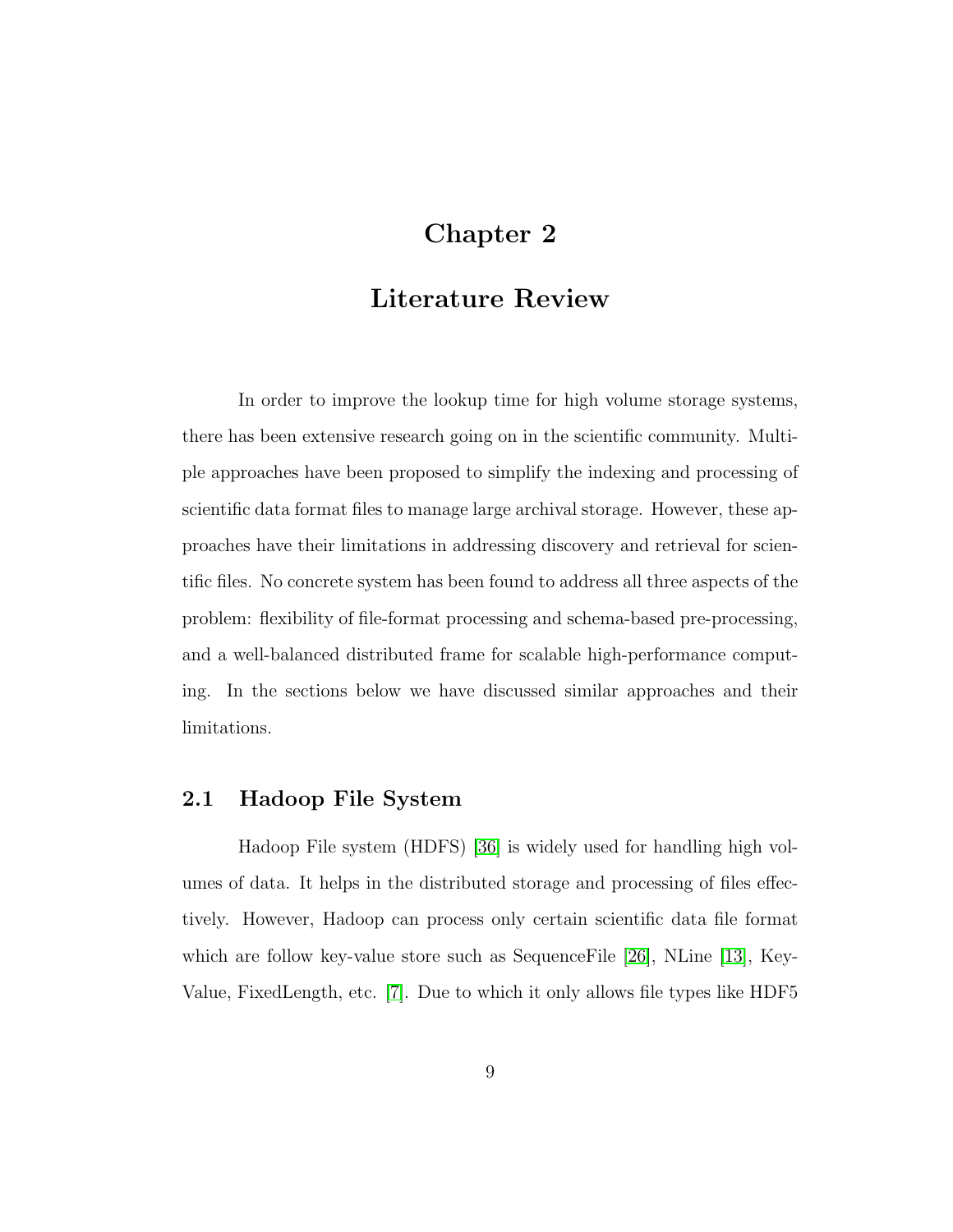# Chapter 2

# Literature Review

In order to improve the lookup time for high volume storage systems, there has been extensive research going on in the scientific community. Multiple approaches have been proposed to simplify the indexing and processing of scientific data format files to manage large archival storage. However, these approaches have their limitations in addressing discovery and retrieval for scientific files. No concrete system has been found to address all three aspects of the problem: flexibility of file-format processing and schema-based pre-processing, and a well-balanced distributed frame for scalable high-performance computing. In the sections below we have discussed similar approaches and their limitations.

## 2.1 Hadoop File System

Hadoop File system (HDFS) [36] is widely used for handling high volumes of data. It helps in the distributed storage and processing of files effectively. However, Hadoop can process only certain scientific data file format which are follow key-value store such as SequenceFile [26], NLine [13], Key-Value, FixedLength, etc. [7]. Due to which it only allows file types like HDF5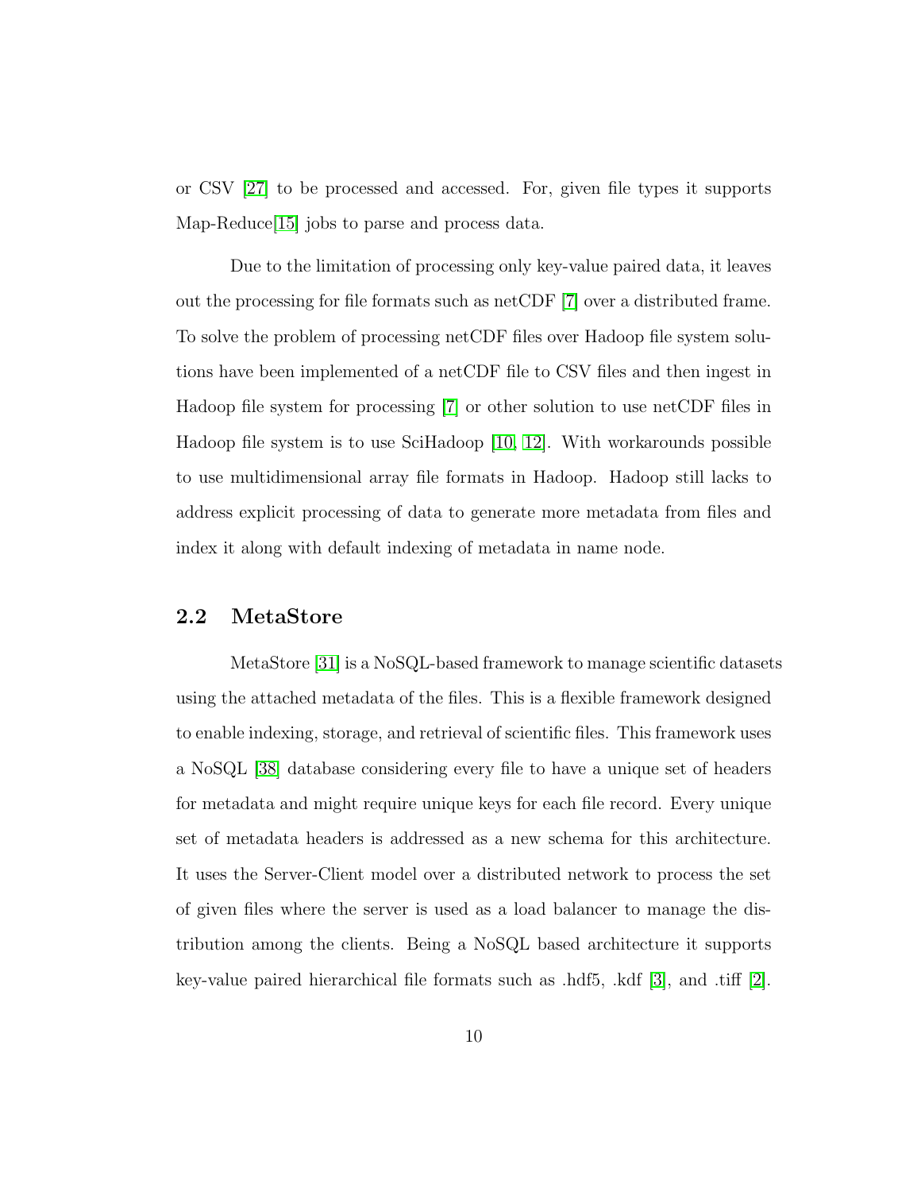or CSV [27] to be processed and accessed. For, given file types it supports Map-Reduce[15] jobs to parse and process data.

Due to the limitation of processing only key-value paired data, it leaves out the processing for file formats such as netCDF [7] over a distributed frame. To solve the problem of processing netCDF files over Hadoop file system solutions have been implemented of a netCDF file to CSV files and then ingest in Hadoop file system for processing [7] or other solution to use netCDF files in Hadoop file system is to use SciHadoop [10, 12]. With workarounds possible to use multidimensional array file formats in Hadoop. Hadoop still lacks to address explicit processing of data to generate more metadata from files and index it along with default indexing of metadata in name node.

## 2.2 MetaStore

MetaStore [31] is a NoSQL-based framework to manage scientific datasets using the attached metadata of the files. This is a flexible framework designed to enable indexing, storage, and retrieval of scientific files. This framework uses a NoSQL [38] database considering every file to have a unique set of headers for metadata and might require unique keys for each file record. Every unique set of metadata headers is addressed as a new schema for this architecture. It uses the Server-Client model over a distributed network to process the set of given files where the server is used as a load balancer to manage the distribution among the clients. Being a NoSQL based architecture it supports key-value paired hierarchical file formats such as .hdf5, .kdf [3], and .tiff [2].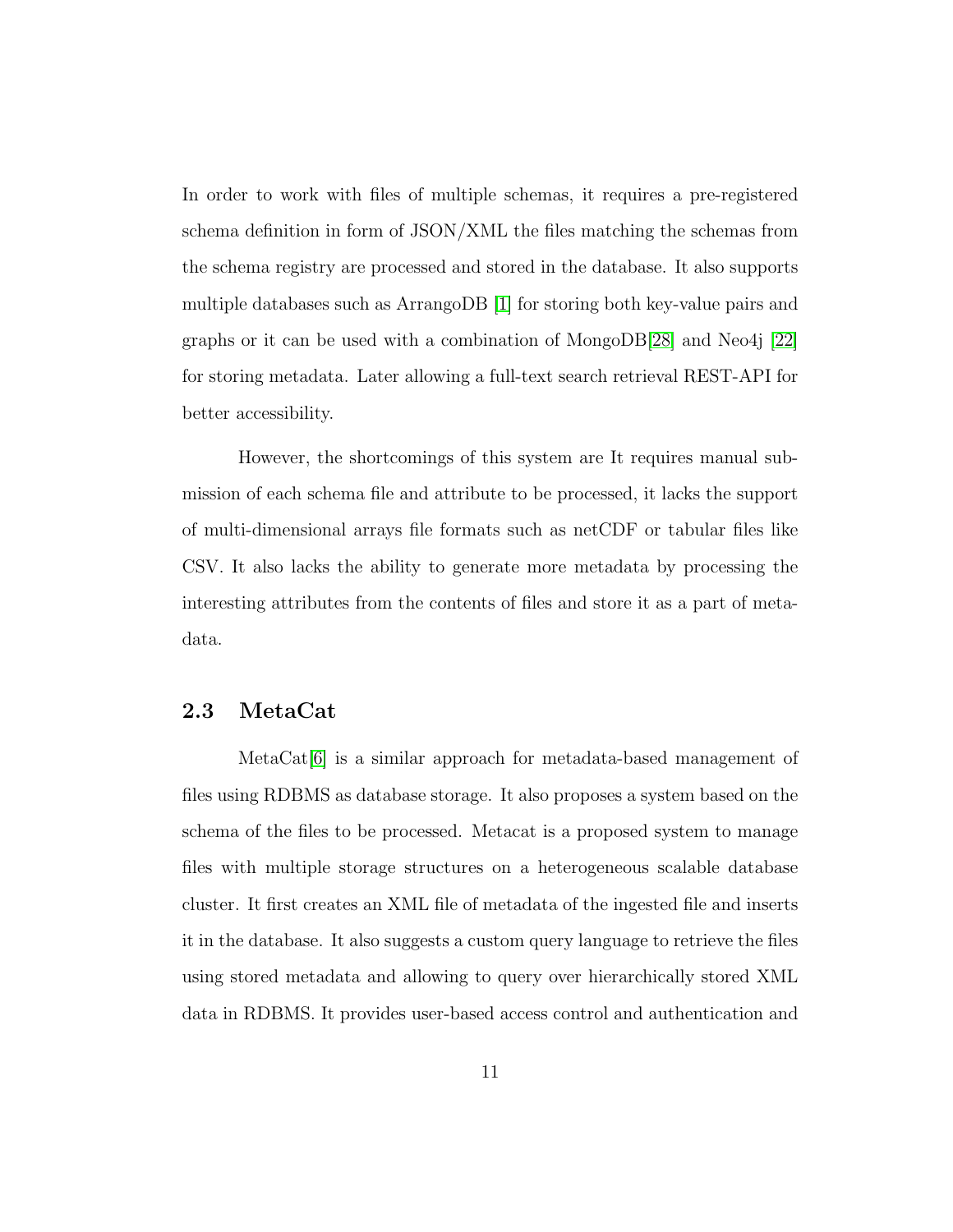In order to work with files of multiple schemas, it requires a pre-registered schema definition in form of JSON/XML the files matching the schemas from the schema registry are processed and stored in the database. It also supports multiple databases such as ArrangoDB [1] for storing both key-value pairs and graphs or it can be used with a combination of MongoDB[28] and Neo4j [22] for storing metadata. Later allowing a full-text search retrieval REST-API for better accessibility.

However, the shortcomings of this system are It requires manual submission of each schema file and attribute to be processed, it lacks the support of multi-dimensional arrays file formats such as netCDF or tabular files like CSV. It also lacks the ability to generate more metadata by processing the interesting attributes from the contents of files and store it as a part of metadata.

## 2.3 MetaCat

MetaCat[6] is a similar approach for metadata-based management of files using RDBMS as database storage. It also proposes a system based on the schema of the files to be processed. Metacat is a proposed system to manage files with multiple storage structures on a heterogeneous scalable database cluster. It first creates an XML file of metadata of the ingested file and inserts it in the database. It also suggests a custom query language to retrieve the files using stored metadata and allowing to query over hierarchically stored XML data in RDBMS. It provides user-based access control and authentication and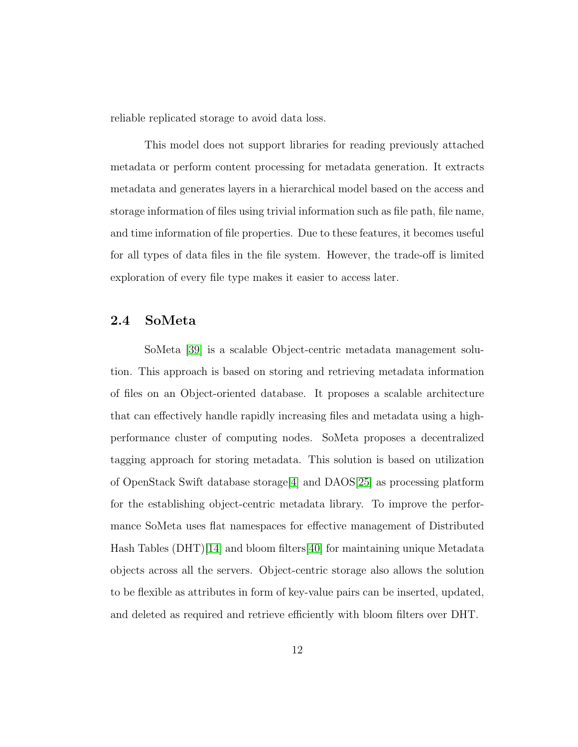reliable replicated storage to avoid data loss.

This model does not support libraries for reading previously attached metadata or perform content processing for metadata generation. It extracts metadata and generates layers in a hierarchical model based on the access and storage information of files using trivial information such as file path, file name, and time information of file properties. Due to these features, it becomes useful for all types of data files in the file system. However, the trade-off is limited exploration of every file type makes it easier to access later.

## 2.4 SoMeta

SoMeta [39] is a scalable Object-centric metadata management solution. This approach is based on storing and retrieving metadata information of files on an Object-oriented database. It proposes a scalable architecture that can effectively handle rapidly increasing files and metadata using a high-performance cluster of computing nodes. SoMeta proposes a decentralized tagging approach for storing metadata. This solution is based on utilization of OpenStack Swift database storage[4] and DAOS[25] as processing platform for the establishing object-centric metadata library. To improve the performance SoMeta uses flat namespaces for effective management of Distributed Hash Tables (DHT)[14] and bloom filters[40] for maintaining unique Metadata objects across all the servers. Object-centric storage also allows the solution to be flexible as attributes in form of key-value pairs can be inserted, updated, and deleted as required and retrieve efficiently with bloom filters over DHT.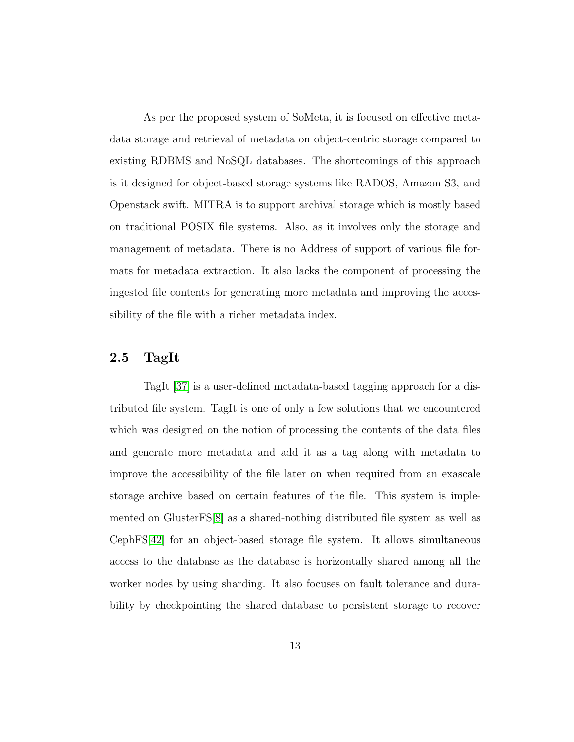As per the proposed system of SoMeta, it is focused on effective metadata storage and retrieval of metadata on object-centric storage compared to existing RDBMS and NoSQL databases. The shortcomings of this approach is it designed for object-based storage systems like RADOS, Amazon S3, and Openstack swift. MITRA is to support archival storage which is mostly based on traditional POSIX file systems. Also, as it involves only the storage and management of metadata. There is no Address of support of various file formats for metadata extraction. It also lacks the component of processing the ingested file contents for generating more metadata and improving the accessibility of the file with a richer metadata index.

## 2.5 TagIt

TagIt [37] is a user-defined metadata-based tagging approach for a distributed file system. TagIt is one of only a few solutions that we encountered which was designed on the notion of processing the contents of the data files and generate more metadata and add it as a tag along with metadata to improve the accessibility of the file later on when required from an exascale storage archive based on certain features of the file. This system is implemented on GlusterFS[8] as a shared-nothing distributed file system as well as CephFS[42] for an object-based storage file system. It allows simultaneous access to the database as the database is horizontally shared among all the worker nodes by using sharding. It also focuses on fault tolerance and durability by checkpointing the shared database to persistent storage to recover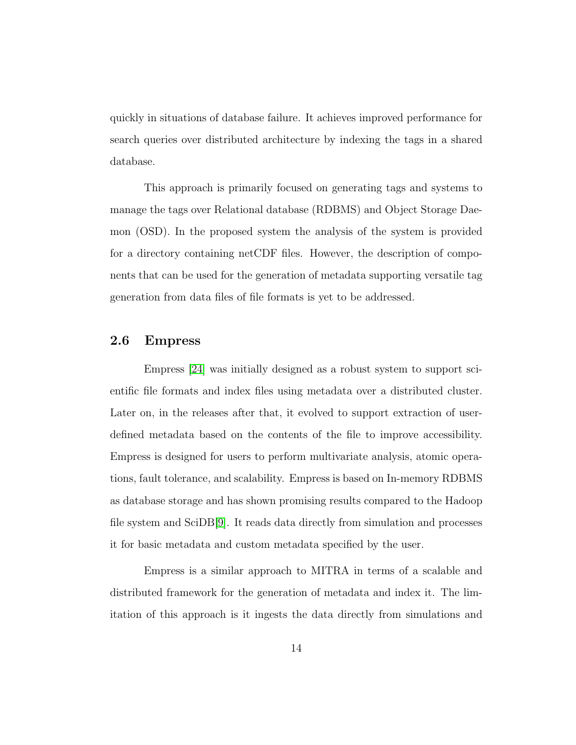quickly in situations of database failure. It achieves improved performance for search queries over distributed architecture by indexing the tags in a shared database.

This approach is primarily focused on generating tags and systems to manage the tags over Relational database (RDBMS) and Object Storage Daemon (OSD). In the proposed system the analysis of the system is provided for a directory containing netCDF files. However, the description of components that can be used for the generation of metadata supporting versatile tag generation from data files of file formats is yet to be addressed.

## 2.6 Empress

Empress [24] was initially designed as a robust system to support scientific file formats and index files using metadata over a distributed cluster. Later on, in the releases after that, it evolved to support extraction of user-defined metadata based on the contents of the file to improve accessibility. Empress is designed for users to perform multivariate analysis, atomic operations, fault tolerance, and scalability. Empress is based on In-memory RDBMS as database storage and has shown promising results compared to the Hadoop file system and SciDB[9]. It reads data directly from simulation and processes it for basic metadata and custom metadata specified by the user.

Empress is a similar approach to MITRA in terms of a scalable and distributed framework for the generation of metadata and index it. The limitation of this approach is it ingests the data directly from simulations and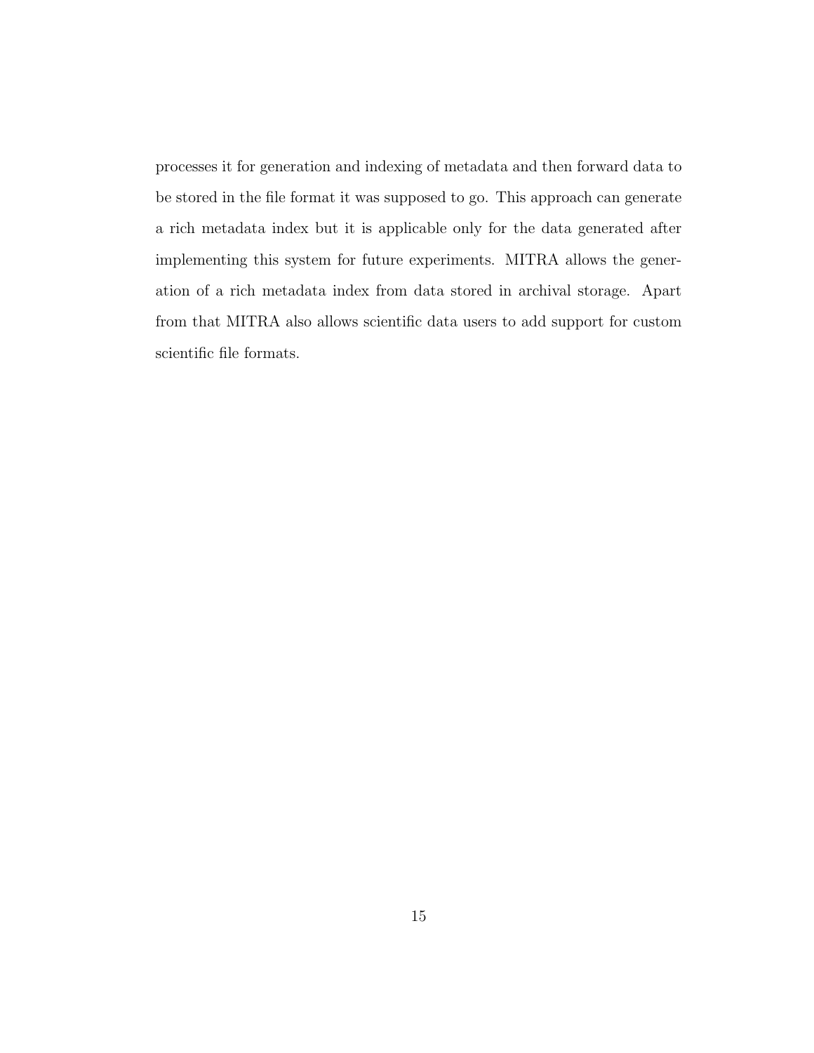processes it for generation and indexing of metadata and then forward data to be stored in the file format it was supposed to go. This approach can generate a rich metadata index but it is applicable only for the data generated after implementing this system for future experiments. MITRA allows the generation of a rich metadata index from data stored in archival storage. Apart from that MITRA also allows scientific data users to add support for custom scientific file formats.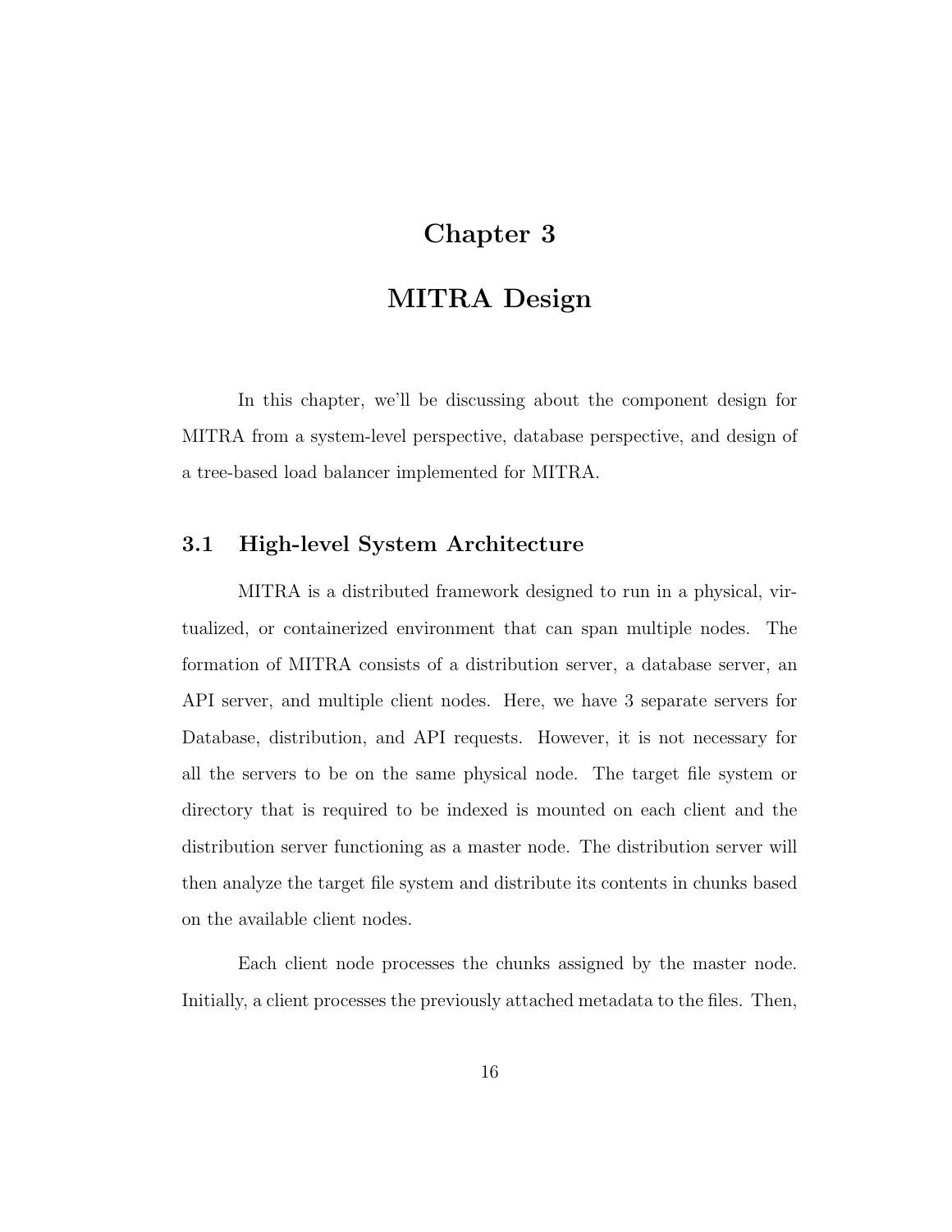# Chapter 3

# MITRA Design

In this chapter, we'll be discussing about the component design for MITRA from a system-level perspective, database perspective, and design of a tree-based load balancer implemented for MITRA.

## 3.1 High-level System Architecture

MITRA is a distributed framework designed to run in a physical, virtualized, or containerized environment that can span multiple nodes. The formation of MITRA consists of a distribution server, a database server, an API server, and multiple client nodes. Here, we have 3 separate servers for Database, distribution, and API requests. However, it is not necessary for all the servers to be on the same physical node. The target file system or directory that is required to be indexed is mounted on each client and the distribution server functioning as a master node. The distribution server will then analyze the target file system and distribute its contents in chunks based on the available client nodes.

Each client node processes the chunks assigned by the master node. Initially, a client processes the previously attached metadata to the files. Then,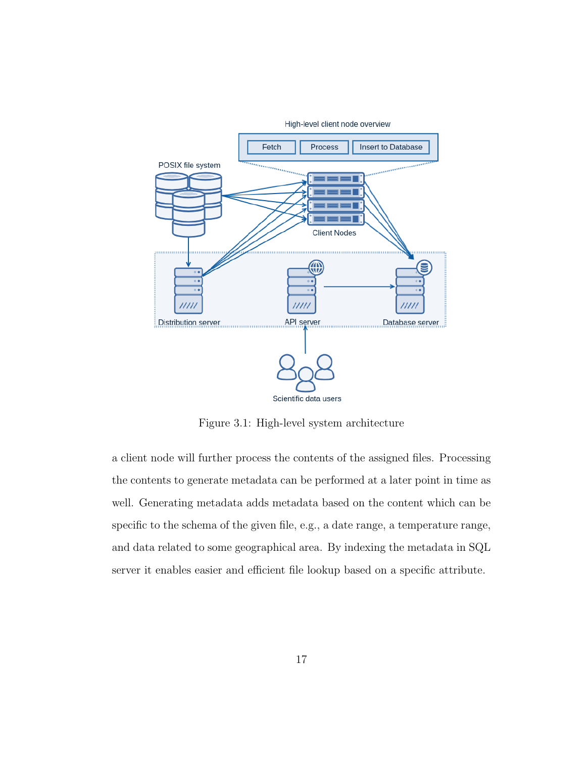Figure 3.1: High-level system architecture

a client node will further process the contents of the assigned files. Processing the contents to generate metadata can be performed at a later point in time as well. Generating metadata adds metadata based on the content which can be specific to the schema of the given file, e.g., a date range, a temperature range, and data related to some geographical area. By indexing the metadata in SQL server it enables easier and efficient file lookup based on a specific attribute.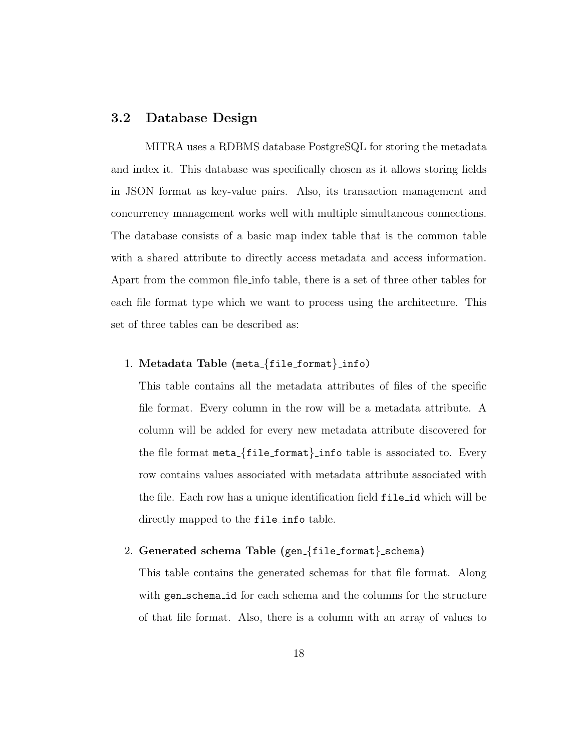## 3.2 Database Design

MITRA uses a RDBMS database PostgreSQL for storing the metadata and index it. This database was specifically chosen as it allows storing fields in JSON format as key-value pairs. Also, its transaction management and concurrency management works well with multiple simultaneous connections. The database consists of a basic map index table that is the common table with a shared attribute to directly access metadata and access information. Apart from the common file_info table, there is a set of three other tables for each file format type which we want to process using the architecture. This set of three tables can be described as:

1. **Metadata Table (`meta_{file_format}_info`)**

   This table contains all the metadata attributes of files of the specific file format. Every column in the row will be a metadata attribute. A column will be added for every new metadata attribute discovered for the file format `meta_{file_format}_info` table is associated to. Every row contains values associated with metadata attribute associated with the file. Each row has a unique identification field `file_id` which will be directly mapped to the `file_info` table.

2. **Generated schema Table (`gen_{file_format}_schema`)**

   This table contains the generated schemas for that file format. Along with `gen_schema_id` for each schema and the columns for the structure of that file format. Also, there is a column with an array of values to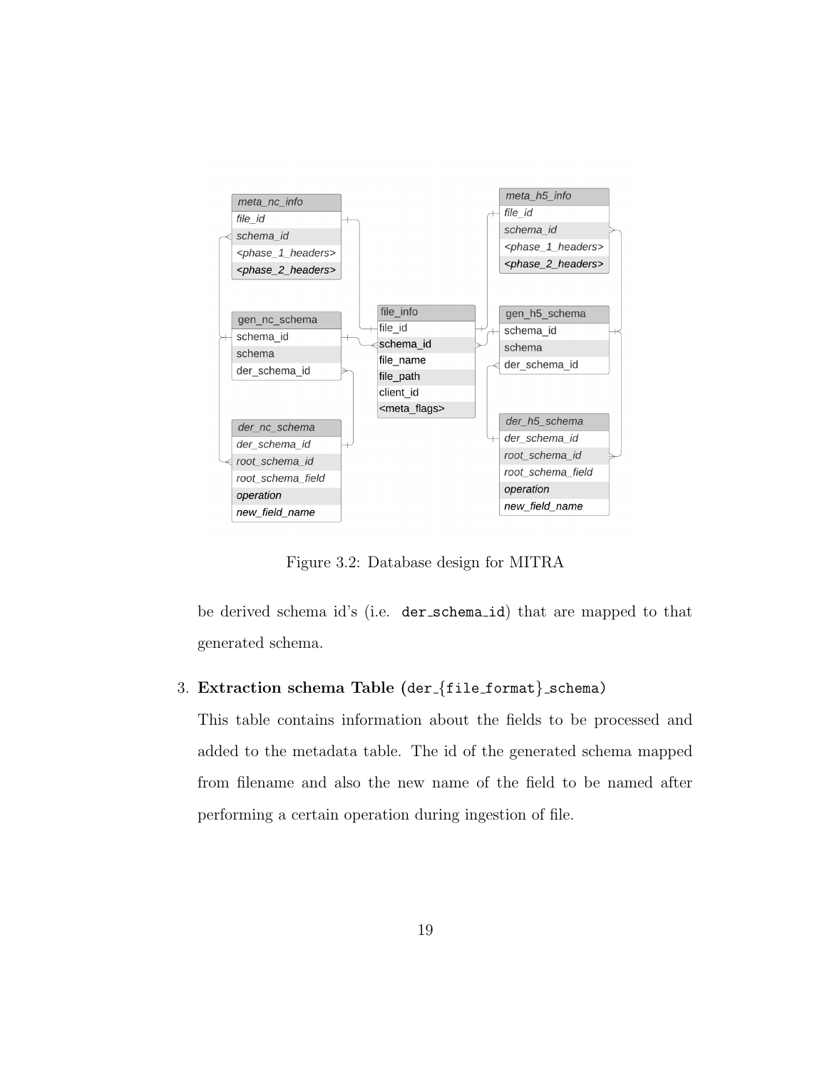Figure 3.2: Database design for MITRA

be derived schema id's (i.e. `der_schema_id`) that are mapped to that generated schema.

3. **Extraction schema Table** (`der_{file_format}_schema`)

   This table contains information about the fields to be processed and added to the metadata table. The id of the generated schema mapped from filename and also the new name of the field to be named after performing a certain operation during ingestion of file.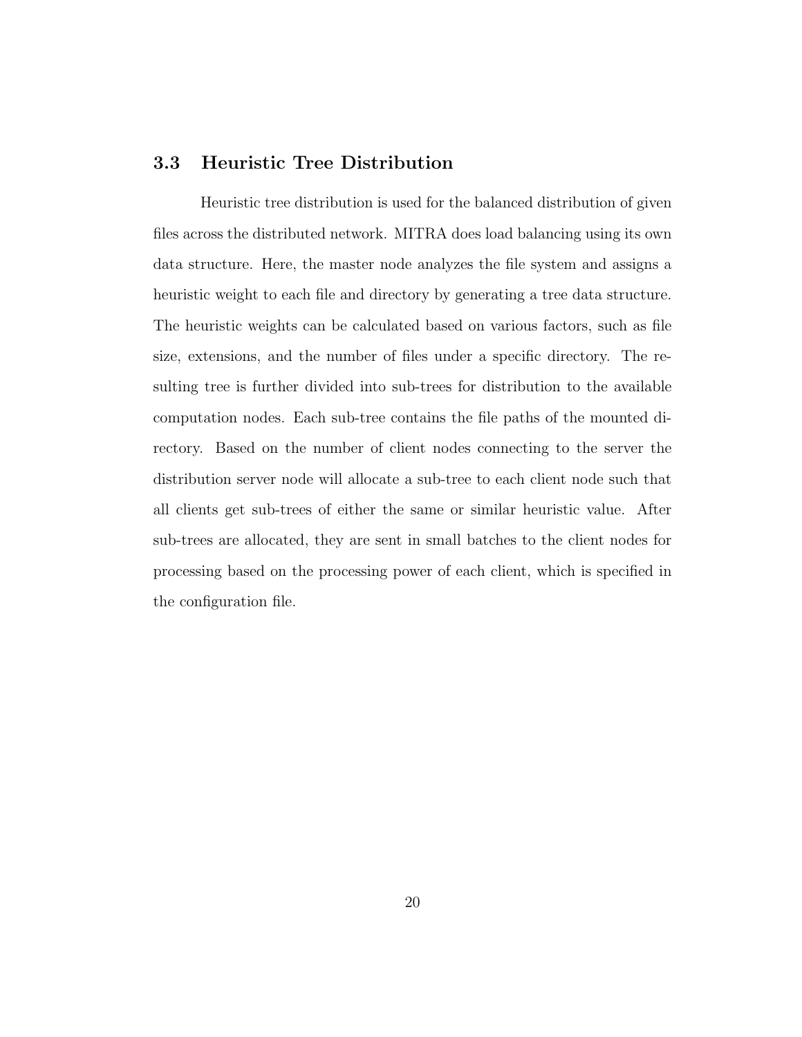## 3.3 Heuristic Tree Distribution

Heuristic tree distribution is used for the balanced distribution of given files across the distributed network. MITRA does load balancing using its own data structure. Here, the master node analyzes the file system and assigns a heuristic weight to each file and directory by generating a tree data structure. The heuristic weights can be calculated based on various factors, such as file size, extensions, and the number of files under a specific directory. The resulting tree is further divided into sub-trees for distribution to the available computation nodes. Each sub-tree contains the file paths of the mounted directory. Based on the number of client nodes connecting to the server the distribution server node will allocate a sub-tree to each client node such that all clients get sub-trees of either the same or similar heuristic value. After sub-trees are allocated, they are sent in small batches to the client nodes for processing based on the processing power of each client, which is specified in the configuration file.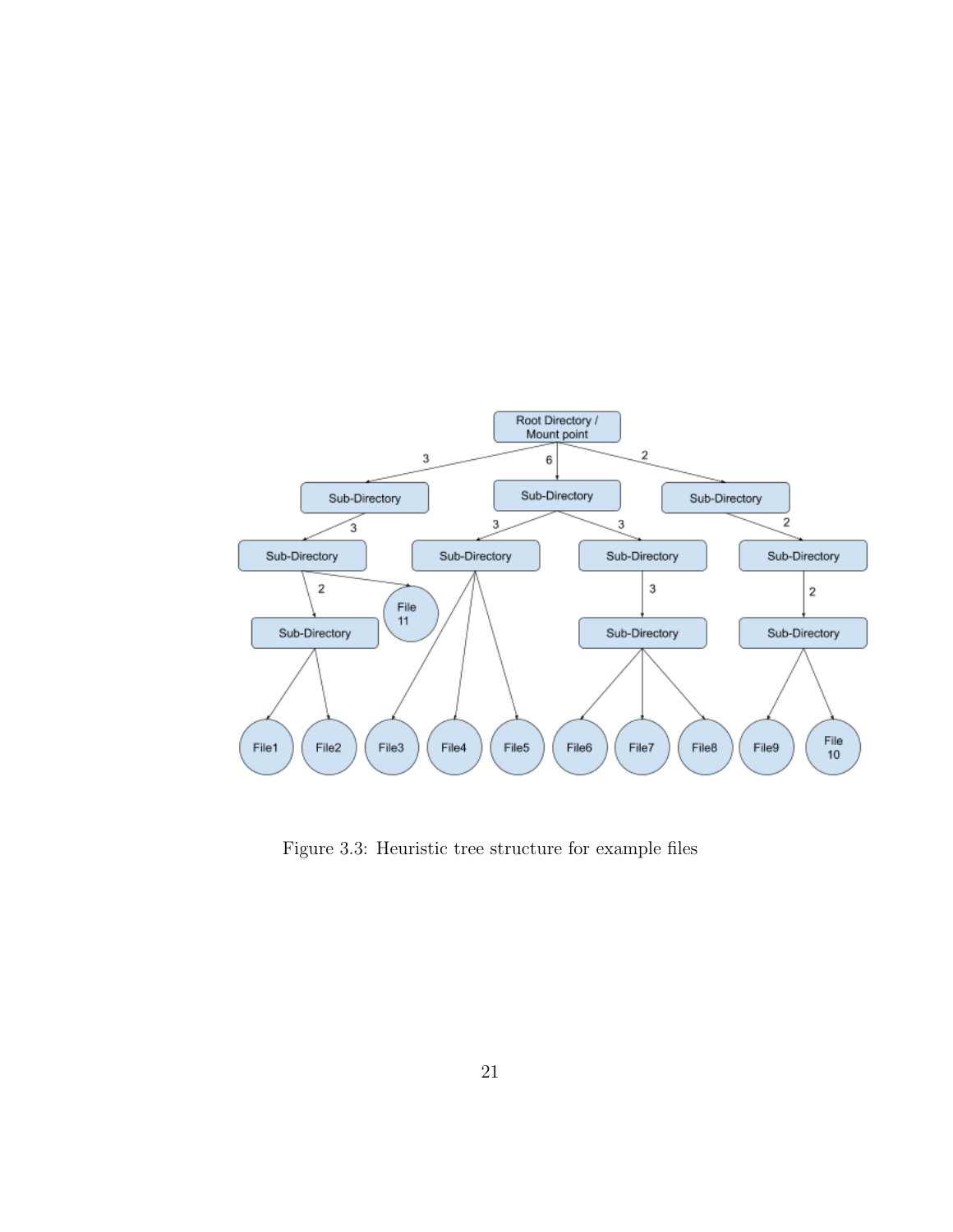Figure 3.3: Heuristic tree structure for example files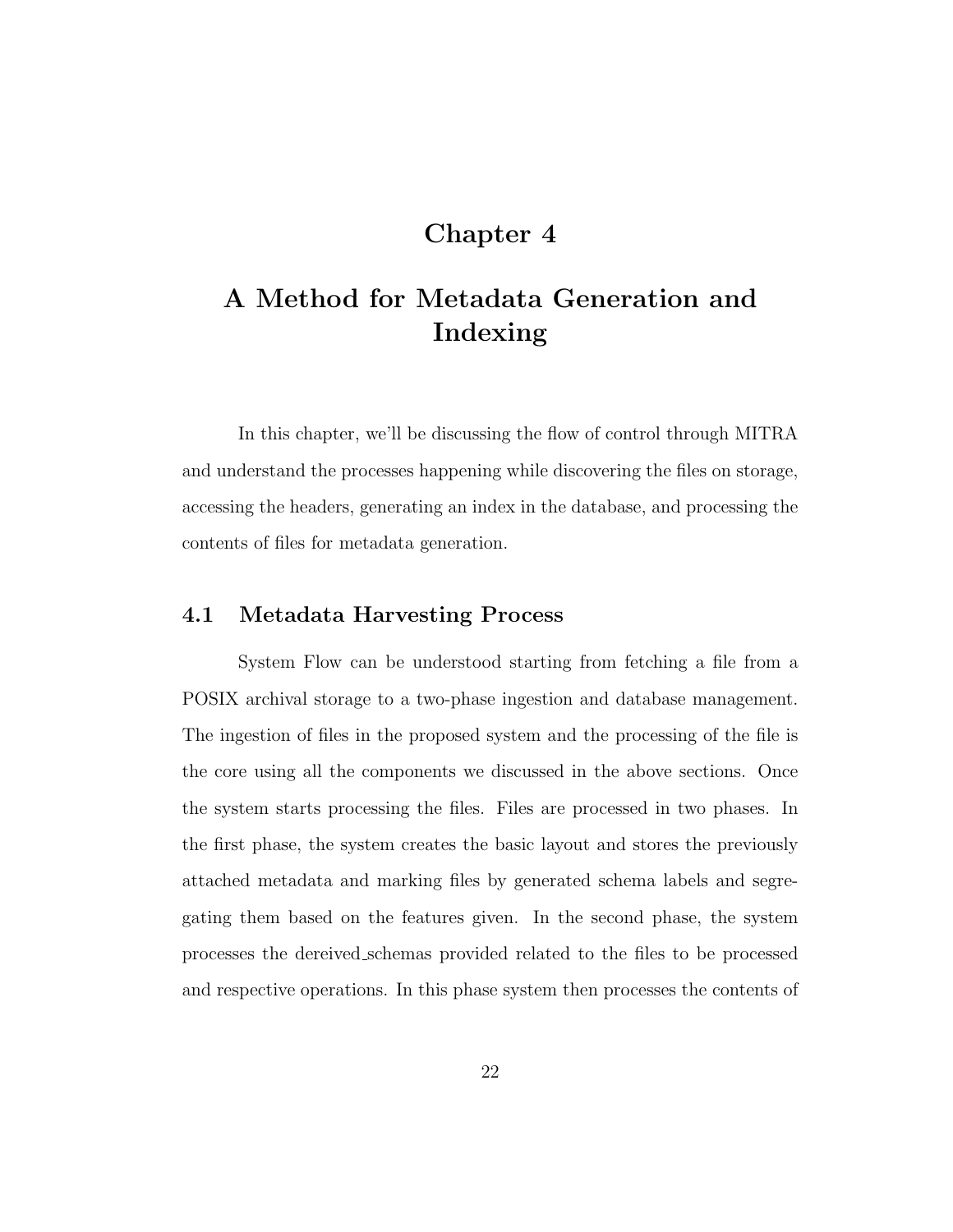# Chapter 4

# A Method for Metadata Generation and Indexing

In this chapter, we'll be discussing the flow of control through MITRA and understand the processes happening while discovering the files on storage, accessing the headers, generating an index in the database, and processing the contents of files for metadata generation.

## 4.1 Metadata Harvesting Process

System Flow can be understood starting from fetching a file from a POSIX archival storage to a two-phase ingestion and database management. The ingestion of files in the proposed system and the processing of the file is the core using all the components we discussed in the above sections. Once the system starts processing the files. Files are processed in two phases. In the first phase, the system creates the basic layout and stores the previously attached metadata and marking files by generated schema labels and segregating them based on the features given. In the second phase, the system processes the dereived_schemas provided related to the files to be processed and respective operations. In this phase system then processes the contents of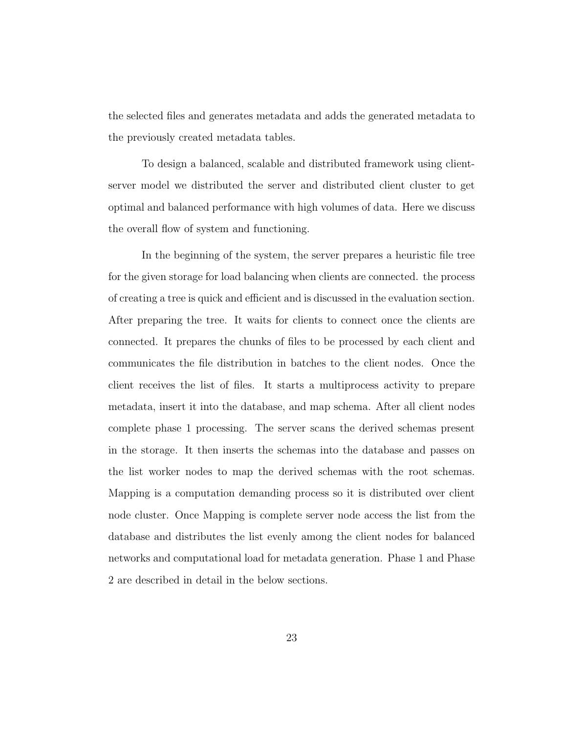the selected files and generates metadata and adds the generated metadata to the previously created metadata tables.

To design a balanced, scalable and distributed framework using client-server model we distributed the server and distributed client cluster to get optimal and balanced performance with high volumes of data. Here we discuss the overall flow of system and functioning.

In the beginning of the system, the server prepares a heuristic file tree for the given storage for load balancing when clients are connected. the process of creating a tree is quick and efficient and is discussed in the evaluation section. After preparing the tree. It waits for clients to connect once the clients are connected. It prepares the chunks of files to be processed by each client and communicates the file distribution in batches to the client nodes. Once the client receives the list of files. It starts a multiprocess activity to prepare metadata, insert it into the database, and map schema. After all client nodes complete phase 1 processing. The server scans the derived schemas present in the storage. It then inserts the schemas into the database and passes on the list worker nodes to map the derived schemas with the root schemas. Mapping is a computation demanding process so it is distributed over client node cluster. Once Mapping is complete server node access the list from the database and distributes the list evenly among the client nodes for balanced networks and computational load for metadata generation. Phase 1 and Phase 2 are described in detail in the below sections.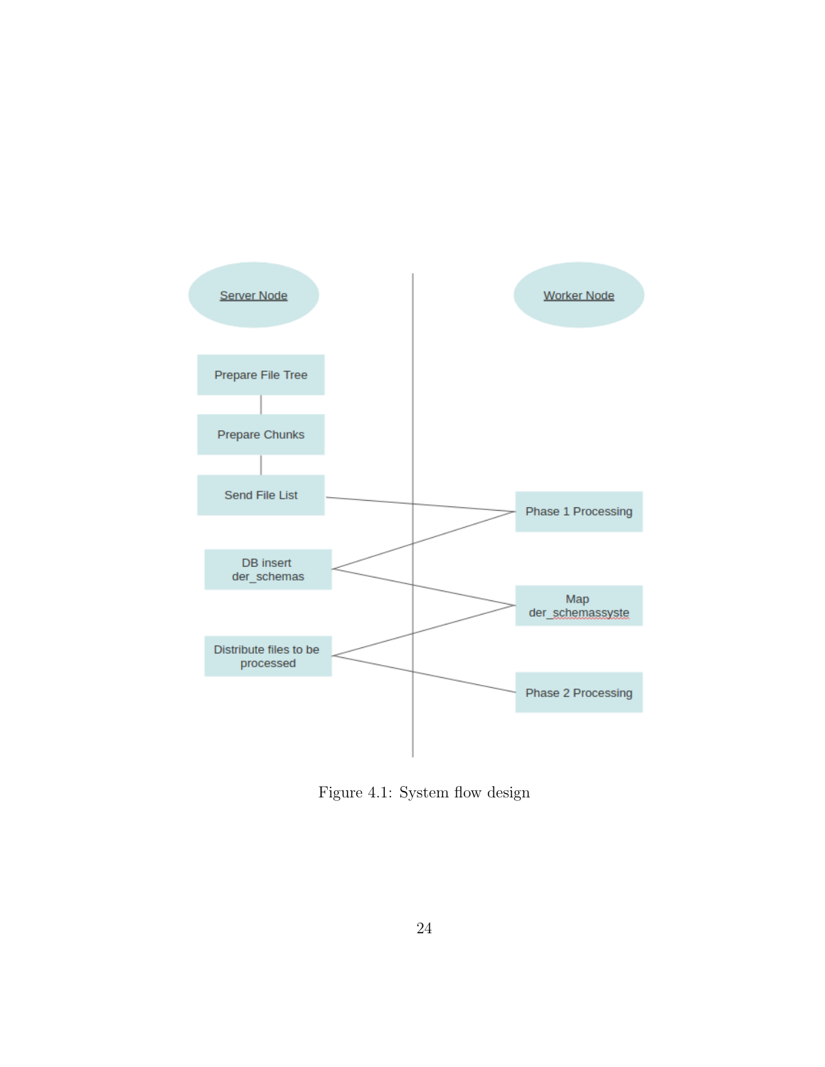Figure 4.1: System flow design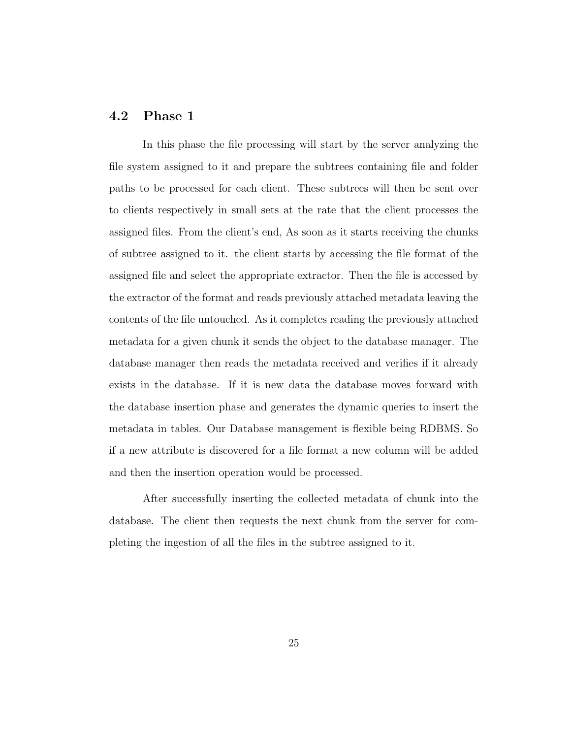## 4.2 Phase 1

In this phase the file processing will start by the server analyzing the file system assigned to it and prepare the subtrees containing file and folder paths to be processed for each client. These subtrees will then be sent over to clients respectively in small sets at the rate that the client processes the assigned files. From the client's end, As soon as it starts receiving the chunks of subtree assigned to it. the client starts by accessing the file format of the assigned file and select the appropriate extractor. Then the file is accessed by the extractor of the format and reads previously attached metadata leaving the contents of the file untouched. As it completes reading the previously attached metadata for a given chunk it sends the object to the database manager. The database manager then reads the metadata received and verifies if it already exists in the database. If it is new data the database moves forward with the database insertion phase and generates the dynamic queries to insert the metadata in tables. Our Database management is flexible being RDBMS. So if a new attribute is discovered for a file format a new column will be added and then the insertion operation would be processed.

After successfully inserting the collected metadata of chunk into the database. The client then requests the next chunk from the server for completing the ingestion of all the files in the subtree assigned to it.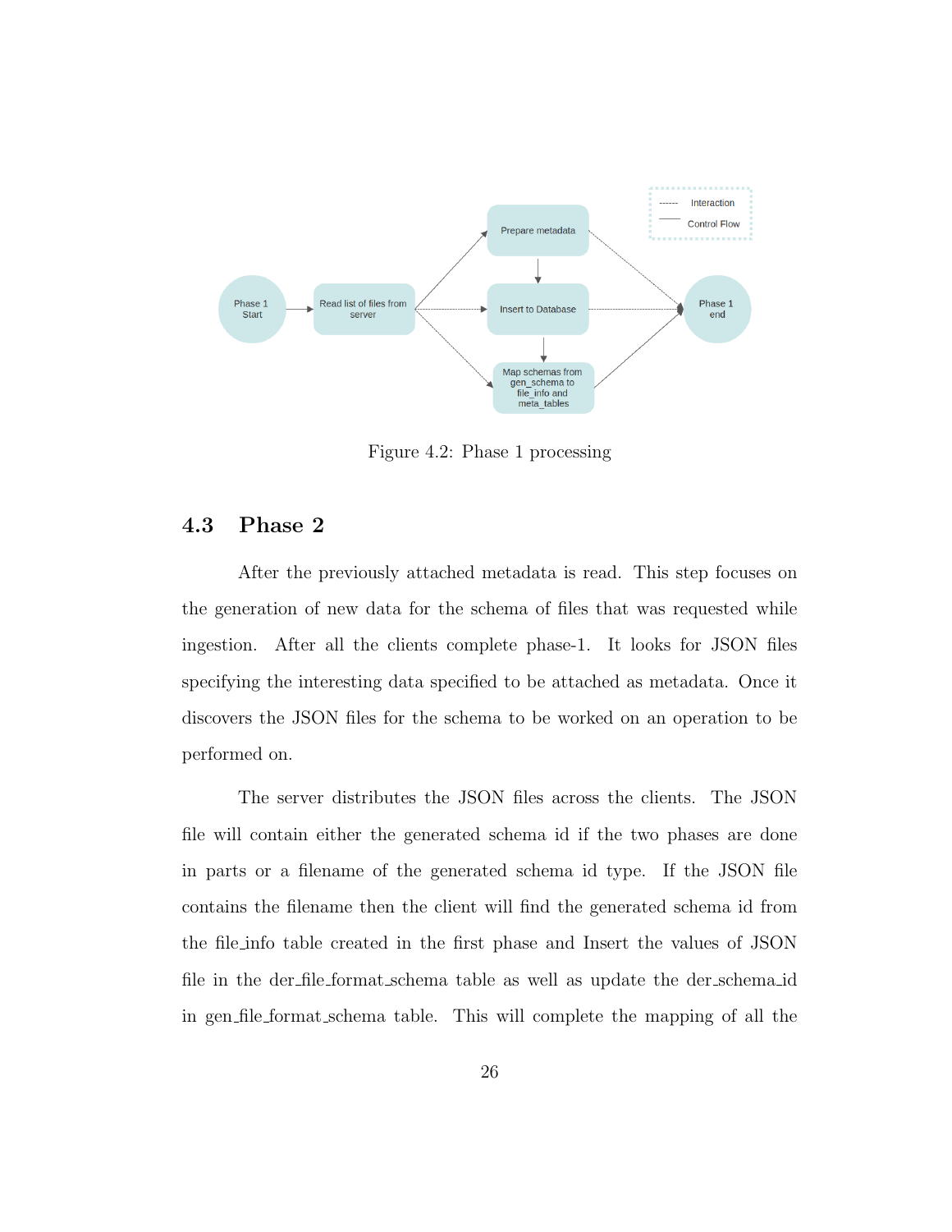Figure 4.2: Phase 1 processing

## 4.3 Phase 2

After the previously attached metadata is read. This step focuses on the generation of new data for the schema of files that was requested while ingestion. After all the clients complete phase-1. It looks for JSON files specifying the interesting data specified to be attached as metadata. Once it discovers the JSON files for the schema to be worked on an operation to be performed on.

The server distributes the JSON files across the clients. The JSON file will contain either the generated schema id if the two phases are done in parts or a filename of the generated schema id type. If the JSON file contains the filename then the client will find the generated schema id from the file_info table created in the first phase and Insert the values of JSON file in the der_file_format_schema table as well as update the der_schema_id in gen_file_format_schema table. This will complete the mapping of all the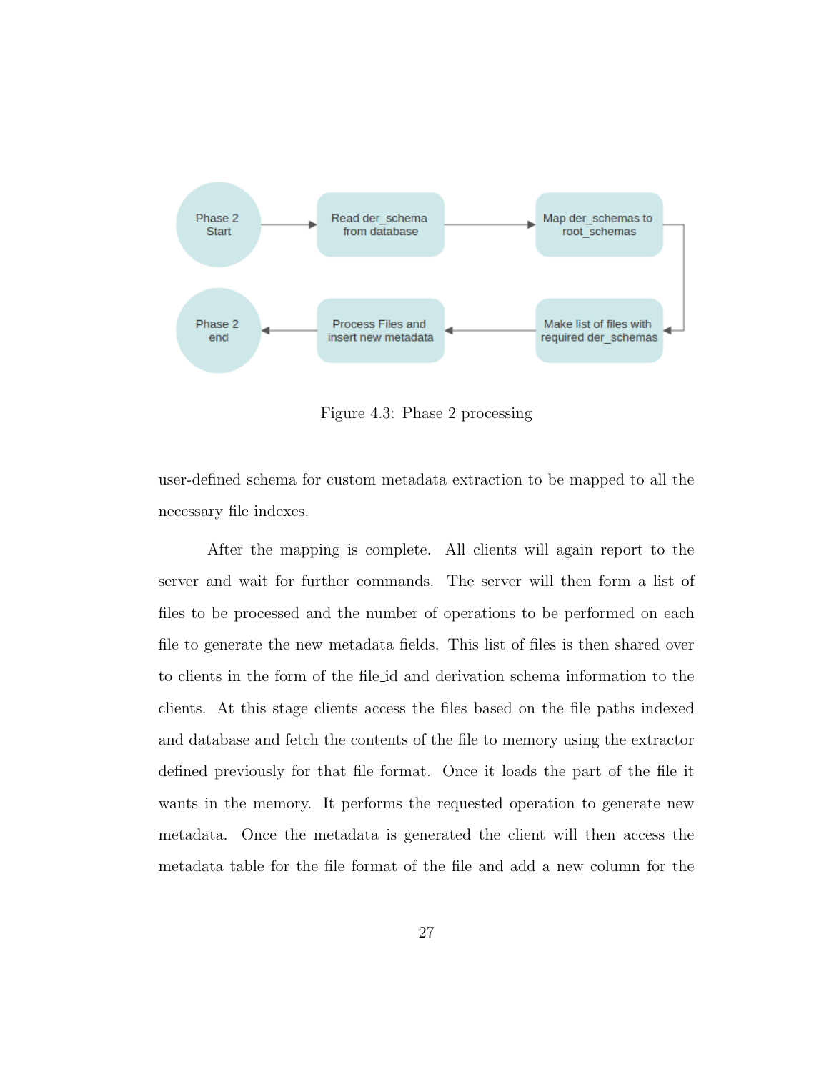Figure 4.3: Phase 2 processing

user-defined schema for custom metadata extraction to be mapped to all the necessary file indexes.

After the mapping is complete. All clients will again report to the server and wait for further commands. The server will then form a list of files to be processed and the number of operations to be performed on each file to generate the new metadata fields. This list of files is then shared over to clients in the form of the file_id and derivation schema information to the clients. At this stage clients access the files based on the file paths indexed and database and fetch the contents of the file to memory using the extractor defined previously for that file format. Once it loads the part of the file it wants in the memory. It performs the requested operation to generate new metadata. Once the metadata is generated the client will then access the metadata table for the file format of the file and add a new column for the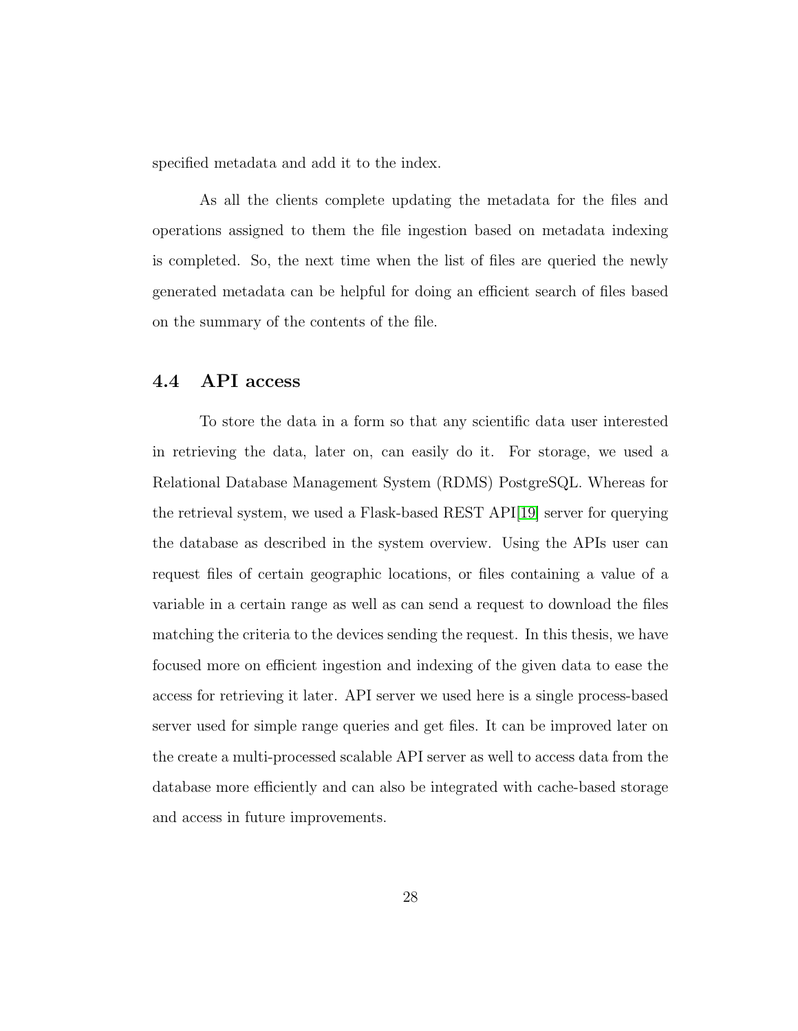specified metadata and add it to the index.

As all the clients complete updating the metadata for the files and operations assigned to them the file ingestion based on metadata indexing is completed. So, the next time when the list of files are queried the newly generated metadata can be helpful for doing an efficient search of files based on the summary of the contents of the file.

## 4.4 API access

To store the data in a form so that any scientific data user interested in retrieving the data, later on, can easily do it. For storage, we used a Relational Database Management System (RDMS) PostgreSQL. Whereas for the retrieval system, we used a Flask-based REST API[19] server for querying the database as described in the system overview. Using the APIs user can request files of certain geographic locations, or files containing a value of a variable in a certain range as well as can send a request to download the files matching the criteria to the devices sending the request. In this thesis, we have focused more on efficient ingestion and indexing of the given data to ease the access for retrieving it later. API server we used here is a single process-based server used for simple range queries and get files. It can be improved later on the create a multi-processed scalable API server as well to access data from the database more efficiently and can also be integrated with cache-based storage and access in future improvements.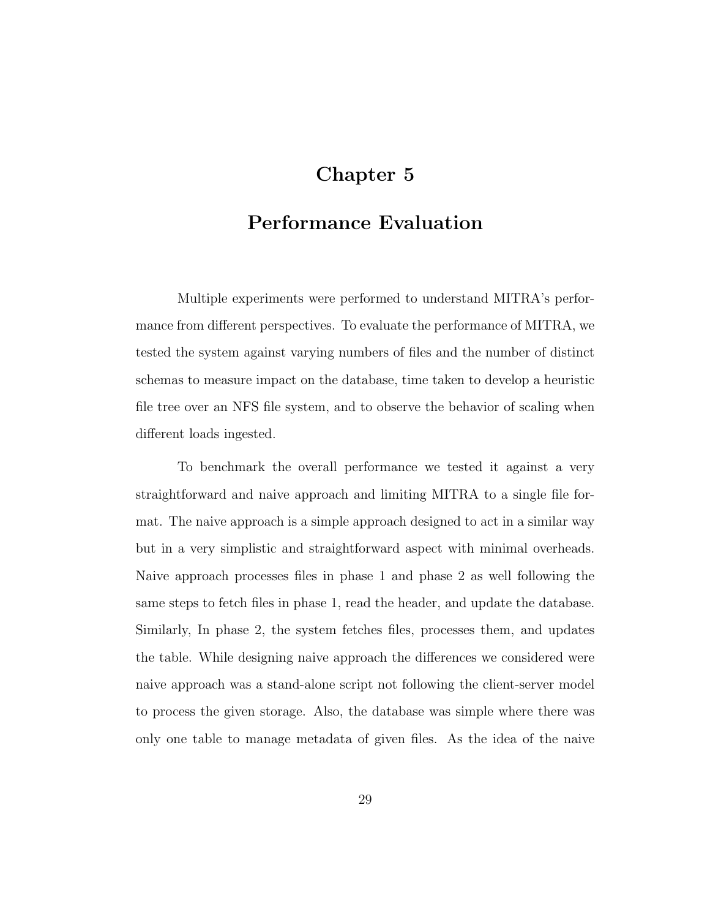# Chapter 5

# Performance Evaluation

Multiple experiments were performed to understand MITRA's performance from different perspectives. To evaluate the performance of MITRA, we tested the system against varying numbers of files and the number of distinct schemas to measure impact on the database, time taken to develop a heuristic file tree over an NFS file system, and to observe the behavior of scaling when different loads ingested.

To benchmark the overall performance we tested it against a very straightforward and naive approach and limiting MITRA to a single file format. The naive approach is a simple approach designed to act in a similar way but in a very simplistic and straightforward aspect with minimal overheads. Naive approach processes files in phase 1 and phase 2 as well following the same steps to fetch files in phase 1, read the header, and update the database. Similarly, In phase 2, the system fetches files, processes them, and updates the table. While designing naive approach the differences we considered were naive approach was a stand-alone script not following the client-server model to process the given storage. Also, the database was simple where there was only one table to manage metadata of given files. As the idea of the naive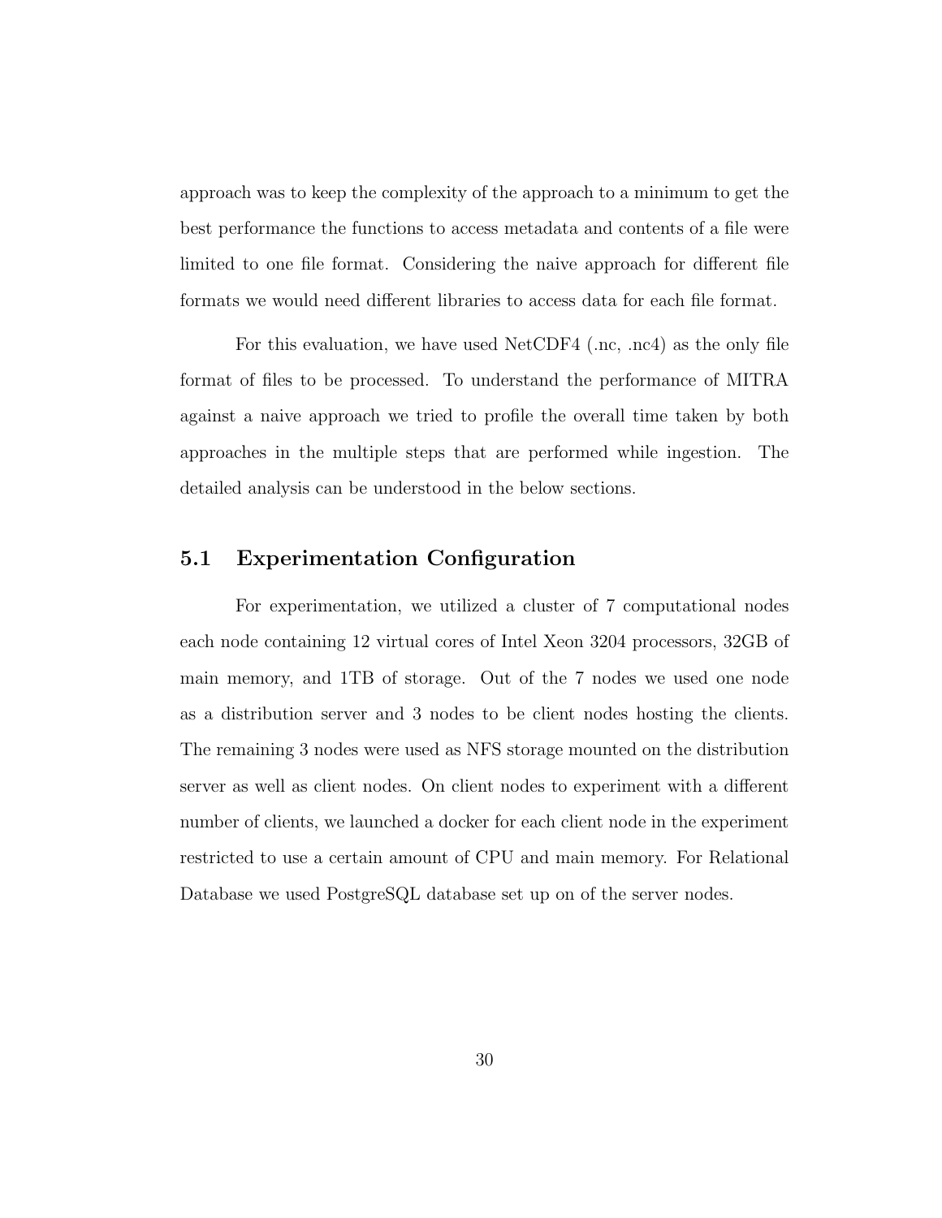approach was to keep the complexity of the approach to a minimum to get the best performance the functions to access metadata and contents of a file were limited to one file format. Considering the naive approach for different file formats we would need different libraries to access data for each file format.

For this evaluation, we have used NetCDF4 (.nc, .nc4) as the only file format of files to be processed. To understand the performance of MITRA against a naive approach we tried to profile the overall time taken by both approaches in the multiple steps that are performed while ingestion. The detailed analysis can be understood in the below sections.

## 5.1 Experimentation Configuration

For experimentation, we utilized a cluster of 7 computational nodes each node containing 12 virtual cores of Intel Xeon 3204 processors, 32GB of main memory, and 1TB of storage. Out of the 7 nodes we used one node as a distribution server and 3 nodes to be client nodes hosting the clients. The remaining 3 nodes were used as NFS storage mounted on the distribution server as well as client nodes. On client nodes to experiment with a different number of clients, we launched a docker for each client node in the experiment restricted to use a certain amount of CPU and main memory. For Relational Database we used PostgreSQL database set up on of the server nodes.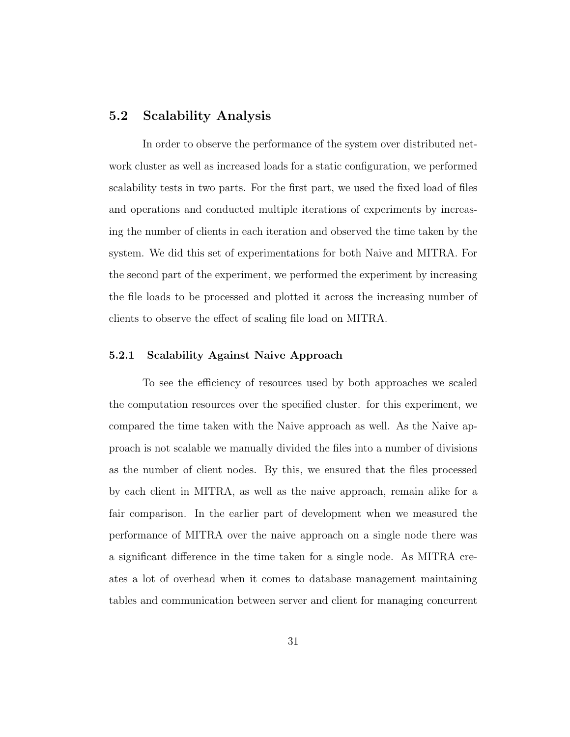## 5.2 Scalability Analysis

In order to observe the performance of the system over distributed network cluster as well as increased loads for a static configuration, we performed scalability tests in two parts. For the first part, we used the fixed load of files and operations and conducted multiple iterations of experiments by increasing the number of clients in each iteration and observed the time taken by the system. We did this set of experimentations for both Naive and MITRA. For the second part of the experiment, we performed the experiment by increasing the file loads to be processed and plotted it across the increasing number of clients to observe the effect of scaling file load on MITRA.

### 5.2.1 Scalability Against Naive Approach

To see the efficiency of resources used by both approaches we scaled the computation resources over the specified cluster. for this experiment, we compared the time taken with the Naive approach as well. As the Naive approach is not scalable we manually divided the files into a number of divisions as the number of client nodes. By this, we ensured that the files processed by each client in MITRA, as well as the naive approach, remain alike for a fair comparison. In the earlier part of development when we measured the performance of MITRA over the naive approach on a single node there was a significant difference in the time taken for a single node. As MITRA creates a lot of overhead when it comes to database management maintaining tables and communication between server and client for managing concurrent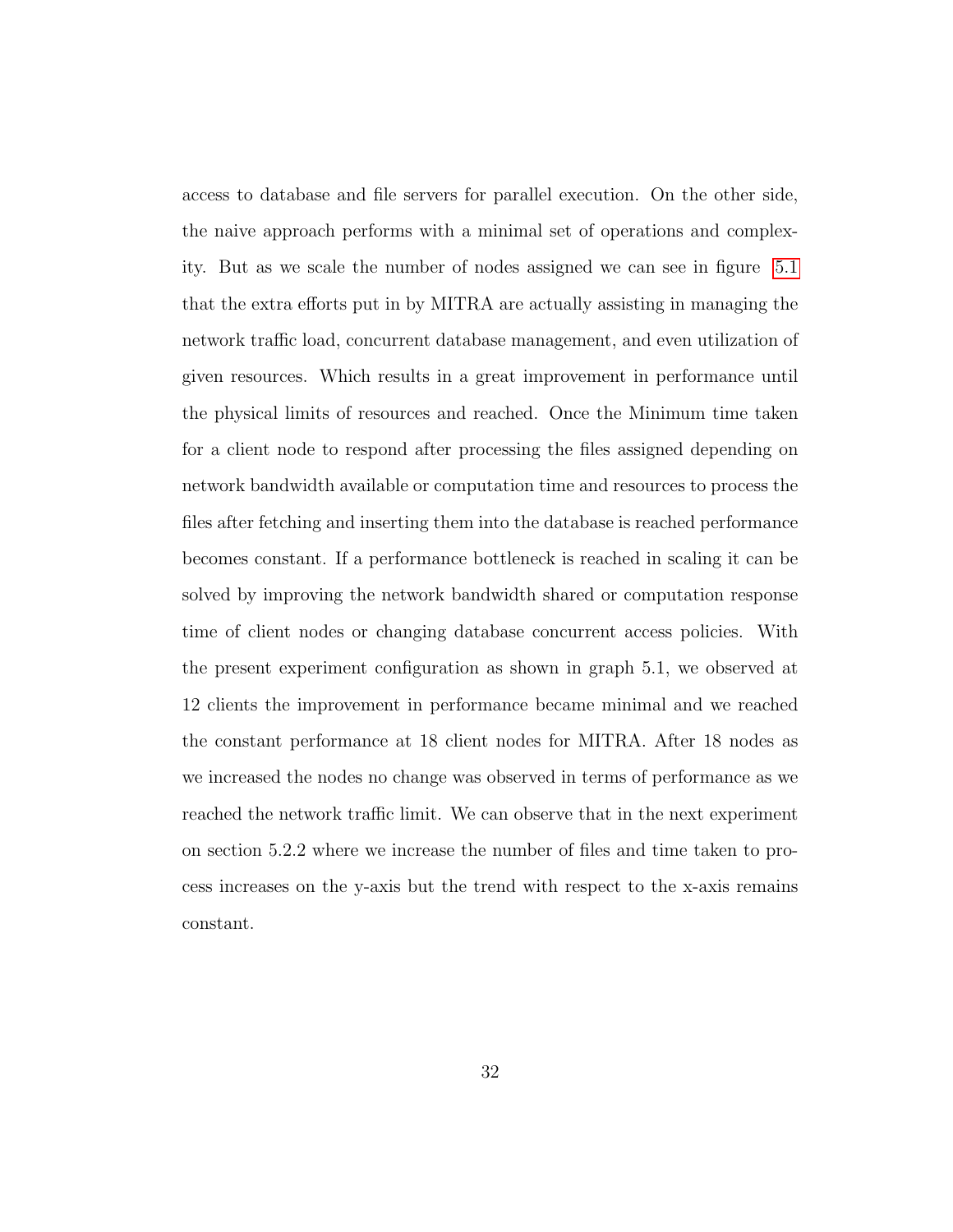access to database and file servers for parallel execution. On the other side, the naive approach performs with a minimal set of operations and complexity. But as we scale the number of nodes assigned we can see in figure 5.1 that the extra efforts put in by MITRA are actually assisting in managing the network traffic load, concurrent database management, and even utilization of given resources. Which results in a great improvement in performance until the physical limits of resources and reached. Once the Minimum time taken for a client node to respond after processing the files assigned depending on network bandwidth available or computation time and resources to process the files after fetching and inserting them into the database is reached performance becomes constant. If a performance bottleneck is reached in scaling it can be solved by improving the network bandwidth shared or computation response time of client nodes or changing database concurrent access policies. With the present experiment configuration as shown in graph 5.1, we observed at 12 clients the improvement in performance became minimal and we reached the constant performance at 18 client nodes for MITRA. After 18 nodes as we increased the nodes no change was observed in terms of performance as we reached the network traffic limit. We can observe that in the next experiment on section 5.2.2 where we increase the number of files and time taken to process increases on the y-axis but the trend with respect to the x-axis remains constant.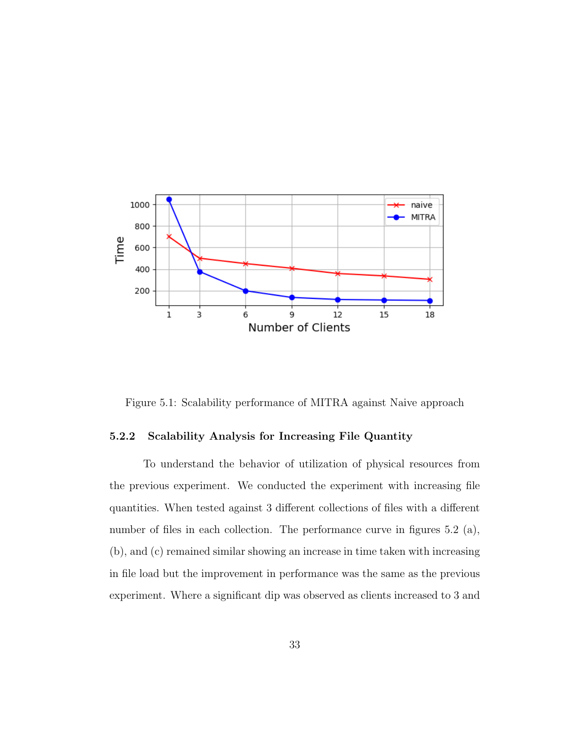Figure 5.1: Scalability performance of MITRA against Naive approach

### 5.2.2 Scalability Analysis for Increasing File Quantity

To understand the behavior of utilization of physical resources from the previous experiment. We conducted the experiment with increasing file quantities. When tested against 3 different collections of files with a different number of files in each collection. The performance curve in figures 5.2 (a), (b), and (c) remained similar showing an increase in time taken with increasing in file load but the improvement in performance was the same as the previous experiment. Where a significant dip was observed as clients increased to 3 and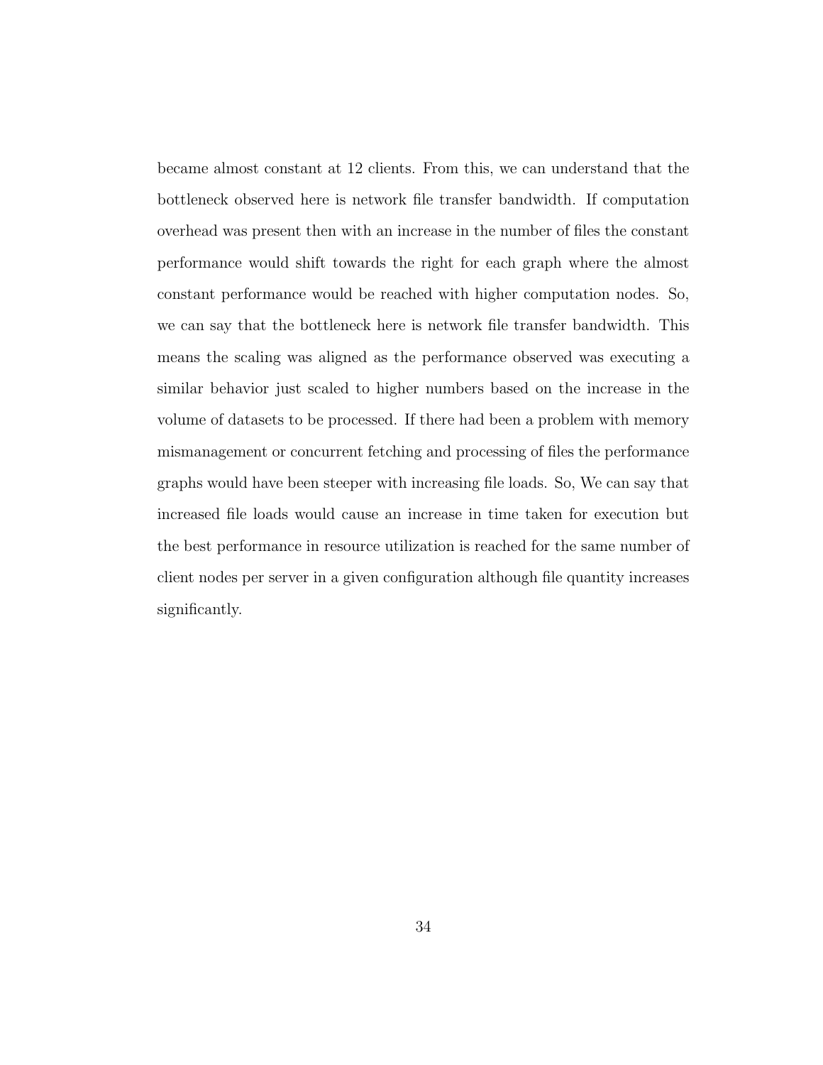became almost constant at 12 clients. From this, we can understand that the bottleneck observed here is network file transfer bandwidth. If computation overhead was present then with an increase in the number of files the constant performance would shift towards the right for each graph where the almost constant performance would be reached with higher computation nodes. So, we can say that the bottleneck here is network file transfer bandwidth. This means the scaling was aligned as the performance observed was executing a similar behavior just scaled to higher numbers based on the increase in the volume of datasets to be processed. If there had been a problem with memory mismanagement or concurrent fetching and processing of files the performance graphs would have been steeper with increasing file loads. So, We can say that increased file loads would cause an increase in time taken for execution but the best performance in resource utilization is reached for the same number of client nodes per server in a given configuration although file quantity increases significantly.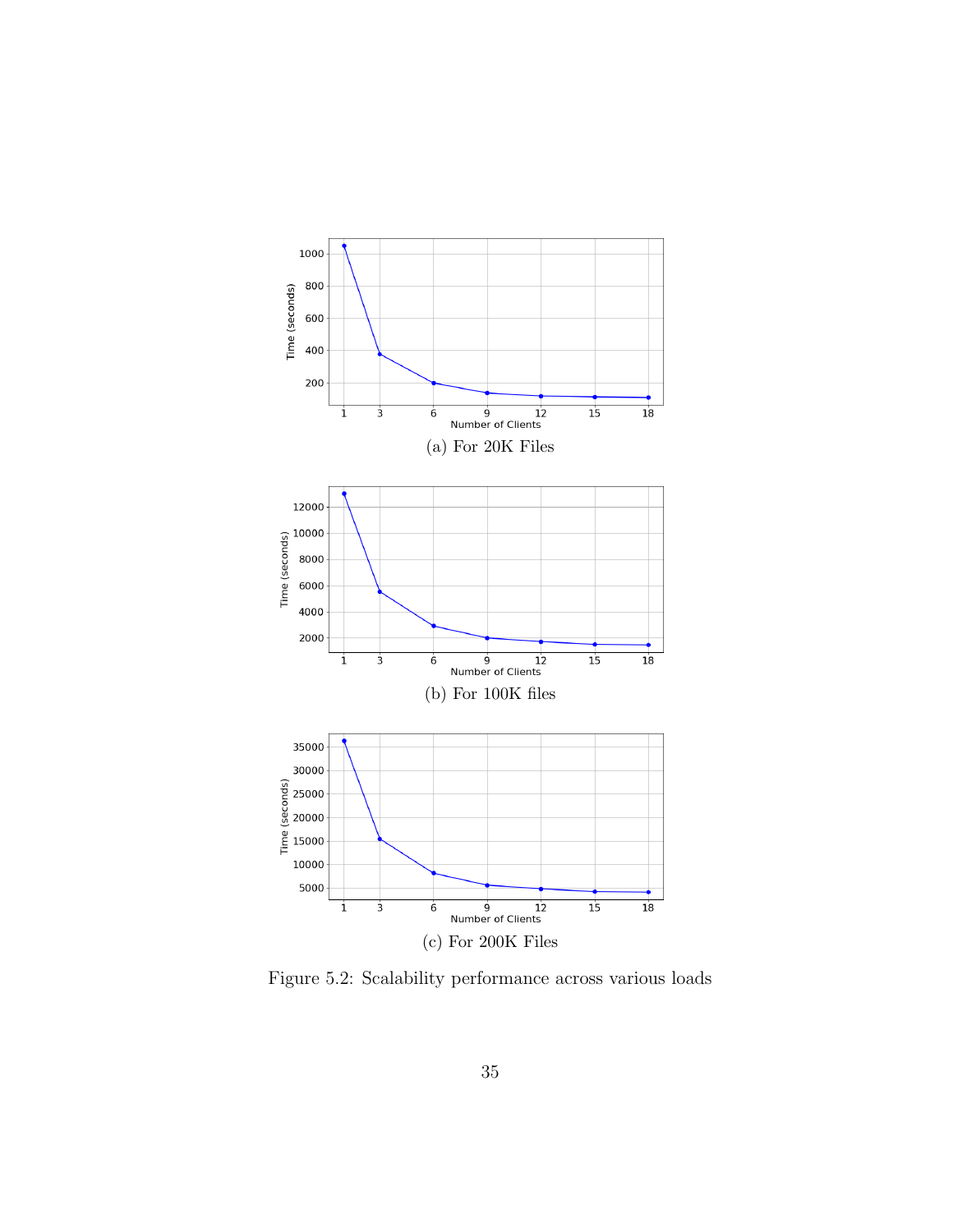(a) For 20K Files

(b) For 100K files

(c) For 200K Files

Figure 5.2: Scalability performance across various loads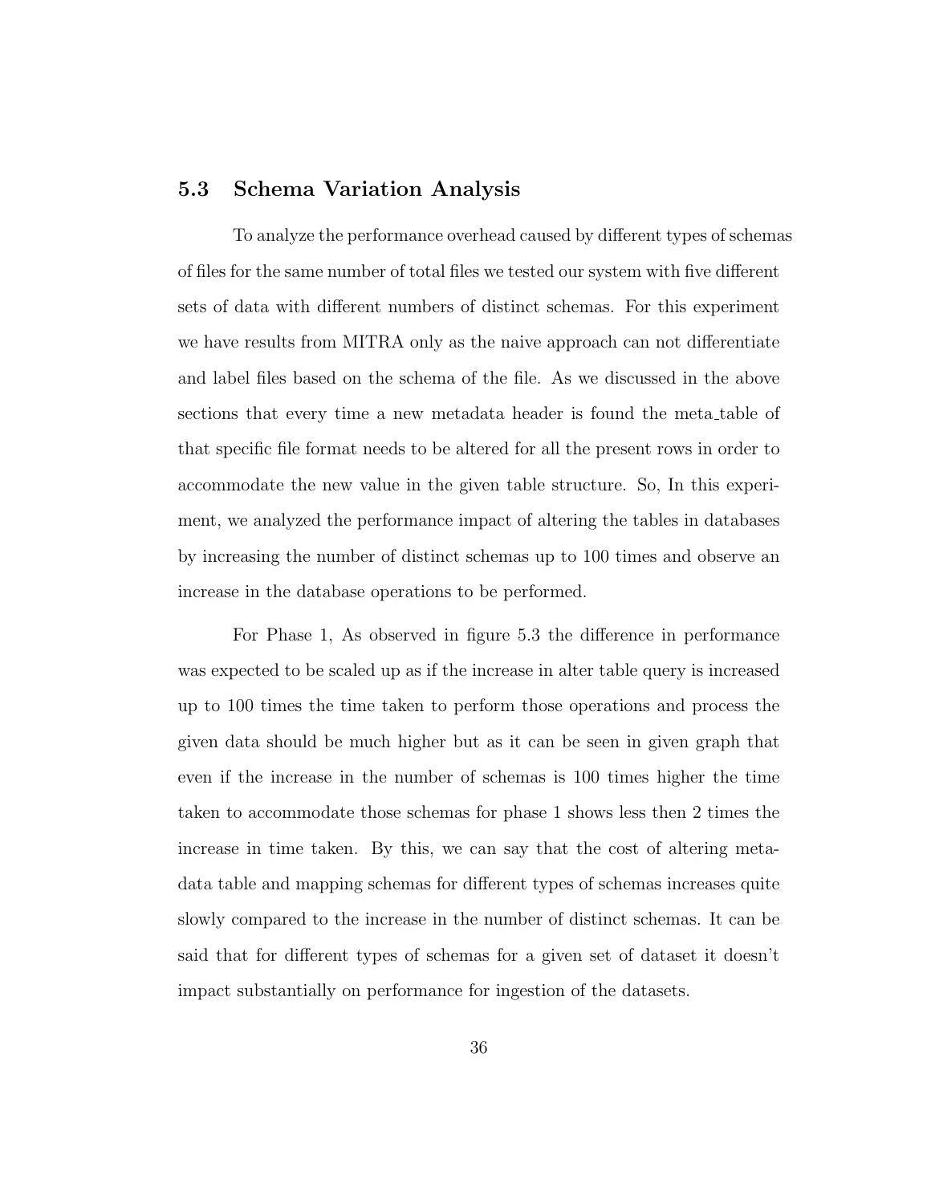## 5.3 Schema Variation Analysis

To analyze the performance overhead caused by different types of schemas of files for the same number of total files we tested our system with five different sets of data with different numbers of distinct schemas. For this experiment we have results from MITRA only as the naive approach can not differentiate and label files based on the schema of the file. As we discussed in the above sections that every time a new metadata header is found the meta_table of that specific file format needs to be altered for all the present rows in order to accommodate the new value in the given table structure. So, In this experiment, we analyzed the performance impact of altering the tables in databases by increasing the number of distinct schemas up to 100 times and observe an increase in the database operations to be performed.

For Phase 1, As observed in figure 5.3 the difference in performance was expected to be scaled up as if the increase in alter table query is increased up to 100 times the time taken to perform those operations and process the given data should be much higher but as it can be seen in given graph that even if the increase in the number of schemas is 100 times higher the time taken to accommodate those schemas for phase 1 shows less then 2 times the increase in time taken. By this, we can say that the cost of altering metadata table and mapping schemas for different types of schemas increases quite slowly compared to the increase in the number of distinct schemas. It can be said that for different types of schemas for a given set of dataset it doesn't impact substantially on performance for ingestion of the datasets.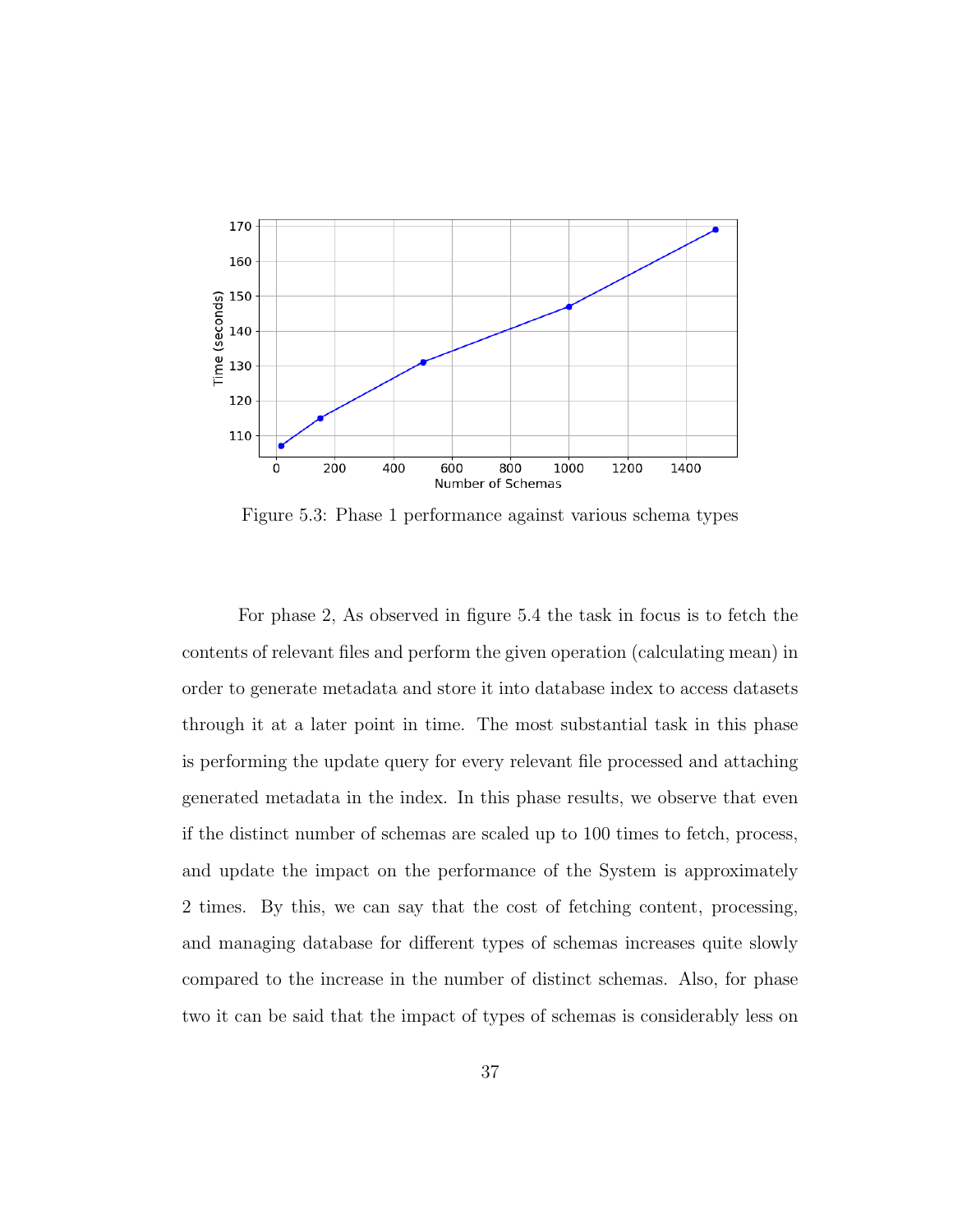Figure 5.3: Phase 1 performance against various schema types

For phase 2, As observed in figure 5.4 the task in focus is to fetch the contents of relevant files and perform the given operation (calculating mean) in order to generate metadata and store it into database index to access datasets through it at a later point in time. The most substantial task in this phase is performing the update query for every relevant file processed and attaching generated metadata in the index. In this phase results, we observe that even if the distinct number of schemas are scaled up to 100 times to fetch, process, and update the impact on the performance of the System is approximately 2 times. By this, we can say that the cost of fetching content, processing, and managing database for different types of schemas increases quite slowly compared to the increase in the number of distinct schemas. Also, for phase two it can be said that the impact of types of schemas is considerably less on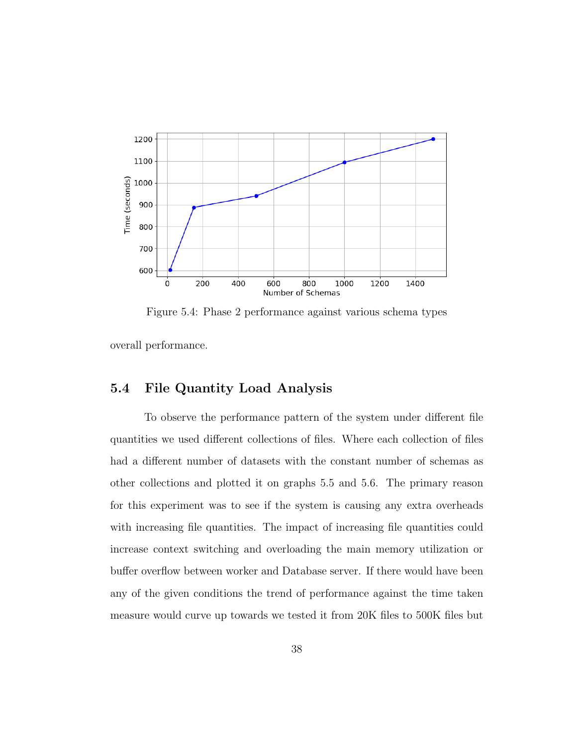Figure 5.4: Phase 2 performance against various schema types

overall performance.

## 5.4 File Quantity Load Analysis

To observe the performance pattern of the system under different file quantities we used different collections of files. Where each collection of files had a different number of datasets with the constant number of schemas as other collections and plotted it on graphs 5.5 and 5.6. The primary reason for this experiment was to see if the system is causing any extra overheads with increasing file quantities. The impact of increasing file quantities could increase context switching and overloading the main memory utilization or buffer overflow between worker and Database server. If there would have been any of the given conditions the trend of performance against the time taken measure would curve up towards we tested it from 20K files to 500K files but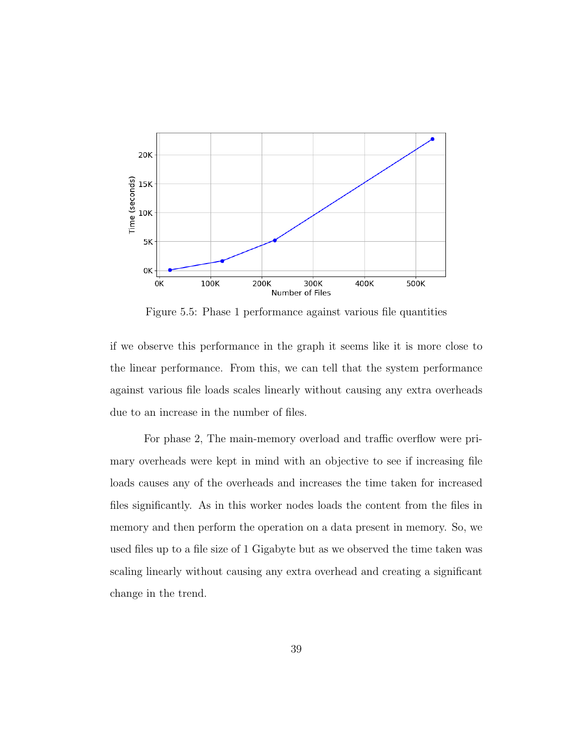Figure 5.5: Phase 1 performance against various file quantities

if we observe this performance in the graph it seems like it is more close to the linear performance. From this, we can tell that the system performance against various file loads scales linearly without causing any extra overheads due to an increase in the number of files.

For phase 2, The main-memory overload and traffic overflow were primary overheads were kept in mind with an objective to see if increasing file loads causes any of the overheads and increases the time taken for increased files significantly. As in this worker nodes loads the content from the files in memory and then perform the operation on a data present in memory. So, we used files up to a file size of 1 Gigabyte but as we observed the time taken was scaling linearly without causing any extra overhead and creating a significant change in the trend.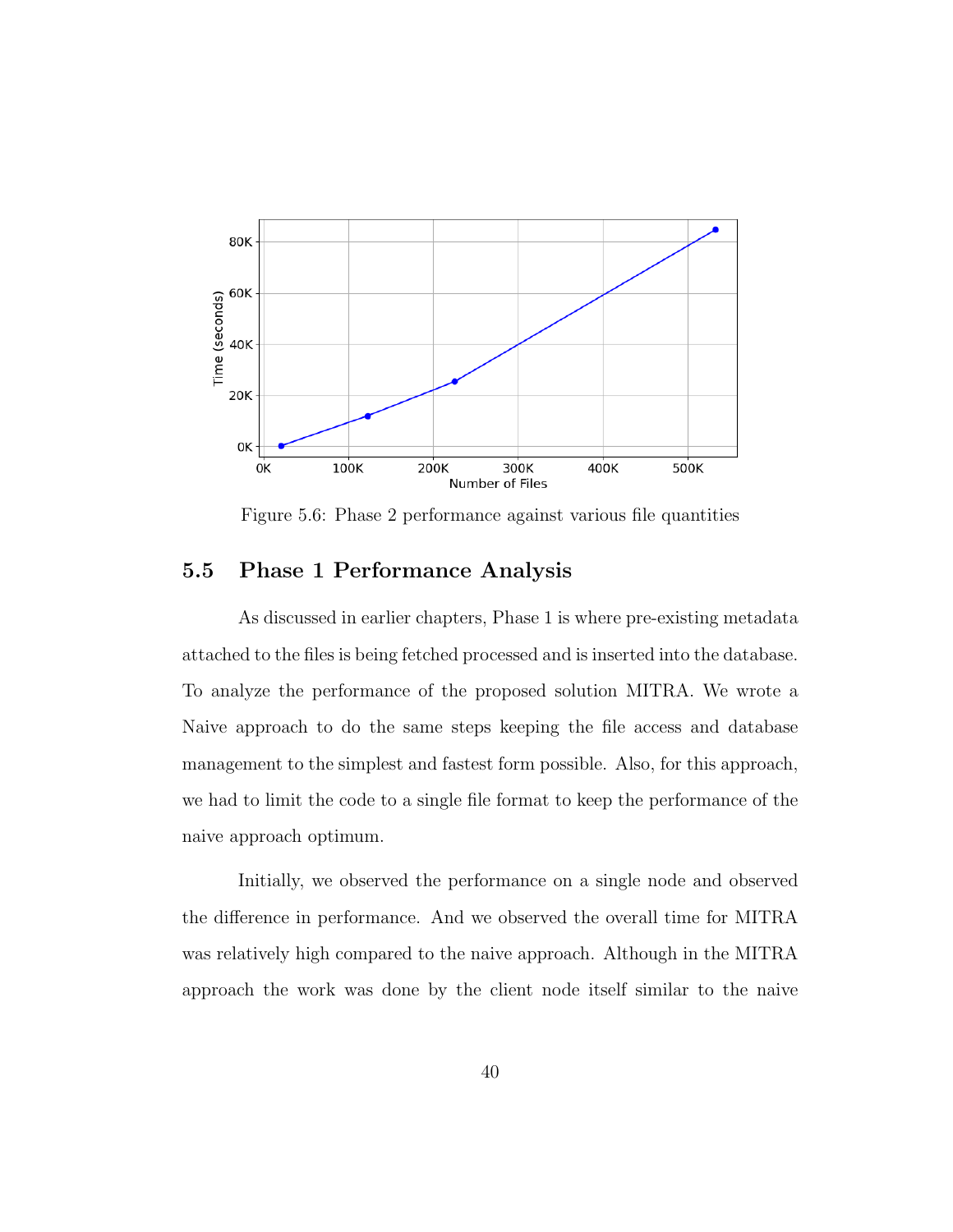Figure 5.6: Phase 2 performance against various file quantities

## 5.5 Phase 1 Performance Analysis

As discussed in earlier chapters, Phase 1 is where pre-existing metadata attached to the files is being fetched processed and is inserted into the database. To analyze the performance of the proposed solution MITRA. We wrote a Naive approach to do the same steps keeping the file access and database management to the simplest and fastest form possible. Also, for this approach, we had to limit the code to a single file format to keep the performance of the naive approach optimum.

Initially, we observed the performance on a single node and observed the difference in performance. And we observed the overall time for MITRA was relatively high compared to the naive approach. Although in the MITRA approach the work was done by the client node itself similar to the naive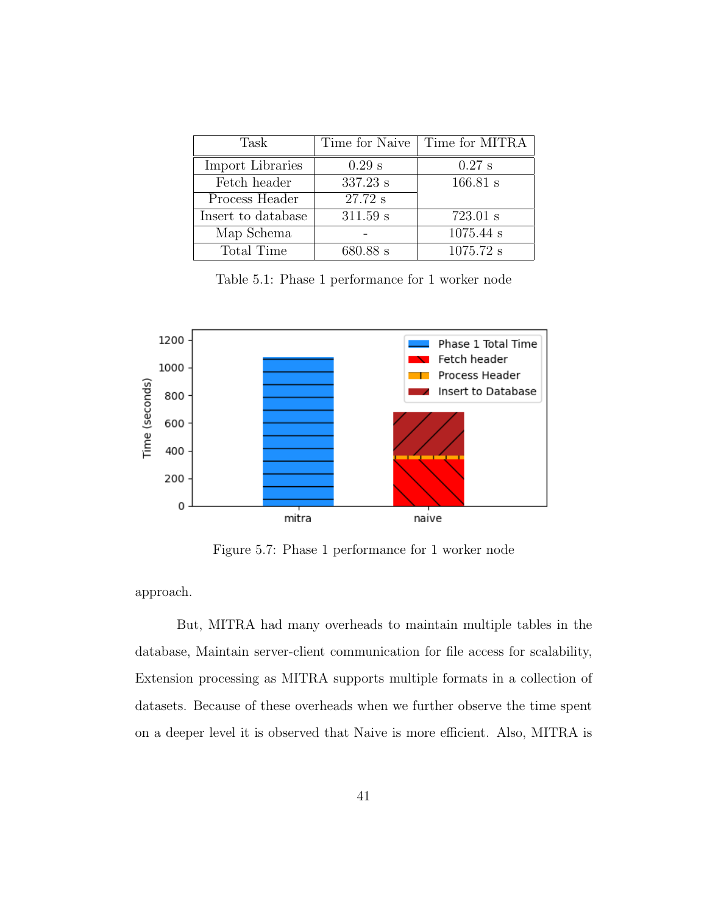| Task | Time for Naive | Time for MITRA |
|---|---|---|
| Import Libraries | 0.29 s | 0.27 s |
| Fetch header | 337.23 s | 166.81 s |
| Process Header | 27.72 s | |
| Insert to database | 311.59 s | 723.01 s |
| Map Schema | - | 1075.44 s |
| Total Time | 680.88 s | 1075.72 s |

Table 5.1: Phase 1 performance for 1 worker node

Figure 5.7: Phase 1 performance for 1 worker node

approach.

But, MITRA had many overheads to maintain multiple tables in the database, Maintain server-client communication for file access for scalability, Extension processing as MITRA supports multiple formats in a collection of datasets. Because of these overheads when we further observe the time spent on a deeper level it is observed that Naive is more efficient. Also, MITRA is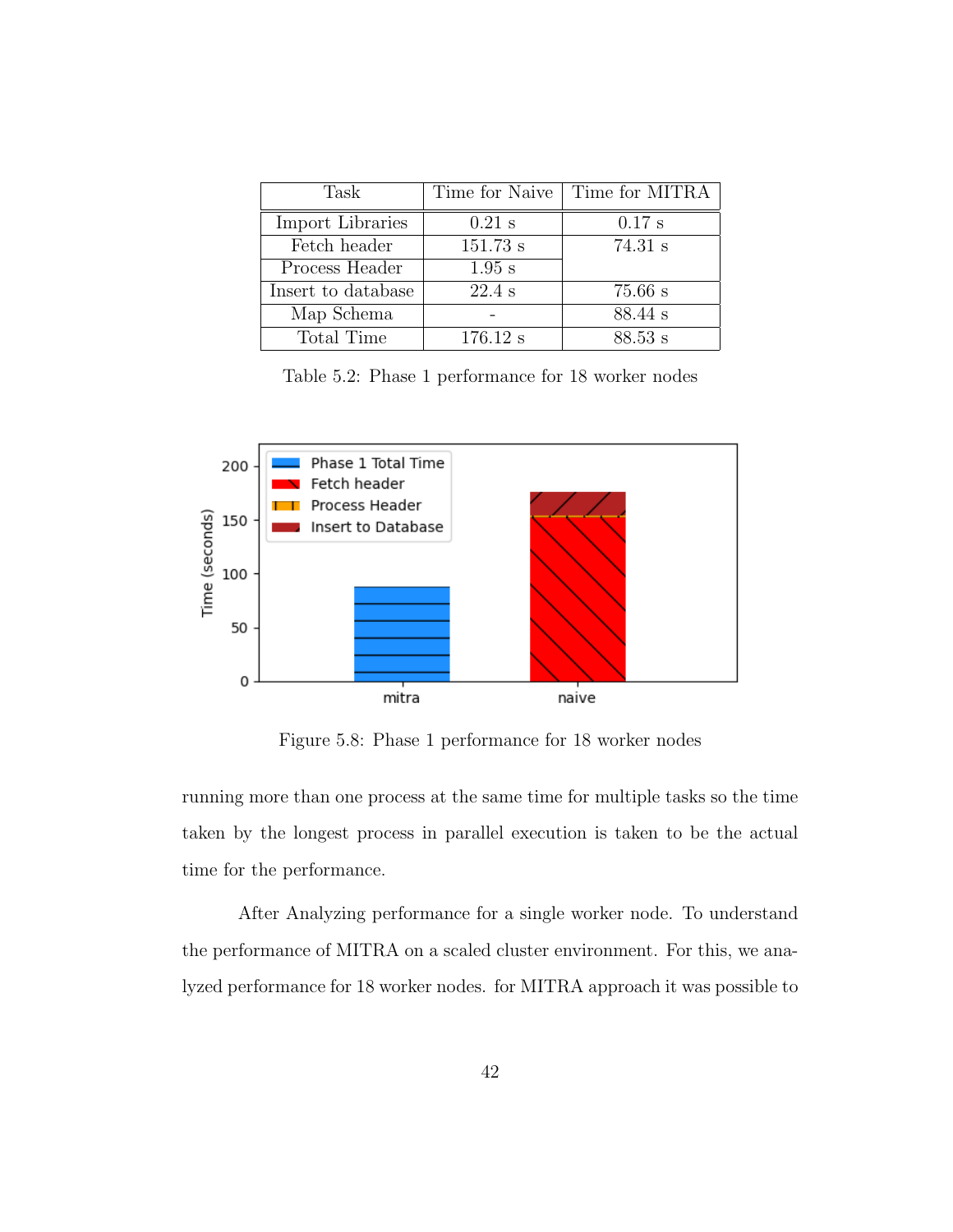| Task | Time for Naive | Time for MITRA |
|---|---|---|
| Import Libraries | 0.21 s | 0.17 s |
| Fetch header | 151.73 s | 74.31 s |
| Process Header | 1.95 s | |
| Insert to database | 22.4 s | 75.66 s |
| Map Schema | - | 88.44 s |
| Total Time | 176.12 s | 88.53 s |

Table 5.2: Phase 1 performance for 18 worker nodes

Figure 5.8: Phase 1 performance for 18 worker nodes

running more than one process at the same time for multiple tasks so the time taken by the longest process in parallel execution is taken to be the actual time for the performance.

After Analyzing performance for a single worker node. To understand the performance of MITRA on a scaled cluster environment. For this, we analyzed performance for 18 worker nodes. for MITRA approach it was possible to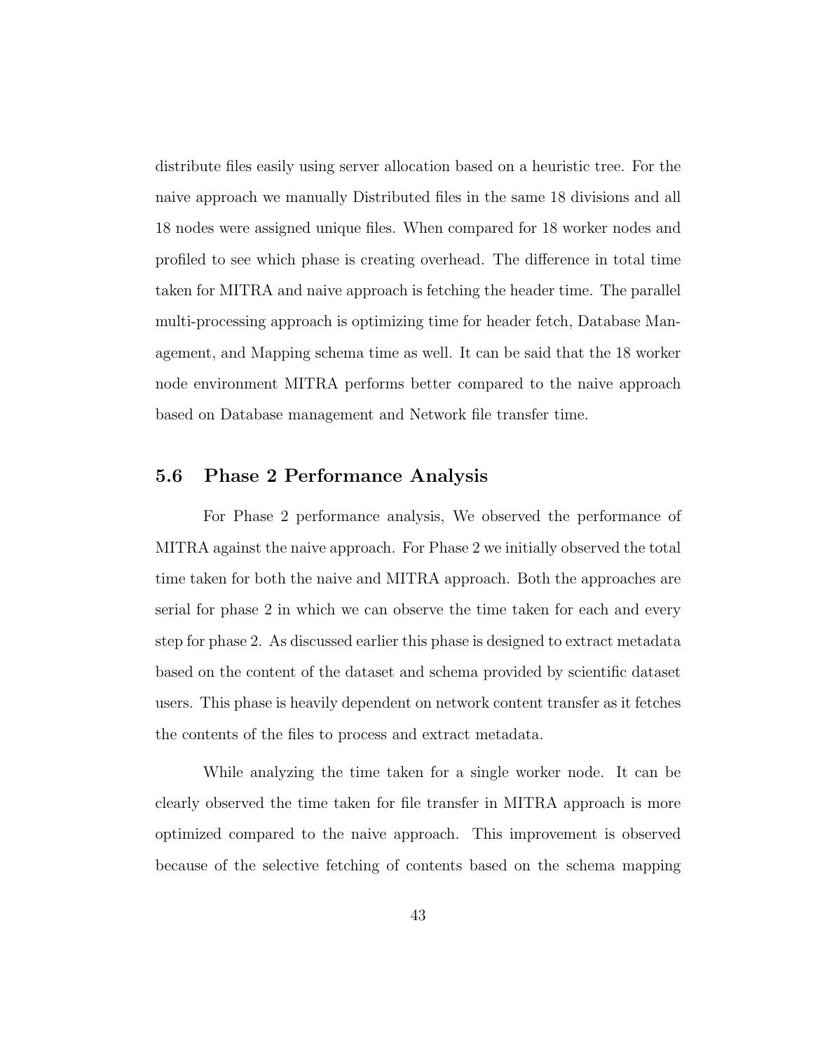distribute files easily using server allocation based on a heuristic tree. For the naive approach we manually Distributed files in the same 18 divisions and all 18 nodes were assigned unique files. When compared for 18 worker nodes and profiled to see which phase is creating overhead. The difference in total time taken for MITRA and naive approach is fetching the header time. The parallel multi-processing approach is optimizing time for header fetch, Database Management, and Mapping schema time as well. It can be said that the 18 worker node environment MITRA performs better compared to the naive approach based on Database management and Network file transfer time.

## 5.6 Phase 2 Performance Analysis

For Phase 2 performance analysis, We observed the performance of MITRA against the naive approach. For Phase 2 we initially observed the total time taken for both the naive and MITRA approach. Both the approaches are serial for phase 2 in which we can observe the time taken for each and every step for phase 2. As discussed earlier this phase is designed to extract metadata based on the content of the dataset and schema provided by scientific dataset users. This phase is heavily dependent on network content transfer as it fetches the contents of the files to process and extract metadata.

While analyzing the time taken for a single worker node. It can be clearly observed the time taken for file transfer in MITRA approach is more optimized compared to the naive approach. This improvement is observed because of the selective fetching of contents based on the schema mapping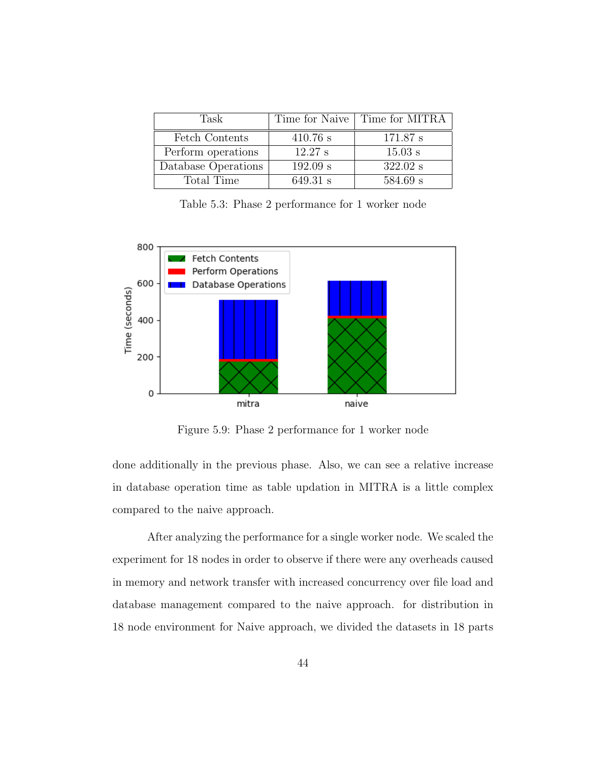| Task | Time for Naive | Time for MITRA |
|---|---|---|
| Fetch Contents | 410.76 s | 171.87 s |
| Perform operations | 12.27 s | 15.03 s |
| Database Operations | 192.09 s | 322.02 s |
| Total Time | 649.31 s | 584.69 s |

Table 5.3: Phase 2 performance for 1 worker node

Figure 5.9: Phase 2 performance for 1 worker node

done additionally in the previous phase. Also, we can see a relative increase in database operation time as table updation in MITRA is a little complex compared to the naive approach.

After analyzing the performance for a single worker node. We scaled the experiment for 18 nodes in order to observe if there were any overheads caused in memory and network transfer with increased concurrency over file load and database management compared to the naive approach. for distribution in 18 node environment for Naive approach, we divided the datasets in 18 parts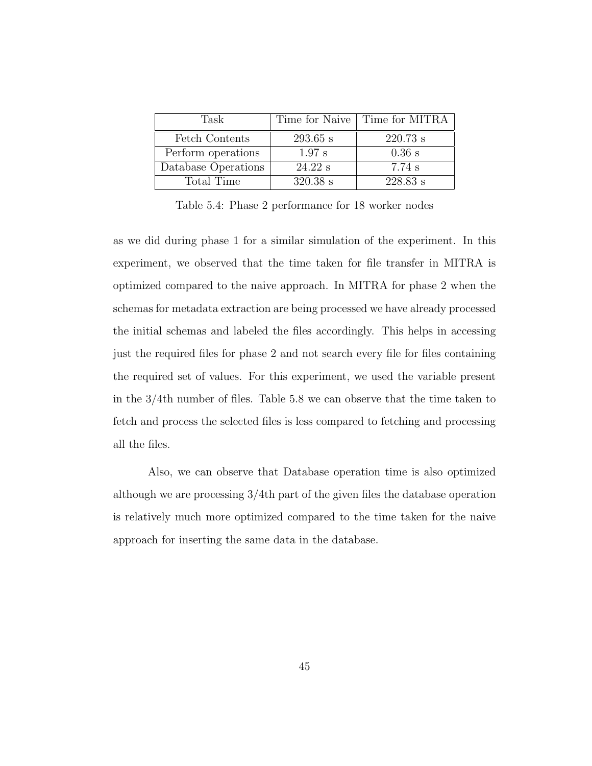| Task | Time for Naive | Time for MITRA |
|---|---|---|
| Fetch Contents | 293.65 s | 220.73 s |
| Perform operations | 1.97 s | 0.36 s |
| Database Operations | 24.22 s | 7.74 s |
| Total Time | 320.38 s | 228.83 s |

Table 5.4: Phase 2 performance for 18 worker nodes

as we did during phase 1 for a similar simulation of the experiment. In this experiment, we observed that the time taken for file transfer in MITRA is optimized compared to the naive approach. In MITRA for phase 2 when the schemas for metadata extraction are being processed we have already processed the initial schemas and labeled the files accordingly. This helps in accessing just the required files for phase 2 and not search every file for files containing the required set of values. For this experiment, we used the variable present in the 3/4th number of files. Table 5.8 we can observe that the time taken to fetch and process the selected files is less compared to fetching and processing all the files.

Also, we can observe that Database operation time is also optimized although we are processing 3/4th part of the given files the database operation is relatively much more optimized compared to the time taken for the naive approach for inserting the same data in the database.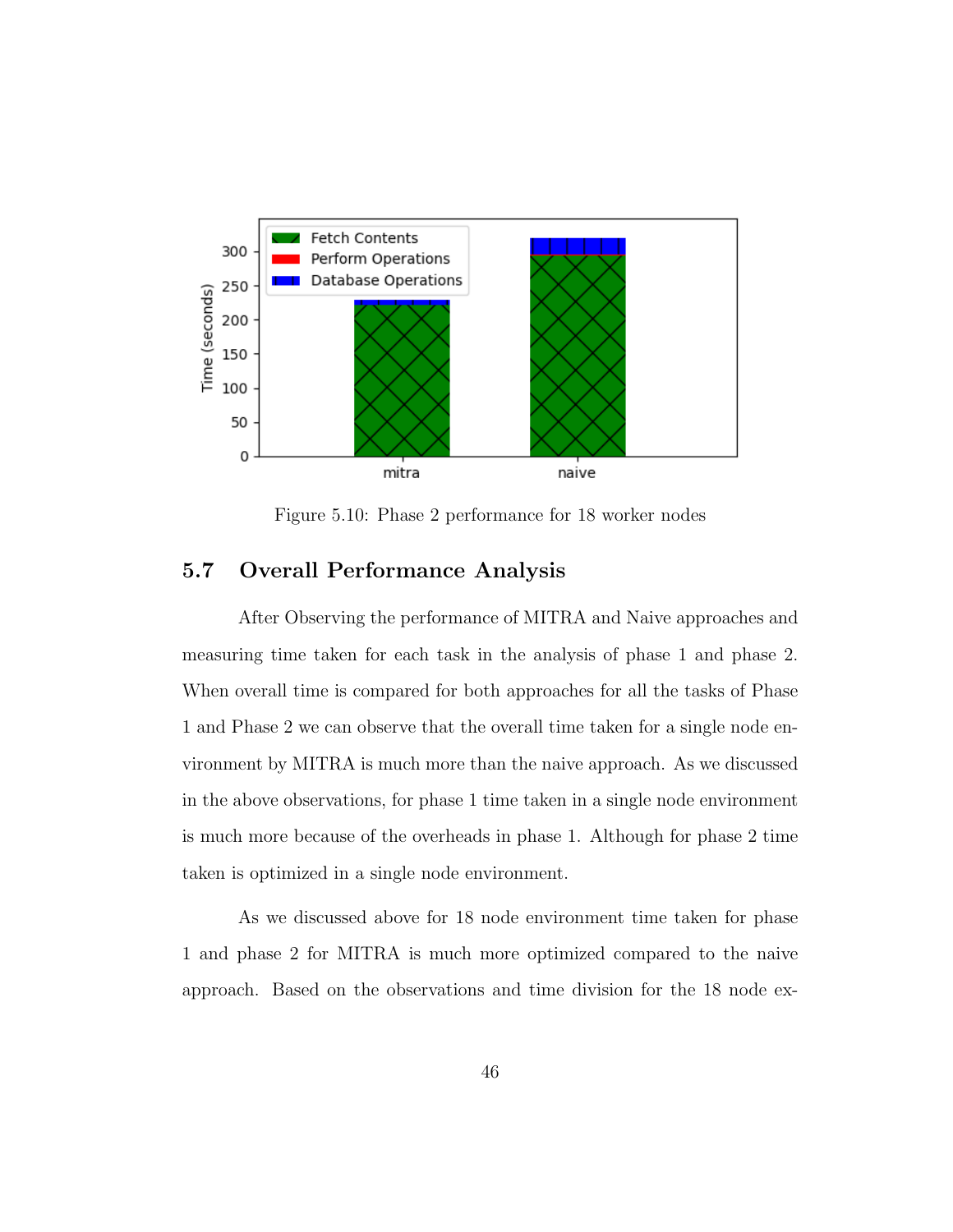Figure 5.10: Phase 2 performance for 18 worker nodes

## 5.7 Overall Performance Analysis

After Observing the performance of MITRA and Naive approaches and measuring time taken for each task in the analysis of phase 1 and phase 2. When overall time is compared for both approaches for all the tasks of Phase 1 and Phase 2 we can observe that the overall time taken for a single node environment by MITRA is much more than the naive approach. As we discussed in the above observations, for phase 1 time taken in a single node environment is much more because of the overheads in phase 1. Although for phase 2 time taken is optimized in a single node environment.

As we discussed above for 18 node environment time taken for phase 1 and phase 2 for MITRA is much more optimized compared to the naive approach. Based on the observations and time division for the 18 node ex-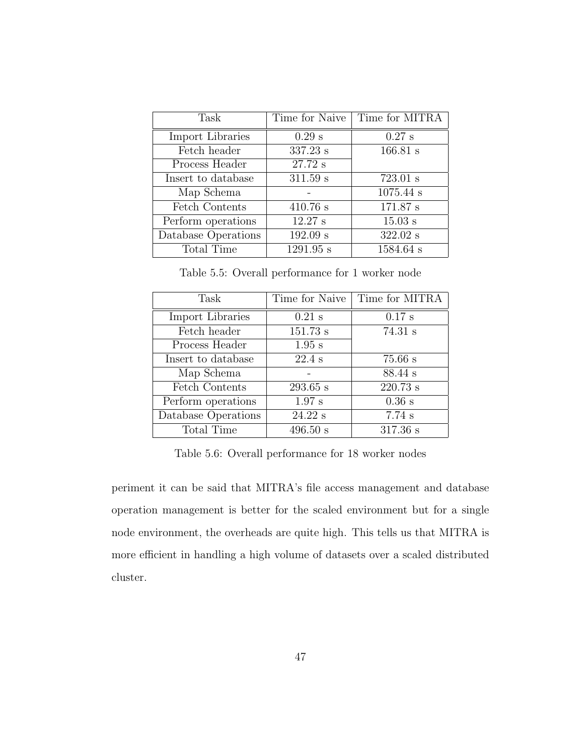| Task | Time for Naive | Time for MITRA |
|---|---|---|
| Import Libraries | 0.29 s | 0.27 s |
| Fetch header | 337.23 s | 166.81 s |
| Process Header | 27.72 s | |
| Insert to database | 311.59 s | 723.01 s |
| Map Schema | - | 1075.44 s |
| Fetch Contents | 410.76 s | 171.87 s |
| Perform operations | 12.27 s | 15.03 s |
| Database Operations | 192.09 s | 322.02 s |
| Total Time | 1291.95 s | 1584.64 s |

Table 5.5: Overall performance for 1 worker node

| Task | Time for Naive | Time for MITRA |
|---|---|---|
| Import Libraries | 0.21 s | 0.17 s |
| Fetch header | 151.73 s | 74.31 s |
| Process Header | 1.95 s | |
| Insert to database | 22.4 s | 75.66 s |
| Map Schema | - | 88.44 s |
| Fetch Contents | 293.65 s | 220.73 s |
| Perform operations | 1.97 s | 0.36 s |
| Database Operations | 24.22 s | 7.74 s |
| Total Time | 496.50 s | 317.36 s |

Table 5.6: Overall performance for 18 worker nodes

periment it can be said that MITRA's file access management and database operation management is better for the scaled environment but for a single node environment, the overheads are quite high. This tells us that MITRA is more efficient in handling a high volume of datasets over a scaled distributed cluster.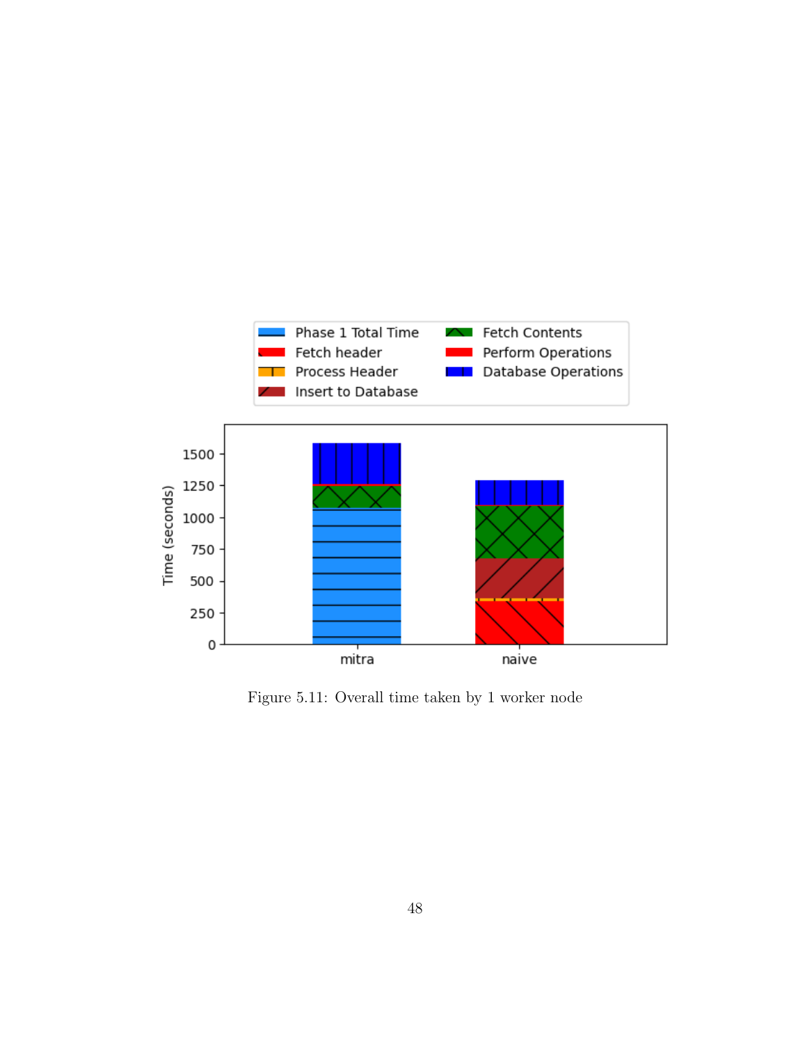Figure 5.11: Overall time taken by 1 worker node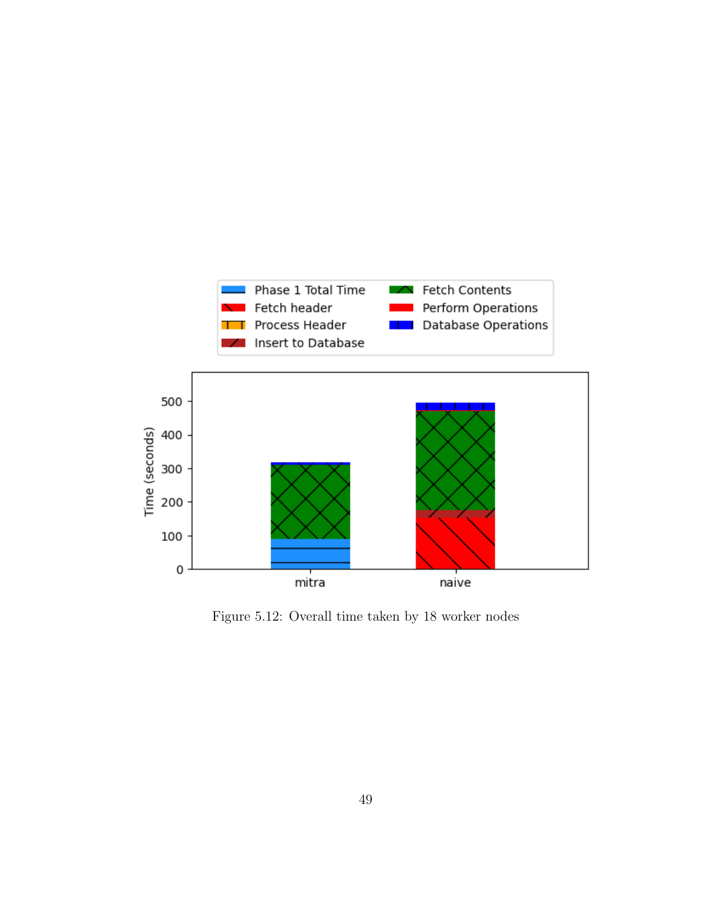Figure 5.12: Overall time taken by 18 worker nodes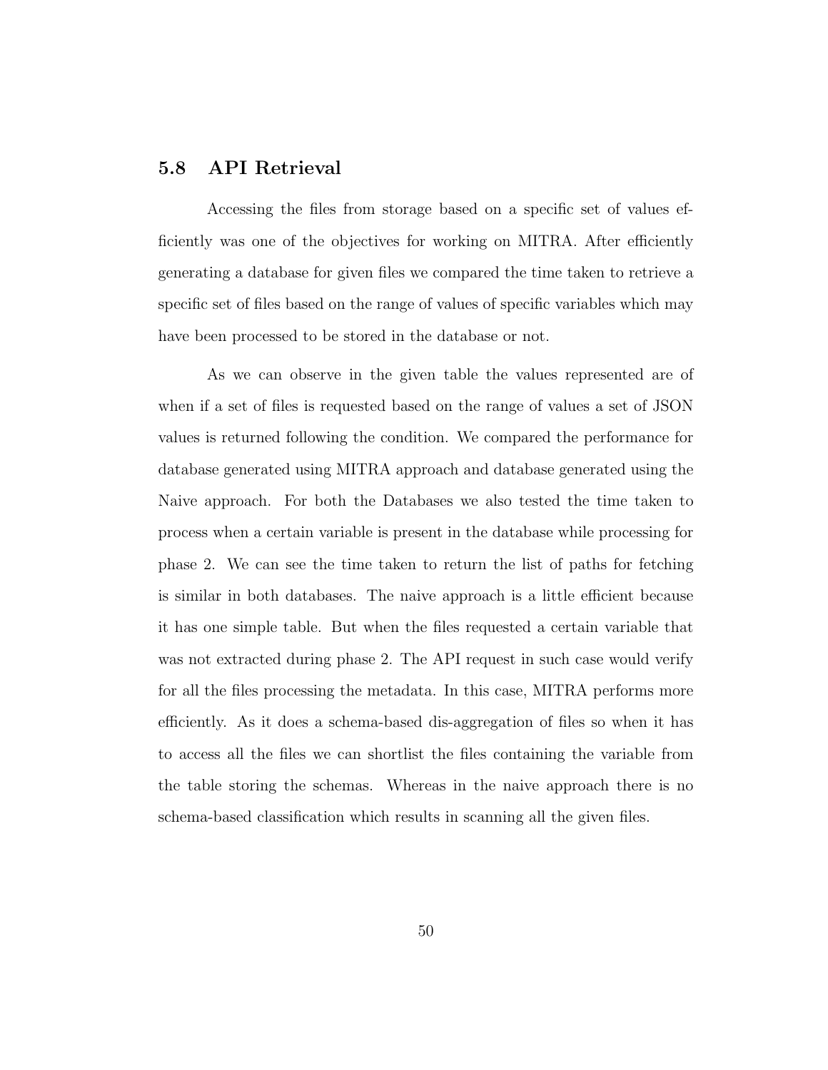## 5.8 API Retrieval

Accessing the files from storage based on a specific set of values efficiently was one of the objectives for working on MITRA. After efficiently generating a database for given files we compared the time taken to retrieve a specific set of files based on the range of values of specific variables which may have been processed to be stored in the database or not.

As we can observe in the given table the values represented are of when if a set of files is requested based on the range of values a set of JSON values is returned following the condition. We compared the performance for database generated using MITRA approach and database generated using the Naive approach. For both the Databases we also tested the time taken to process when a certain variable is present in the database while processing for phase 2. We can see the time taken to return the list of paths for fetching is similar in both databases. The naive approach is a little efficient because it has one simple table. But when the files requested a certain variable that was not extracted during phase 2. The API request in such case would verify for all the files processing the metadata. In this case, MITRA performs more efficiently. As it does a schema-based dis-aggregation of files so when it has to access all the files we can shortlist the files containing the variable from the table storing the schemas. Whereas in the naive approach there is no schema-based classification which results in scanning all the given files.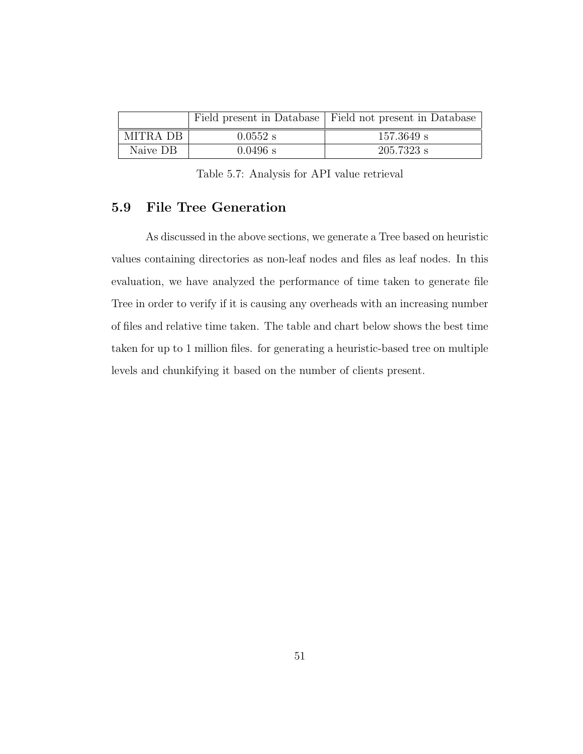| | Field present in Database | Field not present in Database |
|---|---|---|
| MITRA DB | 0.0552 s | 157.3649 s |
| Naive DB | 0.0496 s | 205.7323 s |

Table 5.7: Analysis for API value retrieval

## 5.9 File Tree Generation

As discussed in the above sections, we generate a Tree based on heuristic values containing directories as non-leaf nodes and files as leaf nodes. In this evaluation, we have analyzed the performance of time taken to generate file Tree in order to verify if it is causing any overheads with an increasing number of files and relative time taken. The table and chart below shows the best time taken for up to 1 million files. for generating a heuristic-based tree on multiple levels and chunkifying it based on the number of clients present.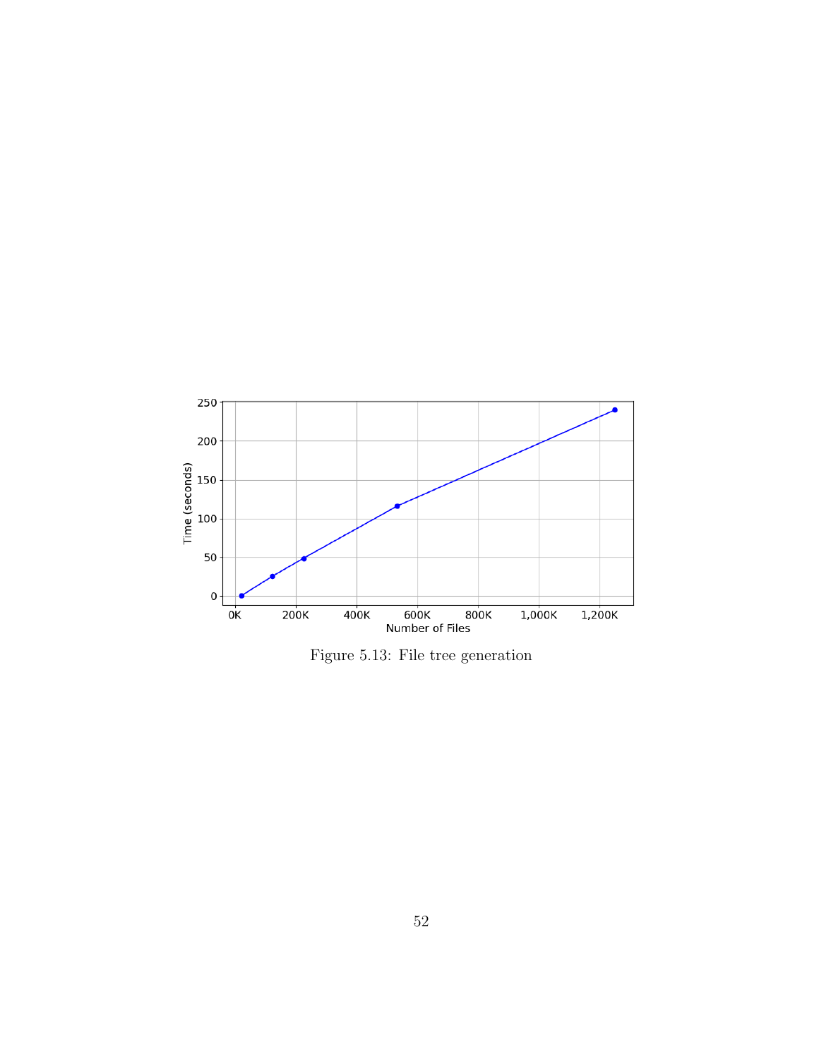Figure 5.13: File tree generation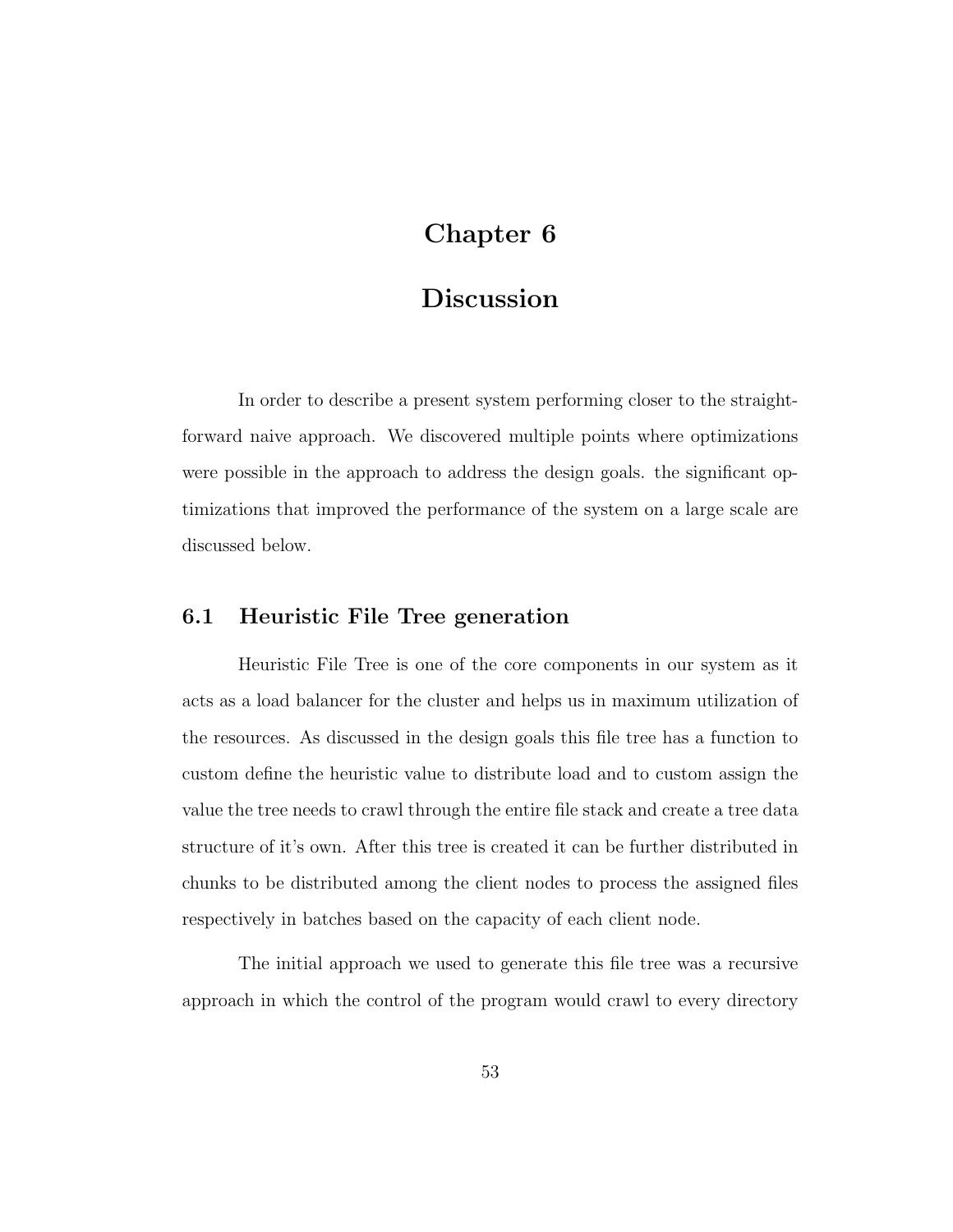# Chapter 6

# Discussion

In order to describe a present system performing closer to the straight-forward naive approach. We discovered multiple points where optimizations were possible in the approach to address the design goals. the significant optimizations that improved the performance of the system on a large scale are discussed below.

## 6.1 Heuristic File Tree generation

Heuristic File Tree is one of the core components in our system as it acts as a load balancer for the cluster and helps us in maximum utilization of the resources. As discussed in the design goals this file tree has a function to custom define the heuristic value to distribute load and to custom assign the value the tree needs to crawl through the entire file stack and create a tree data structure of it's own. After this tree is created it can be further distributed in chunks to be distributed among the client nodes to process the assigned files respectively in batches based on the capacity of each client node.

The initial approach we used to generate this file tree was a recursive approach in which the control of the program would crawl to every directory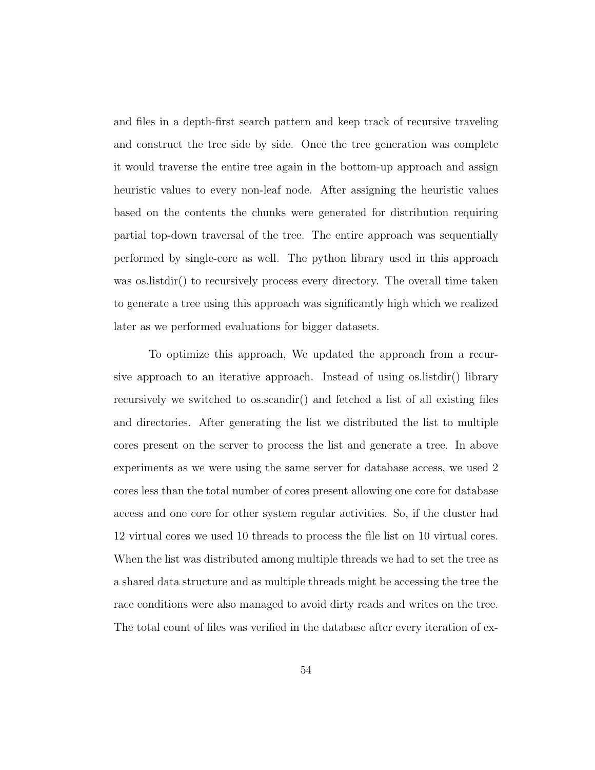and files in a depth-first search pattern and keep track of recursive traveling and construct the tree side by side. Once the tree generation was complete it would traverse the entire tree again in the bottom-up approach and assign heuristic values to every non-leaf node. After assigning the heuristic values based on the contents the chunks were generated for distribution requiring partial top-down traversal of the tree. The entire approach was sequentially performed by single-core as well. The python library used in this approach was os.listdir() to recursively process every directory. The overall time taken to generate a tree using this approach was significantly high which we realized later as we performed evaluations for bigger datasets.

To optimize this approach, We updated the approach from a recursive approach to an iterative approach. Instead of using os.listdir() library recursively we switched to os.scandir() and fetched a list of all existing files and directories. After generating the list we distributed the list to multiple cores present on the server to process the list and generate a tree. In above experiments as we were using the same server for database access, we used 2 cores less than the total number of cores present allowing one core for database access and one core for other system regular activities. So, if the cluster had 12 virtual cores we used 10 threads to process the file list on 10 virtual cores. When the list was distributed among multiple threads we had to set the tree as a shared data structure and as multiple threads might be accessing the tree the race conditions were also managed to avoid dirty reads and writes on the tree. The total count of files was verified in the database after every iteration of ex-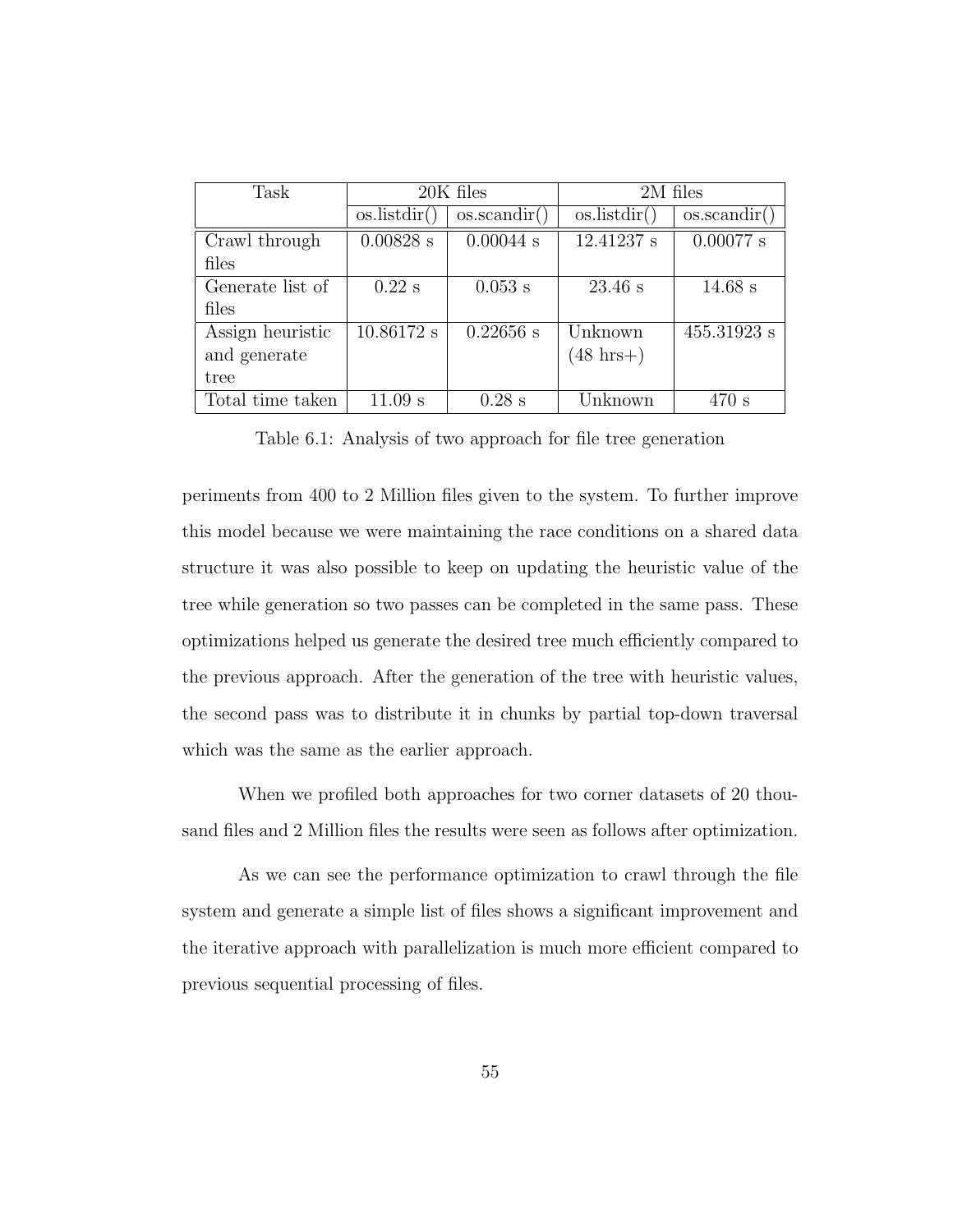| Task | 20K files | | 2M files | |
|---|---|---|---|---|
| | os.listdir() | os.scandir() | os.listdir() | os.scandir() |
| Crawl through files | 0.00828 s | 0.00044 s | 12.41237 s | 0.00077 s |
| Generate list of files | 0.22 s | 0.053 s | 23.46 s | 14.68 s |
| Assign heuristic and generate tree | 10.86172 s | 0.22656 s | Unknown (48 hrs+) | 455.31923 s |
| Total time taken | 11.09 s | 0.28 s | Unknown | 470 s |

Table 6.1: Analysis of two approach for file tree generation

periments from 400 to 2 Million files given to the system. To further improve this model because we were maintaining the race conditions on a shared data structure it was also possible to keep on updating the heuristic value of the tree while generation so two passes can be completed in the same pass. These optimizations helped us generate the desired tree much efficiently compared to the previous approach. After the generation of the tree with heuristic values, the second pass was to distribute it in chunks by partial top-down traversal which was the same as the earlier approach.

When we profiled both approaches for two corner datasets of 20 thousand files and 2 Million files the results were seen as follows after optimization.

As we can see the performance optimization to crawl through the file system and generate a simple list of files shows a significant improvement and the iterative approach with parallelization is much more efficient compared to previous sequential processing of files.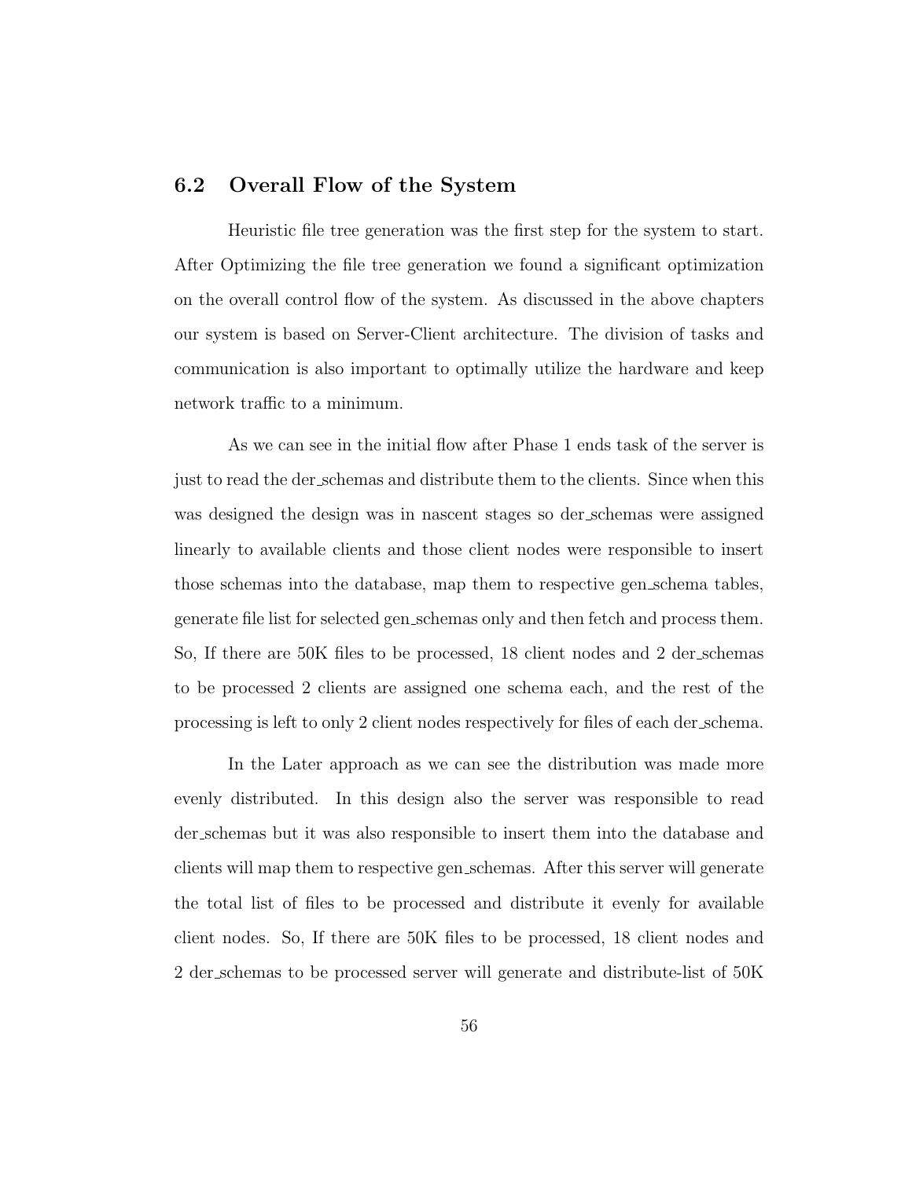## 6.2 Overall Flow of the System

Heuristic file tree generation was the first step for the system to start. After Optimizing the file tree generation we found a significant optimization on the overall control flow of the system. As discussed in the above chapters our system is based on Server-Client architecture. The division of tasks and communication is also important to optimally utilize the hardware and keep network traffic to a minimum.

As we can see in the initial flow after Phase 1 ends task of the server is just to read the der_schemas and distribute them to the clients. Since when this was designed the design was in nascent stages so der_schemas were assigned linearly to available clients and those client nodes were responsible to insert those schemas into the database, map them to respective gen_schema tables, generate file list for selected gen_schemas only and then fetch and process them. So, If there are 50K files to be processed, 18 client nodes and 2 der_schemas to be processed 2 clients are assigned one schema each, and the rest of the processing is left to only 2 client nodes respectively for files of each der_schema.

In the Later approach as we can see the distribution was made more evenly distributed. In this design also the server was responsible to read der_schemas but it was also responsible to insert them into the database and clients will map them to respective gen_schemas. After this server will generate the total list of files to be processed and distribute it evenly for available client nodes. So, If there are 50K files to be processed, 18 client nodes and 2 der_schemas to be processed server will generate and distribute-list of 50K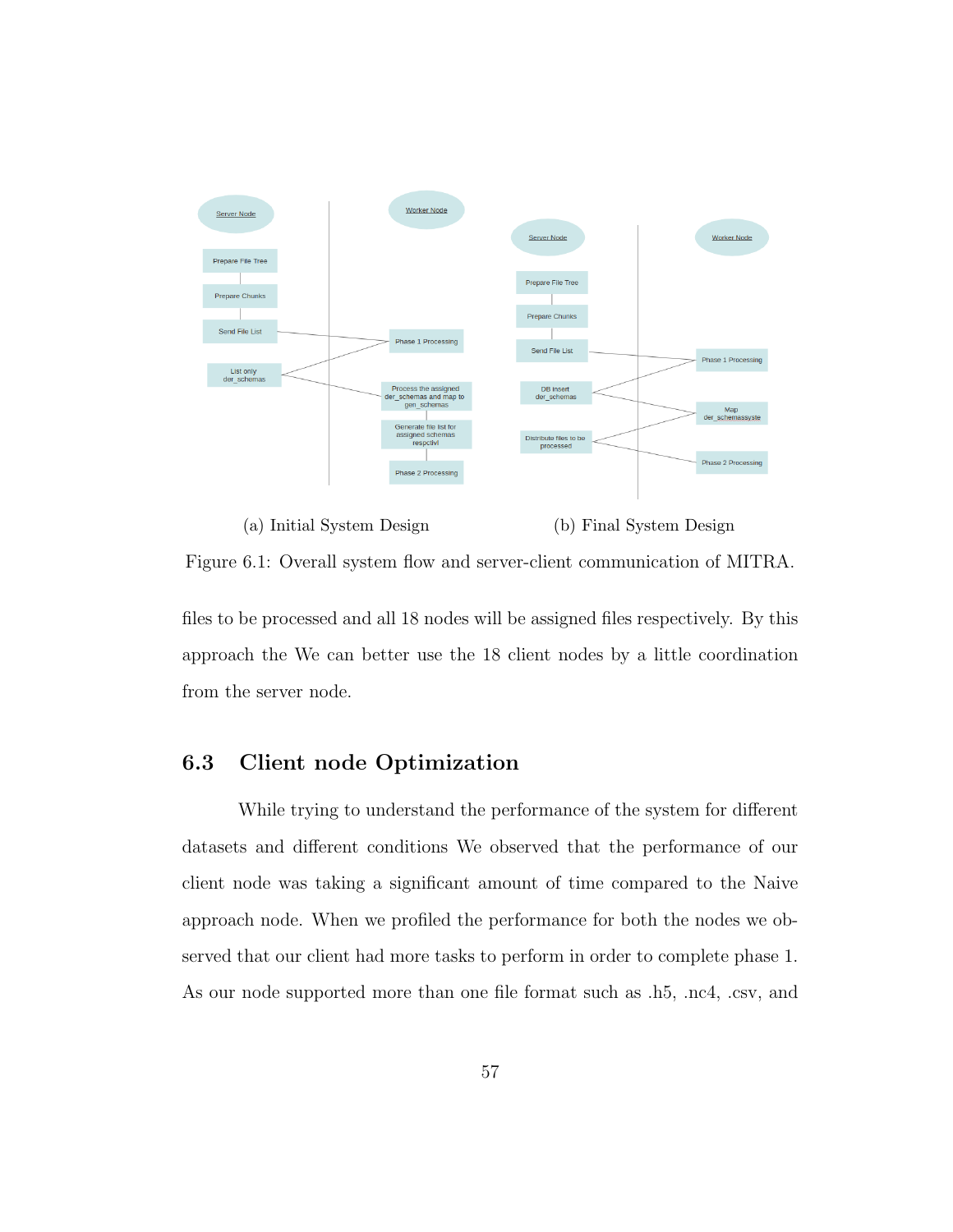(a) Initial System Design (b) Final System Design

Figure 6.1: Overall system flow and server-client communication of MITRA.

files to be processed and all 18 nodes will be assigned files respectively. By this approach the We can better use the 18 client nodes by a little coordination from the server node.

## 6.3 Client node Optimization

While trying to understand the performance of the system for different datasets and different conditions We observed that the performance of our client node was taking a significant amount of time compared to the Naive approach node. When we profiled the performance for both the nodes we observed that our client had more tasks to perform in order to complete phase 1. As our node supported more than one file format such as .h5, .nc4, .csv, and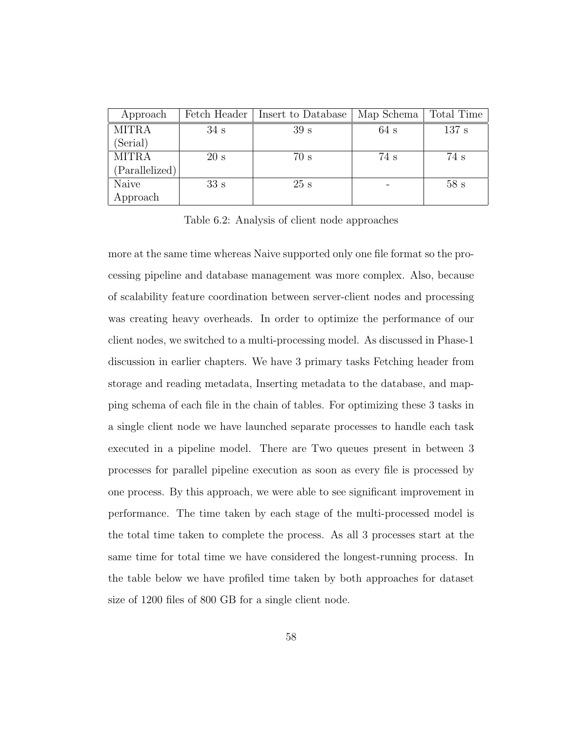| Approach | Fetch Header | Insert to Database | Map Schema | Total Time |
|---|---|---|---|---|
| MITRA (Serial) | 34 s | 39 s | 64 s | 137 s |
| MITRA (Parallelized) | 20 s | 70 s | 74 s | 74 s |
| Naive Approach | 33 s | 25 s | - | 58 s |

Table 6.2: Analysis of client node approaches

more at the same time whereas Naive supported only one file format so the processing pipeline and database management was more complex. Also, because of scalability feature coordination between server-client nodes and processing was creating heavy overheads. In order to optimize the performance of our client nodes, we switched to a multi-processing model. As discussed in Phase-1 discussion in earlier chapters. We have 3 primary tasks Fetching header from storage and reading metadata, Inserting metadata to the database, and mapping schema of each file in the chain of tables. For optimizing these 3 tasks in a single client node we have launched separate processes to handle each task executed in a pipeline model. There are Two queues present in between 3 processes for parallel pipeline execution as soon as every file is processed by one process. By this approach, we were able to see significant improvement in performance. The time taken by each stage of the multi-processed model is the total time taken to complete the process. As all 3 processes start at the same time for total time we have considered the longest-running process. In the table below we have profiled time taken by both approaches for dataset size of 1200 files of 800 GB for a single client node.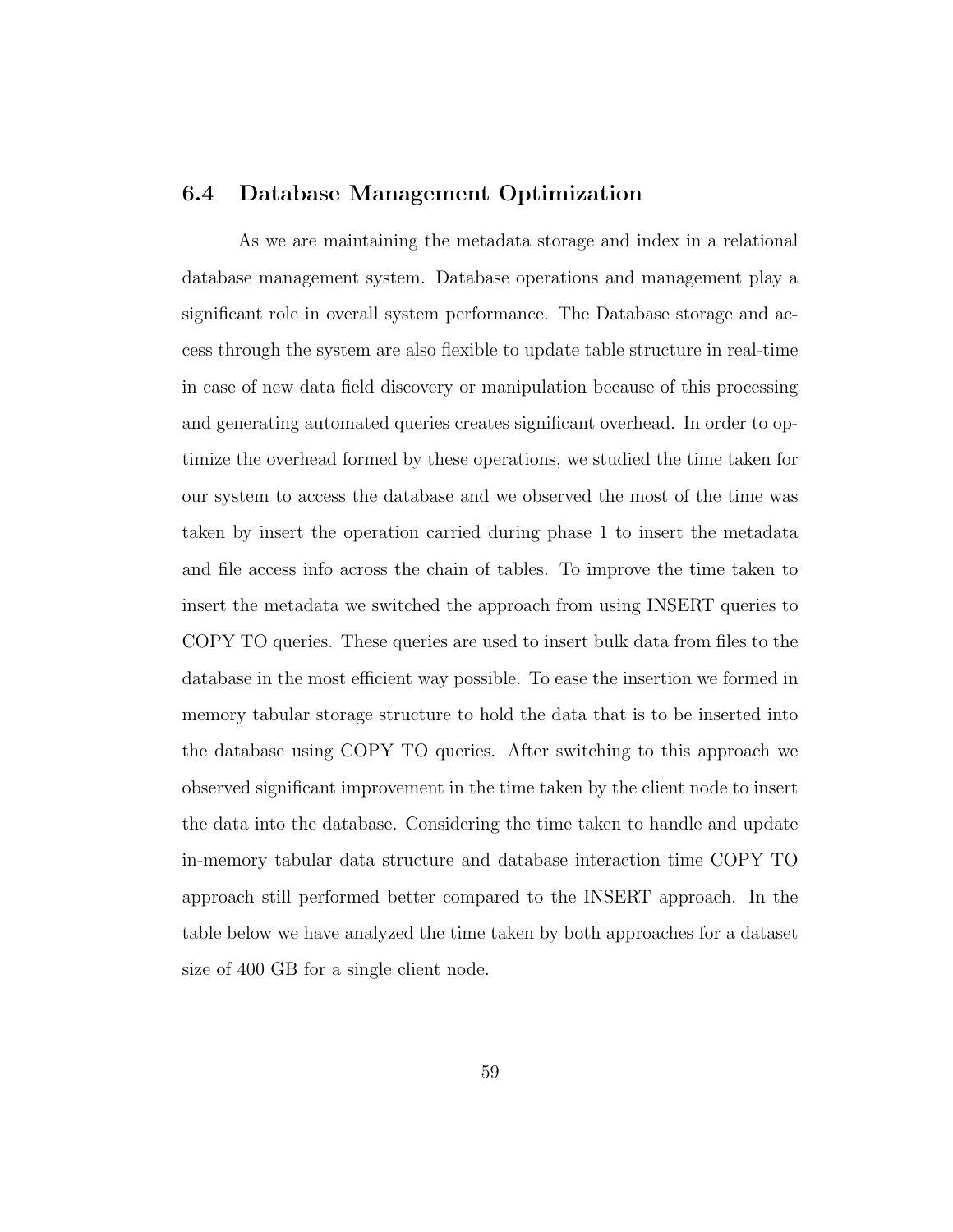## 6.4 Database Management Optimization

As we are maintaining the metadata storage and index in a relational database management system. Database operations and management play a significant role in overall system performance. The Database storage and access through the system are also flexible to update table structure in real-time in case of new data field discovery or manipulation because of this processing and generating automated queries creates significant overhead. In order to optimize the overhead formed by these operations, we studied the time taken for our system to access the database and we observed the most of the time was taken by insert the operation carried during phase 1 to insert the metadata and file access info across the chain of tables. To improve the time taken to insert the metadata we switched the approach from using INSERT queries to COPY TO queries. These queries are used to insert bulk data from files to the database in the most efficient way possible. To ease the insertion we formed in memory tabular storage structure to hold the data that is to be inserted into the database using COPY TO queries. After switching to this approach we observed significant improvement in the time taken by the client node to insert the data into the database. Considering the time taken to handle and update in-memory tabular data structure and database interaction time COPY TO approach still performed better compared to the INSERT approach. In the table below we have analyzed the time taken by both approaches for a dataset size of 400 GB for a single client node.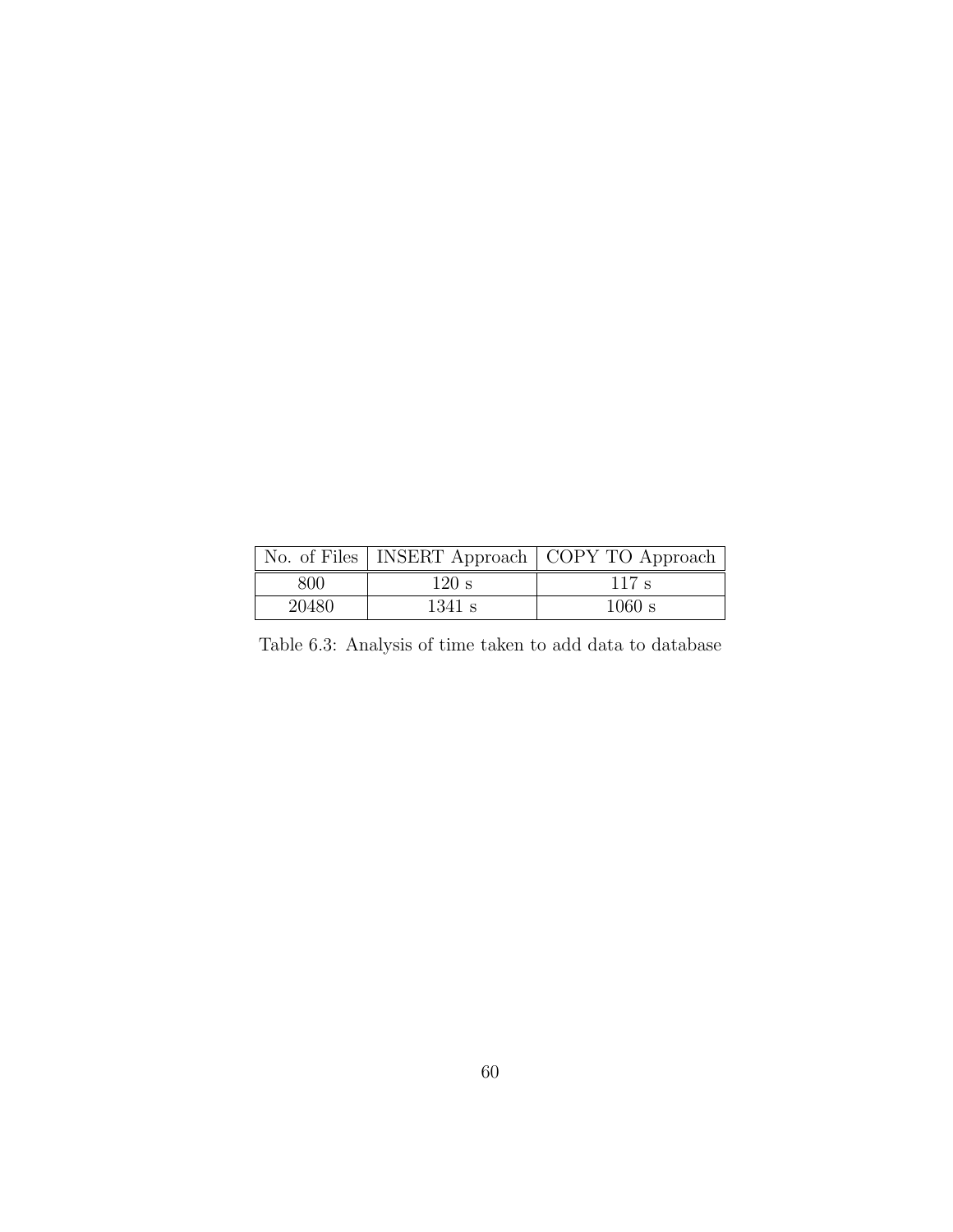| No. of Files | INSERT Approach | COPY TO Approach |
|---|---|---|
| 800 | 120 s | 117 s |
| 20480 | 1341 s | 1060 s |

Table 6.3: Analysis of time taken to add data to database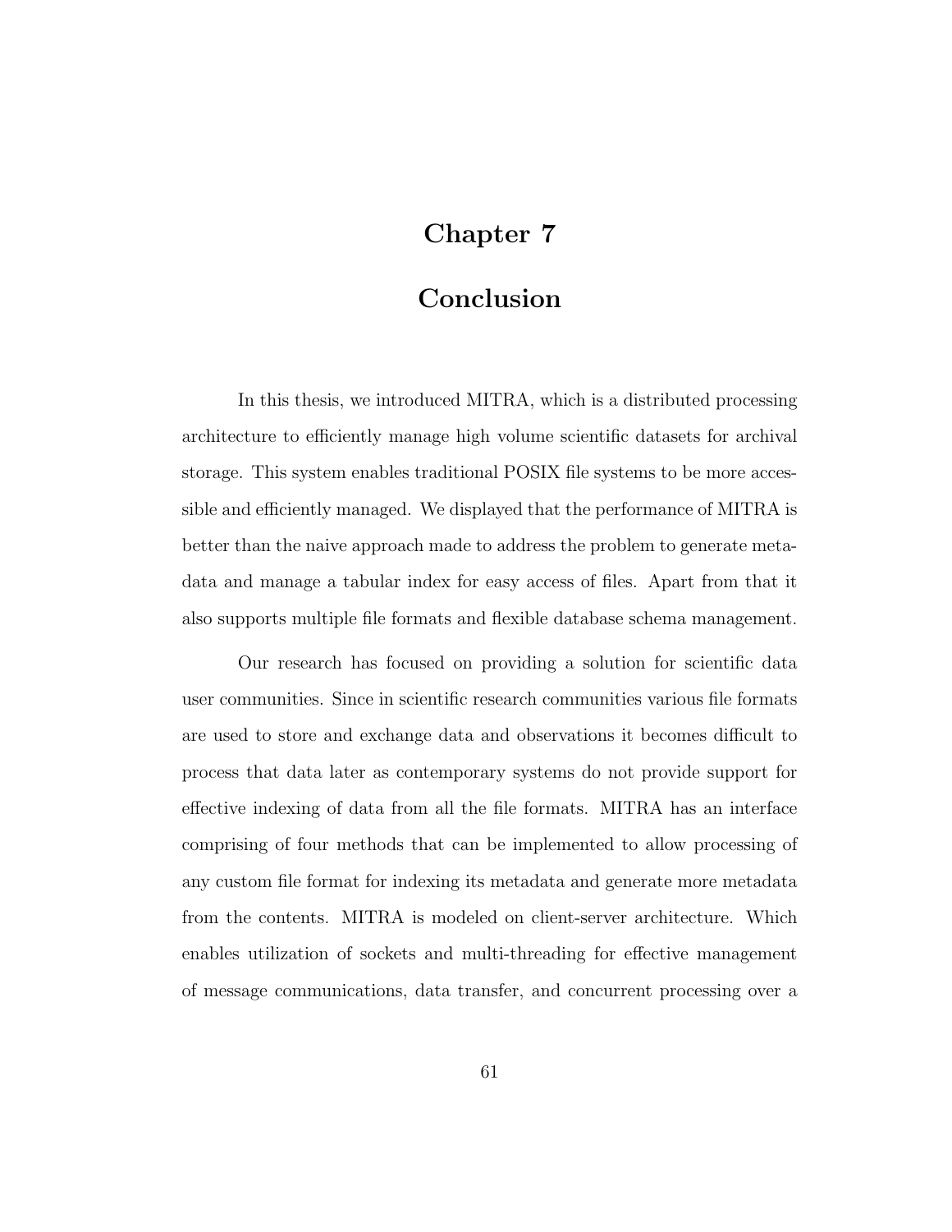# Chapter 7

# Conclusion

In this thesis, we introduced MITRA, which is a distributed processing architecture to efficiently manage high volume scientific datasets for archival storage. This system enables traditional POSIX file systems to be more accessible and efficiently managed. We displayed that the performance of MITRA is better than the naive approach made to address the problem to generate metadata and manage a tabular index for easy access of files. Apart from that it also supports multiple file formats and flexible database schema management.

Our research has focused on providing a solution for scientific data user communities. Since in scientific research communities various file formats are used to store and exchange data and observations it becomes difficult to process that data later as contemporary systems do not provide support for effective indexing of data from all the file formats. MITRA has an interface comprising of four methods that can be implemented to allow processing of any custom file format for indexing its metadata and generate more metadata from the contents. MITRA is modeled on client-server architecture. Which enables utilization of sockets and multi-threading for effective management of message communications, data transfer, and concurrent processing over a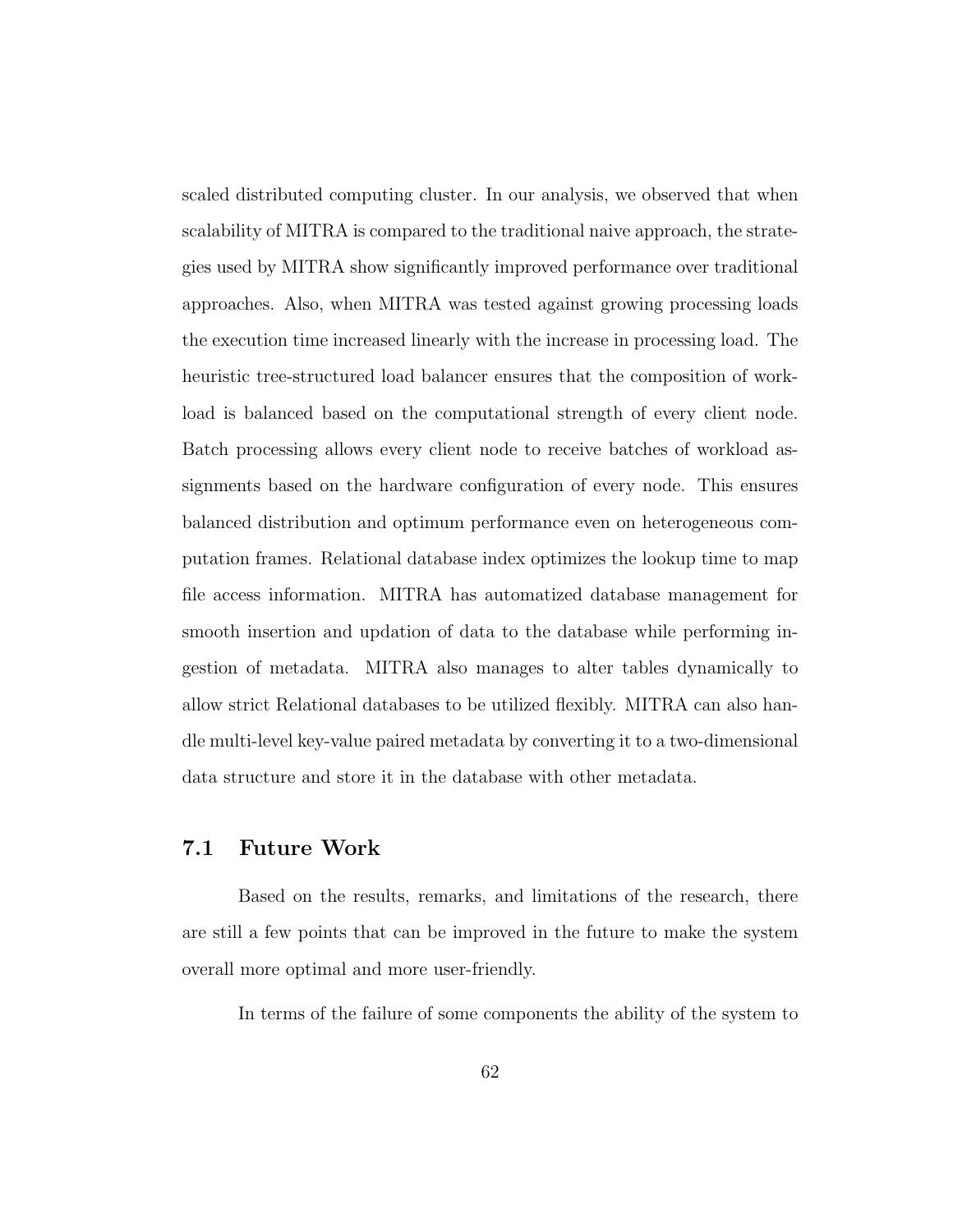scaled distributed computing cluster. In our analysis, we observed that when scalability of MITRA is compared to the traditional naive approach, the strategies used by MITRA show significantly improved performance over traditional approaches. Also, when MITRA was tested against growing processing loads the execution time increased linearly with the increase in processing load. The heuristic tree-structured load balancer ensures that the composition of workload is balanced based on the computational strength of every client node. Batch processing allows every client node to receive batches of workload assignments based on the hardware configuration of every node. This ensures balanced distribution and optimum performance even on heterogeneous computation frames. Relational database index optimizes the lookup time to map file access information. MITRA has automatized database management for smooth insertion and updation of data to the database while performing ingestion of metadata. MITRA also manages to alter tables dynamically to allow strict Relational databases to be utilized flexibly. MITRA can also handle multi-level key-value paired metadata by converting it to a two-dimensional data structure and store it in the database with other metadata.

## 7.1 Future Work

Based on the results, remarks, and limitations of the research, there are still a few points that can be improved in the future to make the system overall more optimal and more user-friendly.

In terms of the failure of some components the ability of the system to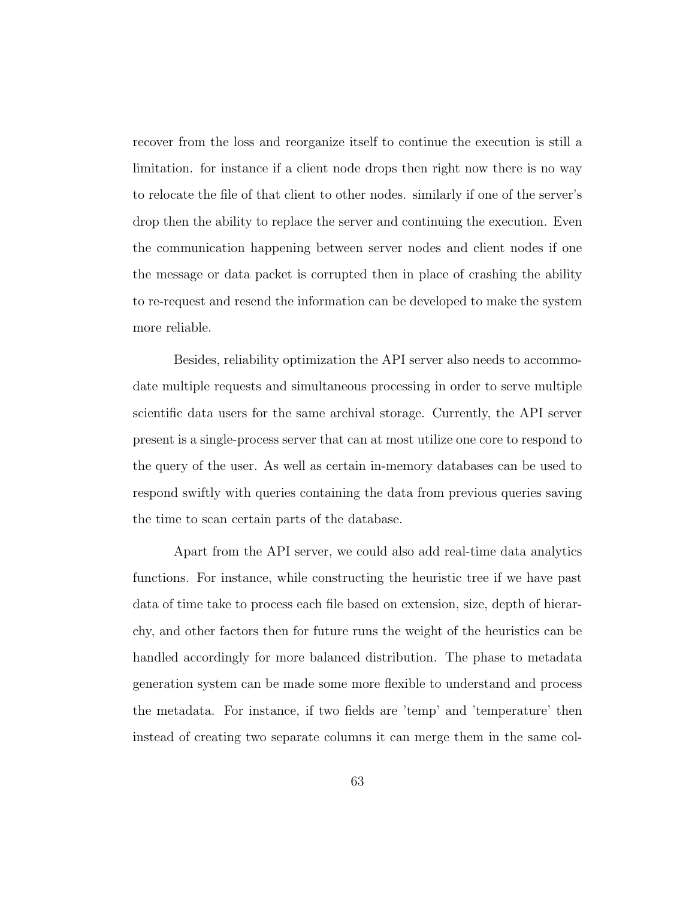recover from the loss and reorganize itself to continue the execution is still a limitation. for instance if a client node drops then right now there is no way to relocate the file of that client to other nodes. similarly if one of the server's drop then the ability to replace the server and continuing the execution. Even the communication happening between server nodes and client nodes if one the message or data packet is corrupted then in place of crashing the ability to re-request and resend the information can be developed to make the system more reliable.

Besides, reliability optimization the API server also needs to accommodate multiple requests and simultaneous processing in order to serve multiple scientific data users for the same archival storage. Currently, the API server present is a single-process server that can at most utilize one core to respond to the query of the user. As well as certain in-memory databases can be used to respond swiftly with queries containing the data from previous queries saving the time to scan certain parts of the database.

Apart from the API server, we could also add real-time data analytics functions. For instance, while constructing the heuristic tree if we have past data of time take to process each file based on extension, size, depth of hierarchy, and other factors then for future runs the weight of the heuristics can be handled accordingly for more balanced distribution. The phase to metadata generation system can be made some more flexible to understand and process the metadata. For instance, if two fields are 'temp' and 'temperature' then instead of creating two separate columns it can merge them in the same col-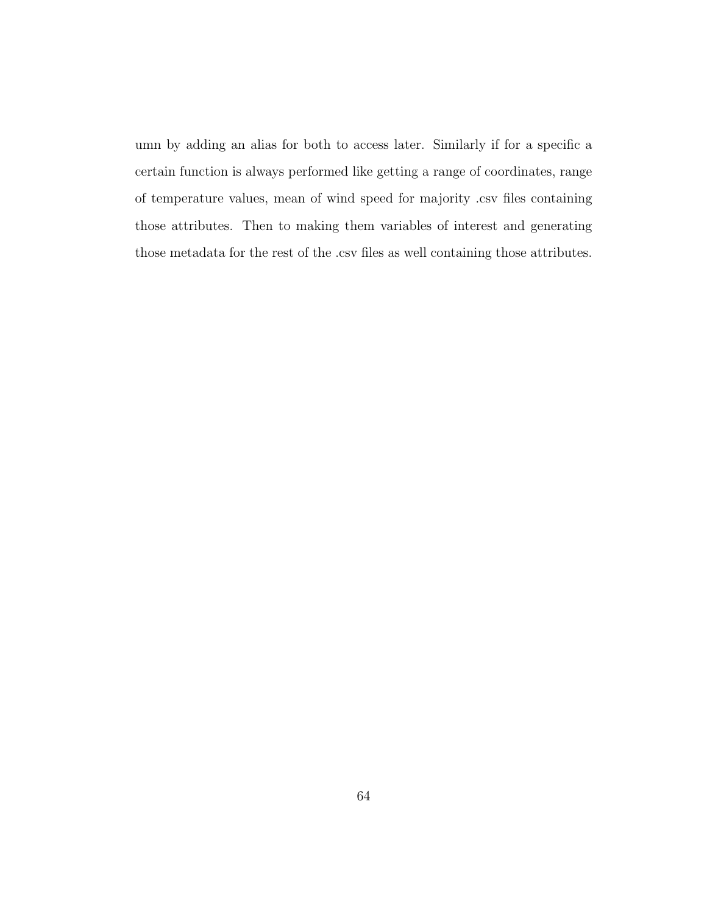umn by adding an alias for both to access later. Similarly if for a specific a certain function is always performed like getting a range of coordinates, range of temperature values, mean of wind speed for majority .csv files containing those attributes. Then to making them variables of interest and generating those metadata for the rest of the .csv files as well containing those attributes.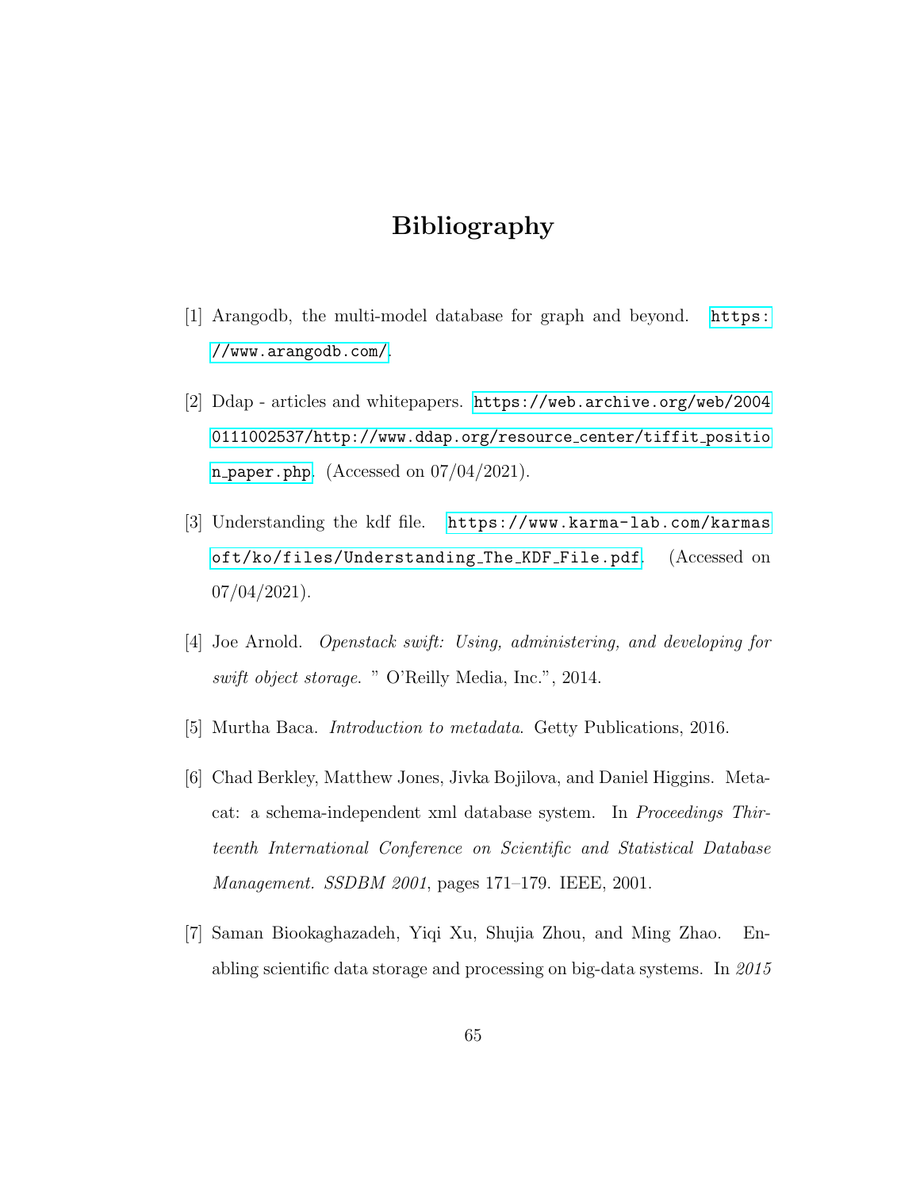# Bibliography

[1] Arangodb, the multi-model database for graph and beyond. https://www.arangodb.com/.

[2] Ddap - articles and whitepapers. https://web.archive.org/web/20040111002537/http://www.ddap.org/resource_center/tiffit_position_paper.php. (Accessed on 07/04/2021).

[3] Understanding the kdf file. https://www.karma-lab.com/karmasoft/ko/files/Understanding_The_KDF_File.pdf. (Accessed on 07/04/2021).

[4] Joe Arnold. *Openstack swift: Using, administering, and developing for swift object storage*. " O'Reilly Media, Inc.", 2014.

[5] Murtha Baca. *Introduction to metadata*. Getty Publications, 2016.

[6] Chad Berkley, Matthew Jones, Jivka Bojilova, and Daniel Higgins. Metacat: a schema-independent xml database system. In *Proceedings Thirteenth International Conference on Scientific and Statistical Database Management. SSDBM 2001*, pages 171–179. IEEE, 2001.

[7] Saman Biookaghazadeh, Yiqi Xu, Shujia Zhou, and Ming Zhao. Enabling scientific data storage and processing on big-data systems. In *2015*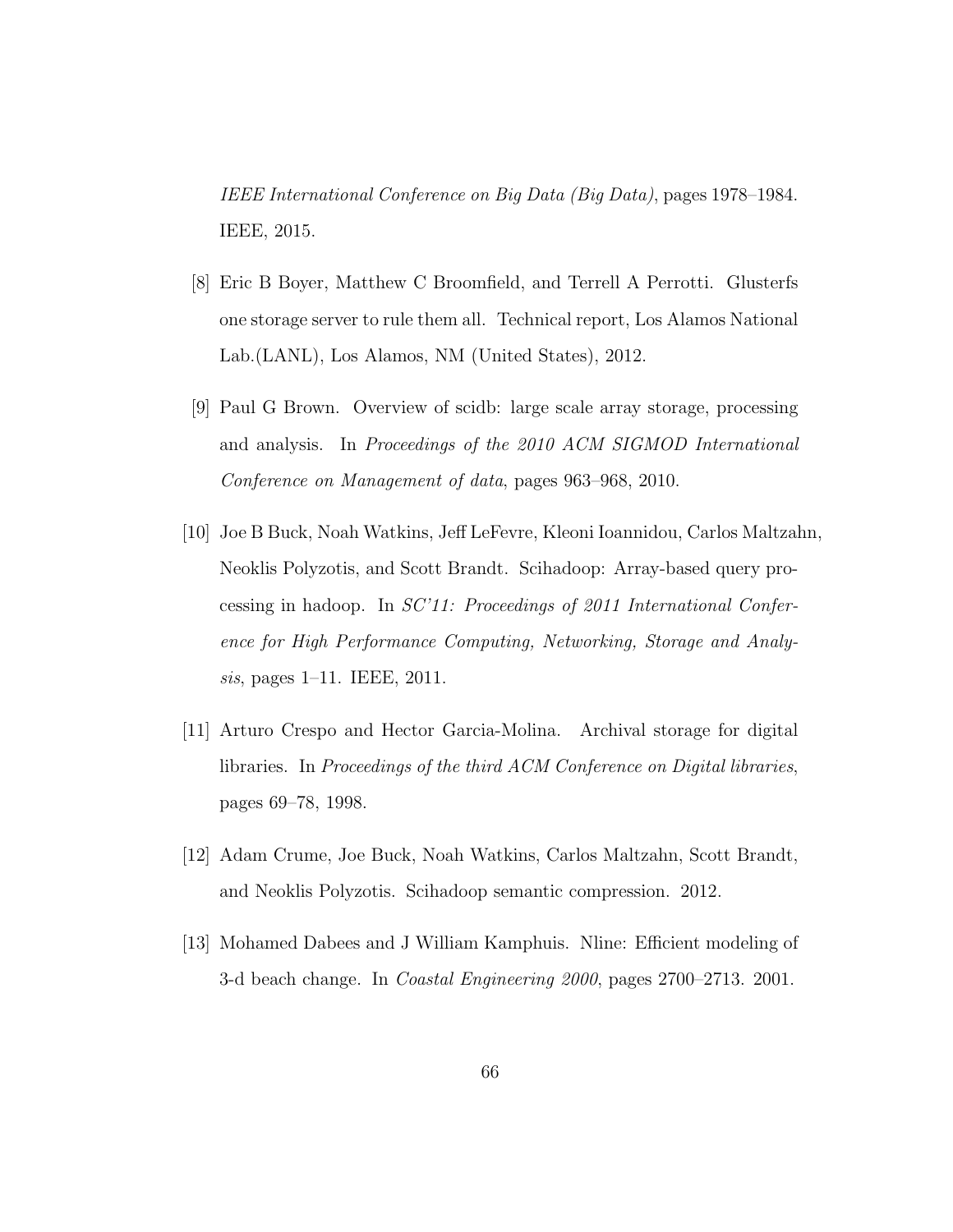*IEEE International Conference on Big Data (Big Data)*, pages 1978–1984. IEEE, 2015.

[8] Eric B Boyer, Matthew C Broomfield, and Terrell A Perrotti. Glusterfs one storage server to rule them all. Technical report, Los Alamos National Lab.(LANL), Los Alamos, NM (United States), 2012.

[9] Paul G Brown. Overview of scidb: large scale array storage, processing and analysis. In *Proceedings of the 2010 ACM SIGMOD International Conference on Management of data*, pages 963–968, 2010.

[10] Joe B Buck, Noah Watkins, Jeff LeFevre, Kleoni Ioannidou, Carlos Maltzahn, Neoklis Polyzotis, and Scott Brandt. Scihadoop: Array-based query processing in hadoop. In *SC'11: Proceedings of 2011 International Conference for High Performance Computing, Networking, Storage and Analysis*, pages 1–11. IEEE, 2011.

[11] Arturo Crespo and Hector Garcia-Molina. Archival storage for digital libraries. In *Proceedings of the third ACM Conference on Digital libraries*, pages 69–78, 1998.

[12] Adam Crume, Joe Buck, Noah Watkins, Carlos Maltzahn, Scott Brandt, and Neoklis Polyzotis. Scihadoop semantic compression. 2012.

[13] Mohamed Dabees and J William Kamphuis. Nline: Efficient modeling of 3-d beach change. In *Coastal Engineering 2000*, pages 2700–2713. 2001.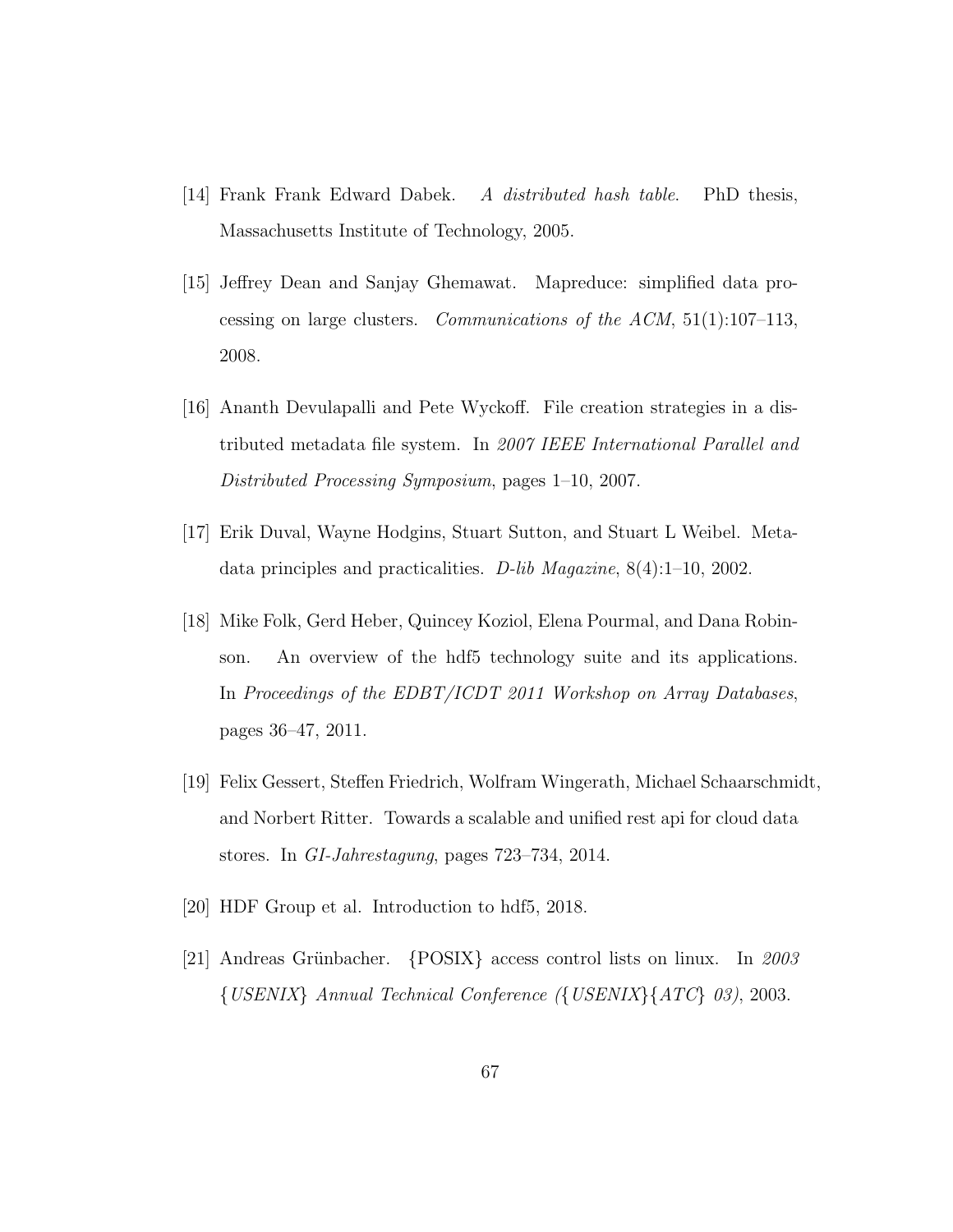[14] Frank Frank Edward Dabek. *A distributed hash table*. PhD thesis, Massachusetts Institute of Technology, 2005.

[15] Jeffrey Dean and Sanjay Ghemawat. Mapreduce: simplified data processing on large clusters. *Communications of the ACM*, 51(1):107–113, 2008.

[16] Ananth Devulapalli and Pete Wyckoff. File creation strategies in a distributed metadata file system. In *2007 IEEE International Parallel and Distributed Processing Symposium*, pages 1–10, 2007.

[17] Erik Duval, Wayne Hodgins, Stuart Sutton, and Stuart L Weibel. Metadata principles and practicalities. *D-lib Magazine*, 8(4):1–10, 2002.

[18] Mike Folk, Gerd Heber, Quincey Koziol, Elena Pourmal, and Dana Robinson. An overview of the hdf5 technology suite and its applications. In *Proceedings of the EDBT/ICDT 2011 Workshop on Array Databases*, pages 36–47, 2011.

[19] Felix Gessert, Steffen Friedrich, Wolfram Wingerath, Michael Schaarschmidt, and Norbert Ritter. Towards a scalable and unified rest api for cloud data stores. In *GI-Jahrestagung*, pages 723–734, 2014.

[20] HDF Group et al. Introduction to hdf5, 2018.

[21] Andreas Grünbacher. {POSIX} access control lists on linux. In *2003 {USENIX} Annual Technical Conference ({USENIX}{ATC} 03)*, 2003.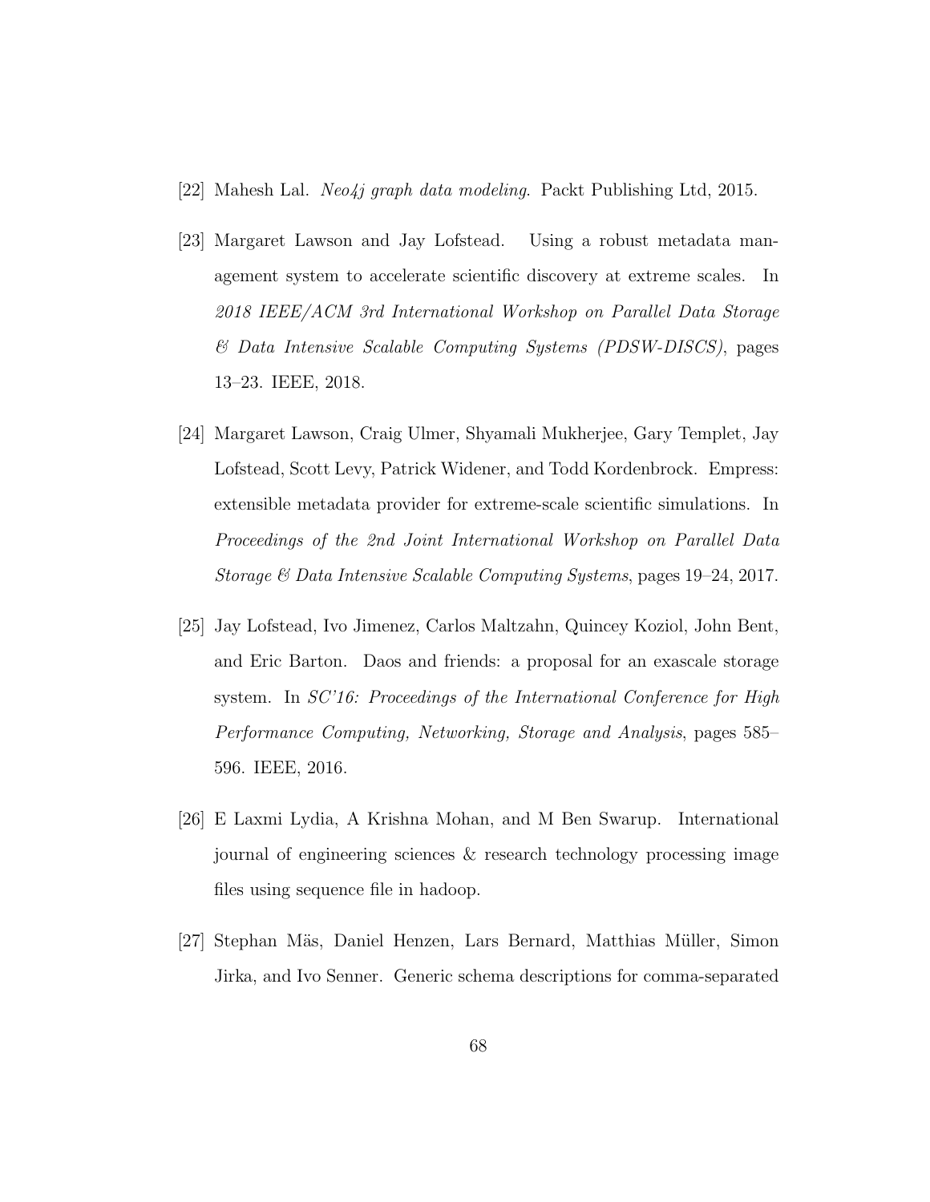[22] Mahesh Lal. *Neo4j graph data modeling*. Packt Publishing Ltd, 2015.

[23] Margaret Lawson and Jay Lofstead. Using a robust metadata management system to accelerate scientific discovery at extreme scales. In *2018 IEEE/ACM 3rd International Workshop on Parallel Data Storage & Data Intensive Scalable Computing Systems (PDSW-DISCS)*, pages 13–23. IEEE, 2018.

[24] Margaret Lawson, Craig Ulmer, Shyamali Mukherjee, Gary Templet, Jay Lofstead, Scott Levy, Patrick Widener, and Todd Kordenbrock. Empress: extensible metadata provider for extreme-scale scientific simulations. In *Proceedings of the 2nd Joint International Workshop on Parallel Data Storage & Data Intensive Scalable Computing Systems*, pages 19–24, 2017.

[25] Jay Lofstead, Ivo Jimenez, Carlos Maltzahn, Quincey Koziol, John Bent, and Eric Barton. Daos and friends: a proposal for an exascale storage system. In *SC'16: Proceedings of the International Conference for High Performance Computing, Networking, Storage and Analysis*, pages 585–596. IEEE, 2016.

[26] E Laxmi Lydia, A Krishna Mohan, and M Ben Swarup. International journal of engineering sciences & research technology processing image files using sequence file in hadoop.

[27] Stephan Mäs, Daniel Henzen, Lars Bernard, Matthias Müller, Simon Jirka, and Ivo Senner. Generic schema descriptions for comma-separated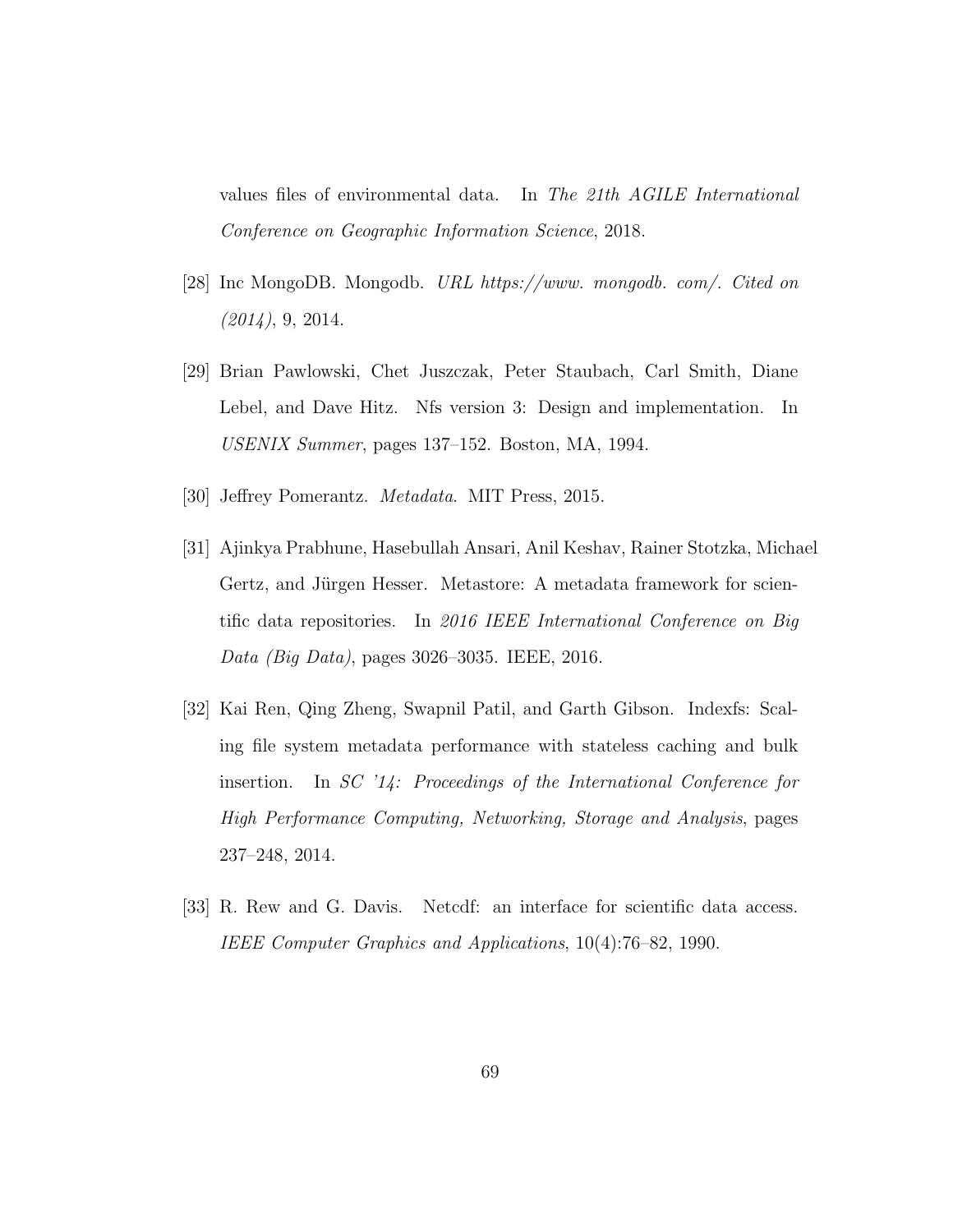values files of environmental data. In *The 21th AGILE International Conference on Geographic Information Science*, 2018.

[28] Inc MongoDB. Mongodb. *URL https://www. mongodb. com/. Cited on (2014)*, 9, 2014.

[29] Brian Pawlowski, Chet Juszczak, Peter Staubach, Carl Smith, Diane Lebel, and Dave Hitz. Nfs version 3: Design and implementation. In *USENIX Summer*, pages 137–152. Boston, MA, 1994.

[30] Jeffrey Pomerantz. *Metadata*. MIT Press, 2015.

[31] Ajinkya Prabhune, Hasebullah Ansari, Anil Keshav, Rainer Stotzka, Michael Gertz, and Jürgen Hesser. Metastore: A metadata framework for scientific data repositories. In *2016 IEEE International Conference on Big Data (Big Data)*, pages 3026–3035. IEEE, 2016.

[32] Kai Ren, Qing Zheng, Swapnil Patil, and Garth Gibson. Indexfs: Scaling file system metadata performance with stateless caching and bulk insertion. In *SC '14: Proceedings of the International Conference for High Performance Computing, Networking, Storage and Analysis*, pages 237–248, 2014.

[33] R. Rew and G. Davis. Netcdf: an interface for scientific data access. *IEEE Computer Graphics and Applications*, 10(4):76–82, 1990.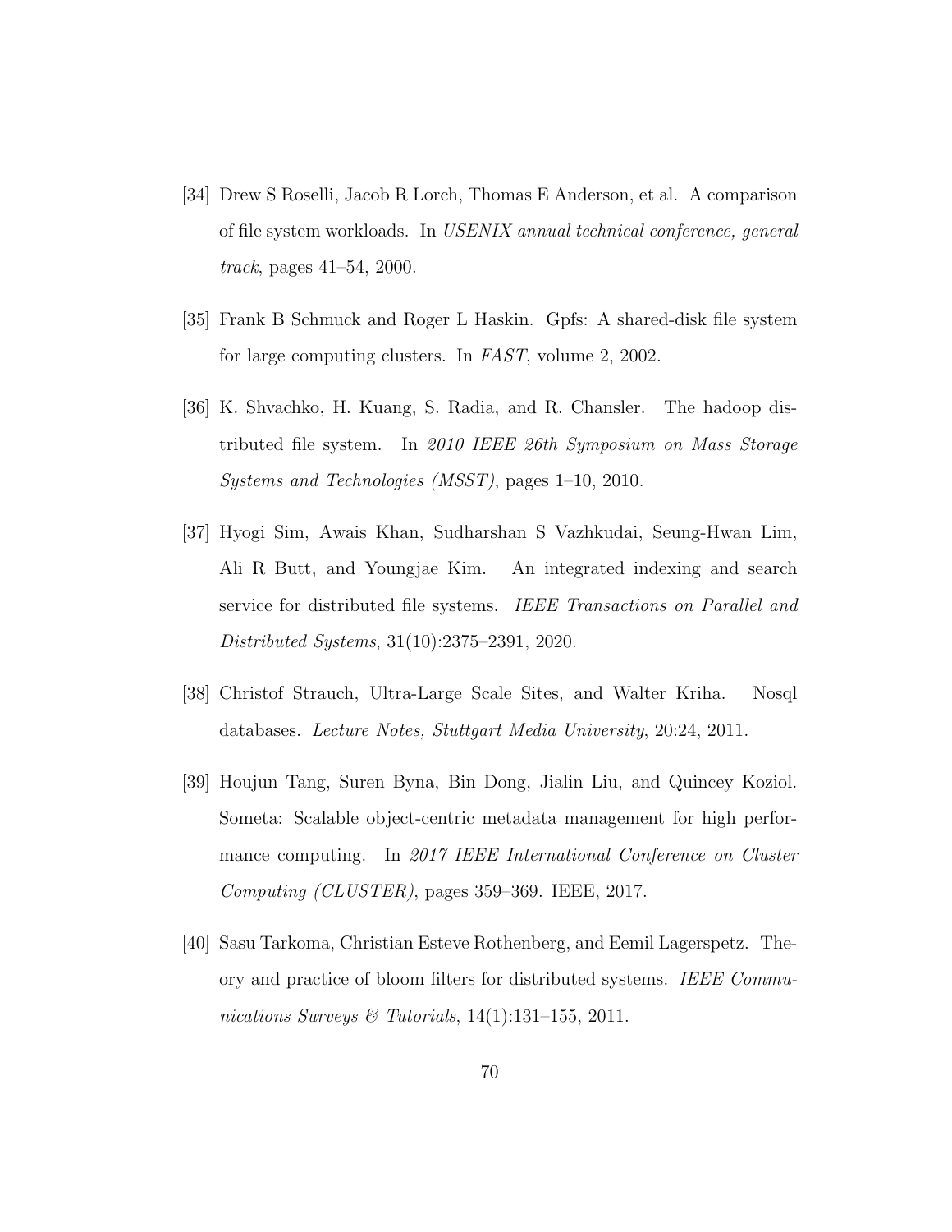[34] Drew S Roselli, Jacob R Lorch, Thomas E Anderson, et al. A comparison of file system workloads. In *USENIX annual technical conference, general track*, pages 41–54, 2000.

[35] Frank B Schmuck and Roger L Haskin. Gpfs: A shared-disk file system for large computing clusters. In *FAST*, volume 2, 2002.

[36] K. Shvachko, H. Kuang, S. Radia, and R. Chansler. The hadoop distributed file system. In *2010 IEEE 26th Symposium on Mass Storage Systems and Technologies (MSST)*, pages 1–10, 2010.

[37] Hyogi Sim, Awais Khan, Sudharshan S Vazhkudai, Seung-Hwan Lim, Ali R Butt, and Youngjae Kim. An integrated indexing and search service for distributed file systems. *IEEE Transactions on Parallel and Distributed Systems*, 31(10):2375–2391, 2020.

[38] Christof Strauch, Ultra-Large Scale Sites, and Walter Kriha. Nosql databases. *Lecture Notes, Stuttgart Media University*, 20:24, 2011.

[39] Houjun Tang, Suren Byna, Bin Dong, Jialin Liu, and Quincey Koziol. Someta: Scalable object-centric metadata management for high performance computing. In *2017 IEEE International Conference on Cluster Computing (CLUSTER)*, pages 359–369. IEEE, 2017.

[40] Sasu Tarkoma, Christian Esteve Rothenberg, and Eemil Lagerspetz. Theory and practice of bloom filters for distributed systems. *IEEE Communications Surveys & Tutorials*, 14(1):131–155, 2011.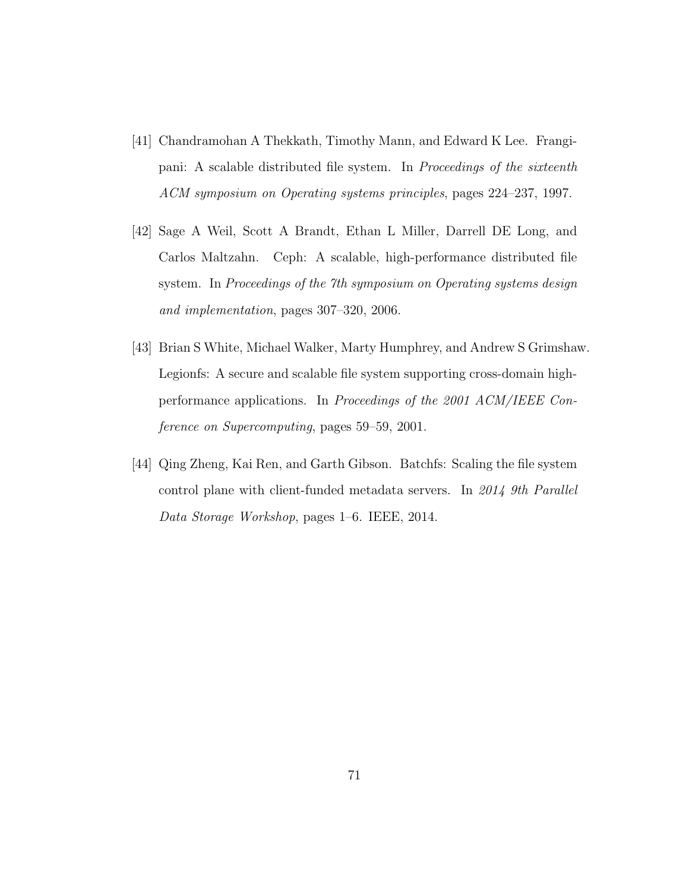[41] Chandramohan A Thekkath, Timothy Mann, and Edward K Lee. Frangipani: A scalable distributed file system. In *Proceedings of the sixteenth ACM symposium on Operating systems principles*, pages 224–237, 1997.

[42] Sage A Weil, Scott A Brandt, Ethan L Miller, Darrell DE Long, and Carlos Maltzahn. Ceph: A scalable, high-performance distributed file system. In *Proceedings of the 7th symposium on Operating systems design and implementation*, pages 307–320, 2006.

[43] Brian S White, Michael Walker, Marty Humphrey, and Andrew S Grimshaw. Legionfs: A secure and scalable file system supporting cross-domain high-performance applications. In *Proceedings of the 2001 ACM/IEEE Conference on Supercomputing*, pages 59–59, 2001.

[44] Qing Zheng, Kai Ren, and Garth Gibson. Batchfs: Scaling the file system control plane with client-funded metadata servers. In *2014 9th Parallel Data Storage Workshop*, pages 1–6. IEEE, 2014.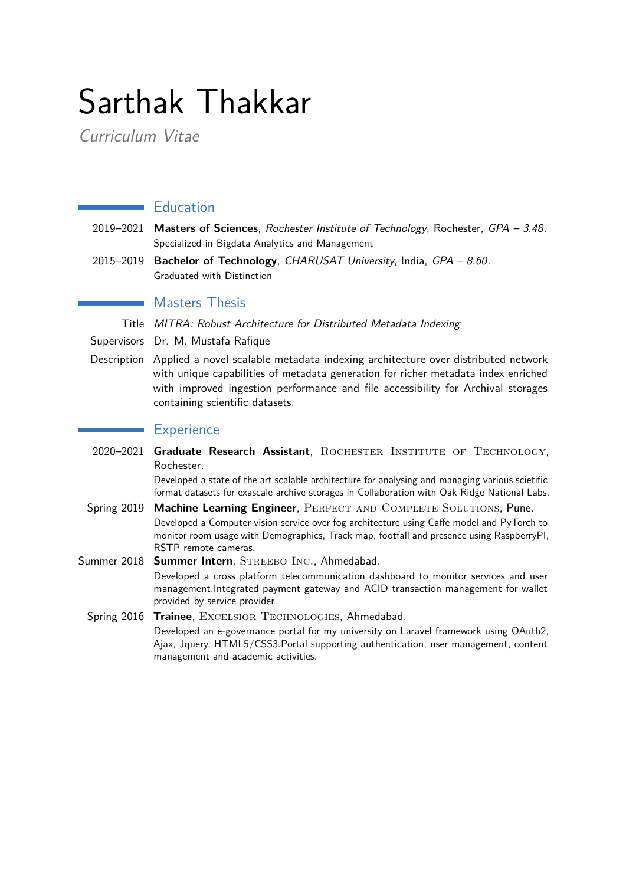// Sarthak Thakkar

*Curriculum Vitae*

## Education

2019–2021 **Masters of Sciences**, *Rochester Institute of Technology*, Rochester, *GPA – 3.48*.
Specialized in Bigdata Analytics and Management

2015–2019 **Bachelor of Technology**, *CHARUSAT University*, India, *GPA – 8.60*.
Graduated with Distinction

## Masters Thesis

Title *MITRA: Robust Architecture for Distributed Metadata Indexing*

Supervisors Dr. M. Mustafa Rafique

Description Applied a novel scalable metadata indexing architecture over distributed network with unique capabilities of metadata generation for richer metadata index enriched with improved ingestion performance and file accessibility for Archival storages containing scientific datasets.

## Experience

2020–2021 **Graduate Research Assistant**, Rochester Institute of Technology, Rochester.
Developed a state of the art scalable architecture for analysing and managing various scietific format datasets for exascale archive storages in Collaboration with Oak Ridge National Labs.

Spring 2019 **Machine Learning Engineer**, Perfect and Complete Solutions, Pune.
Developed a Computer vision service over fog architecture using Caffe model and PyTorch to monitor room usage with Demographics, Track map, footfall and presence using RaspberryPI, RSTP remote cameras.

Summer 2018 **Summer Intern**, Streebo Inc., Ahmedabad.
Developed a cross platform telecommunication dashboard to monitor services and user management.Integrated payment gateway and ACID transaction management for wallet provided by service provider.

Spring 2016 **Trainee**, Excelsior Technologies, Ahmedabad.
Developed an e-governance portal for my university on Laravel framework using OAuth2, Ajax, Jquery, HTML5/CSS3.Portal supporting authentication, user management, content management and academic activities.